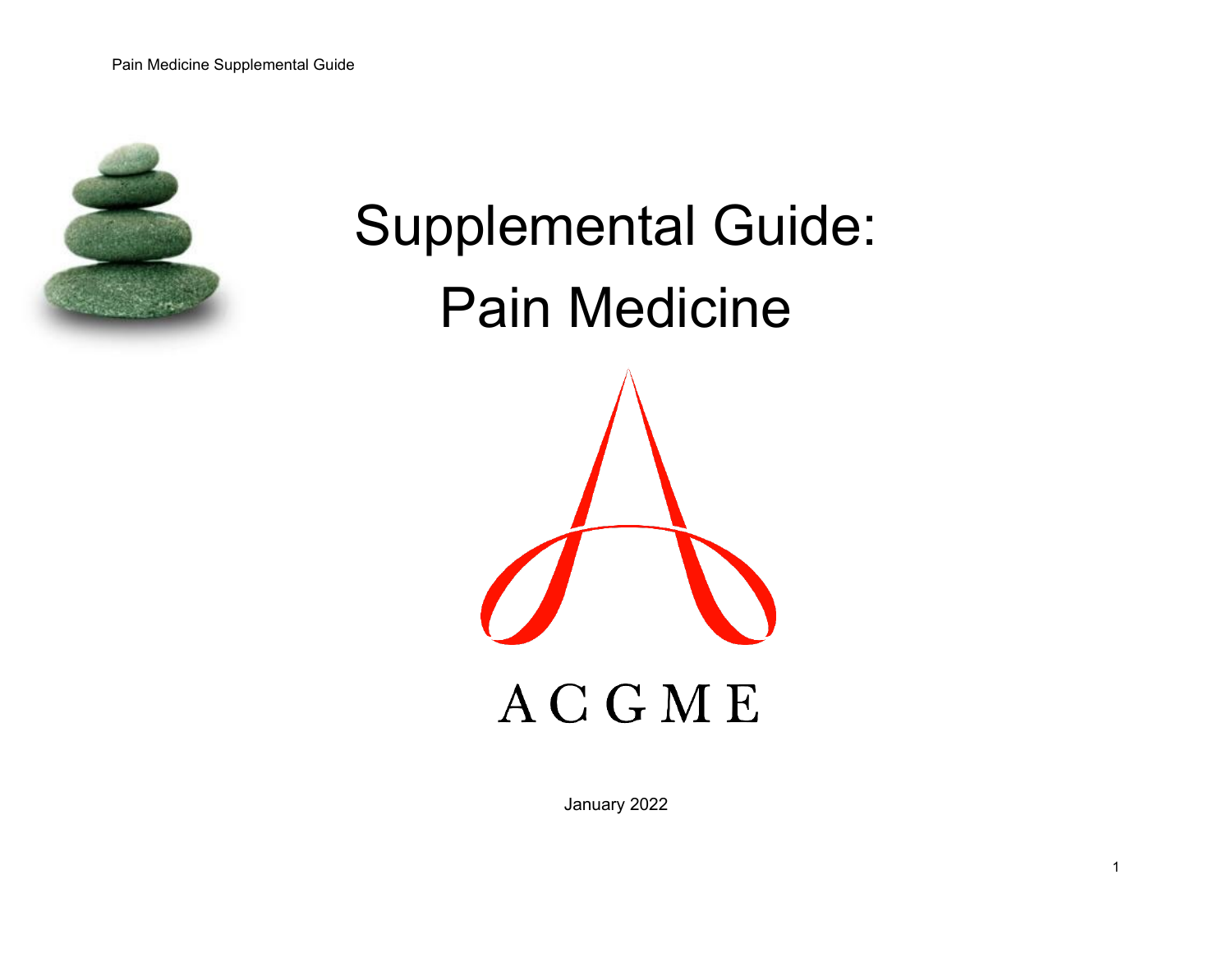# Supplemental Guide: Pain Medicine

ACGME

January 2022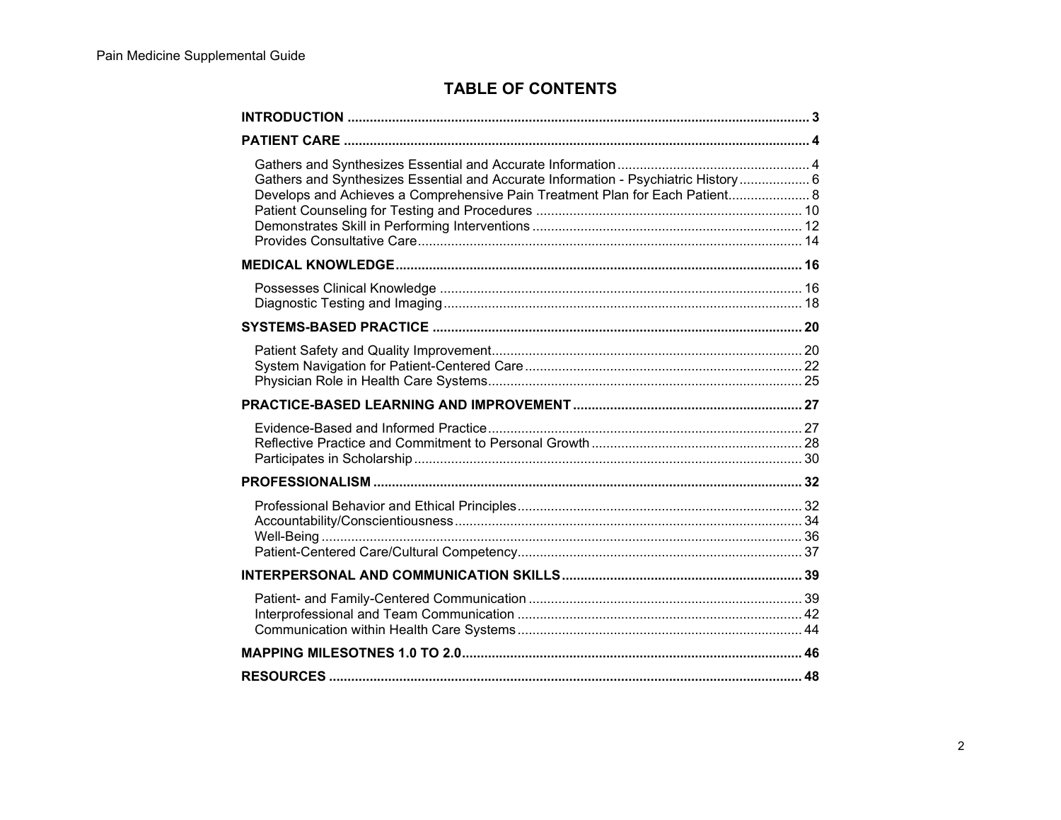# TABLE OF CONTENTS

**INTRODUCTION** .......... 3

**PATIENT CARE** .......... 4

- Gathers and Synthesizes Essential and Accurate Information .......... 4
- Gathers and Synthesizes Essential and Accurate Information - Psychiatric History .......... 6
- Develops and Achieves a Comprehensive Pain Treatment Plan for Each Patient .......... 8
- Patient Counseling for Testing and Procedures .......... 10
- Demonstrates Skill in Performing Interventions .......... 12
- Provides Consultative Care .......... 14

**MEDICAL KNOWLEDGE** .......... 16

- Possesses Clinical Knowledge .......... 16
- Diagnostic Testing and Imaging .......... 18

**SYSTEMS-BASED PRACTICE** .......... 20

- Patient Safety and Quality Improvement .......... 20
- System Navigation for Patient-Centered Care .......... 22
- Physician Role in Health Care Systems .......... 25

**PRACTICE-BASED LEARNING AND IMPROVEMENT** .......... 27

- Evidence-Based and Informed Practice .......... 27
- Reflective Practice and Commitment to Personal Growth .......... 28
- Participates in Scholarship .......... 30

**PROFESSIONALISM** .......... 32

- Professional Behavior and Ethical Principles .......... 32
- Accountability/Conscientiousness .......... 34
- Well-Being .......... 36
- Patient-Centered Care/Cultural Competency .......... 37

**INTERPERSONAL AND COMMUNICATION SKILLS** .......... 39

- Patient- and Family-Centered Communication .......... 39
- Interprofessional and Team Communication .......... 42
- Communication within Health Care Systems .......... 44

**MAPPING MILESOTNES 1.0 TO 2.0** .......... 46

**RESOURCES** .......... 48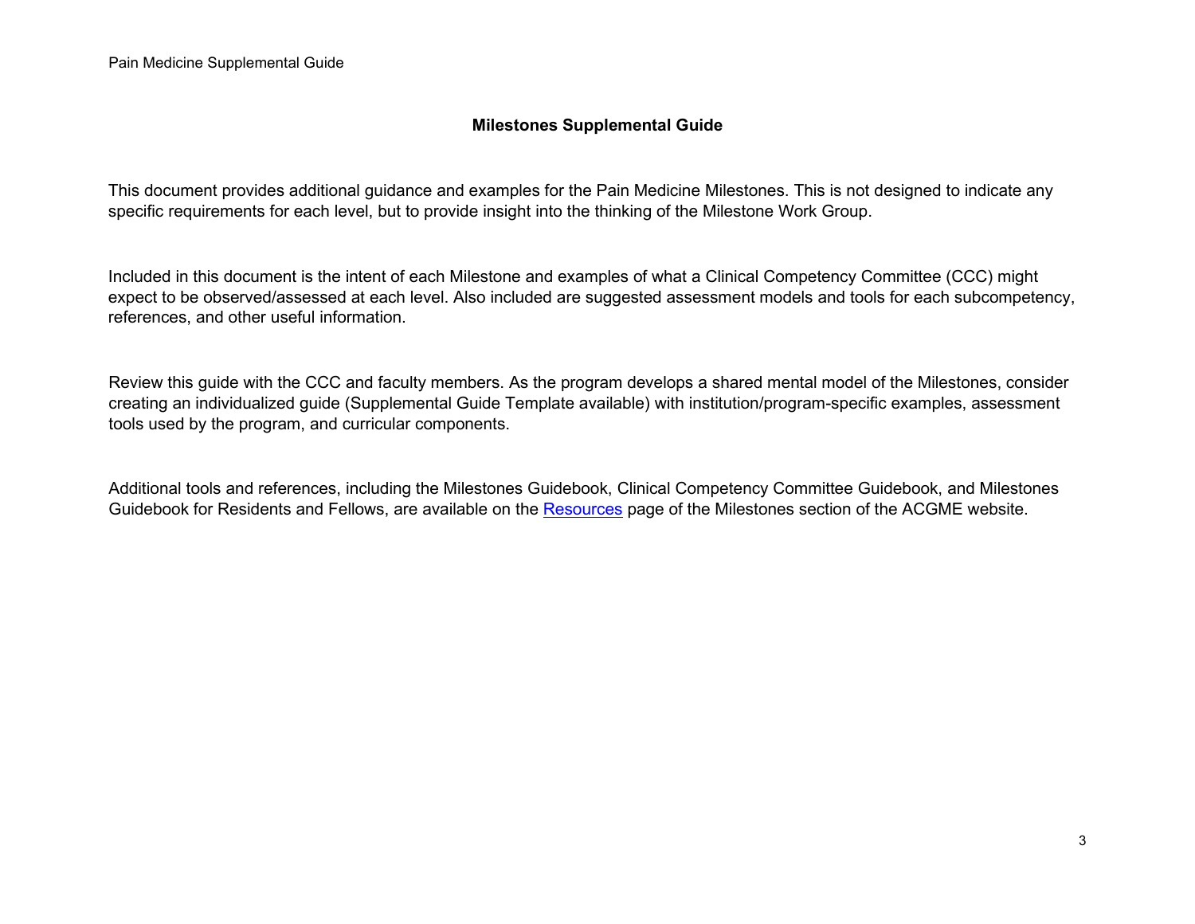# Milestones Supplemental Guide

This document provides additional guidance and examples for the Pain Medicine Milestones. This is not designed to indicate any specific requirements for each level, but to provide insight into the thinking of the Milestone Work Group.

Included in this document is the intent of each Milestone and examples of what a Clinical Competency Committee (CCC) might expect to be observed/assessed at each level. Also included are suggested assessment models and tools for each subcompetency, references, and other useful information.

Review this guide with the CCC and faculty members. As the program develops a shared mental model of the Milestones, consider creating an individualized guide (Supplemental Guide Template available) with institution/program-specific examples, assessment tools used by the program, and curricular components.

Additional tools and references, including the Milestones Guidebook, Clinical Competency Committee Guidebook, and Milestones Guidebook for Residents and Fellows, are available on the Resources page of the Milestones section of the ACGME website.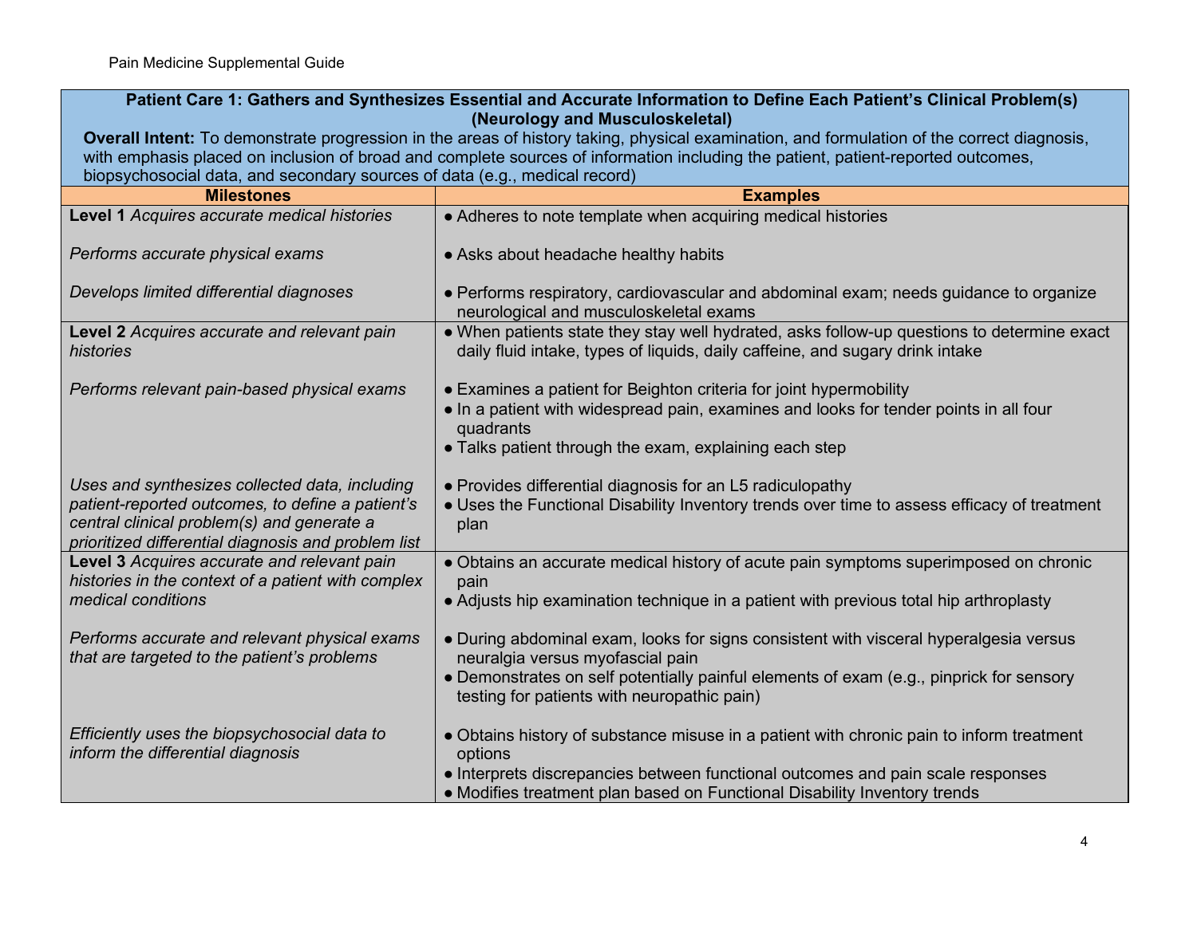| Patient Care 1: Gathers and Synthesizes Essential and Accurate Information to Define Each Patient's Clinical Problem(s) (Neurology and Musculoskeletal) | |
|---|---|
| **Overall Intent:** To demonstrate progression in the areas of history taking, physical examination, and formulation of the correct diagnosis, with emphasis placed on inclusion of broad and complete sources of information including the patient, patient-reported outcomes, biopsychosocial data, and secondary sources of data (e.g., medical record) | |
| **Milestones** | **Examples** |
| **Level 1** *Acquires accurate medical histories* | ● Adheres to note template when acquiring medical histories |
| *Performs accurate physical exams* | ● Asks about headache healthy habits |
| *Develops limited differential diagnoses* | ● Performs respiratory, cardiovascular and abdominal exam; needs guidance to organize neurological and musculoskeletal exams |
| **Level 2** *Acquires accurate and relevant pain histories* | ● When patients state they stay well hydrated, asks follow-up questions to determine exact daily fluid intake, types of liquids, daily caffeine, and sugary drink intake |
| *Performs relevant pain-based physical exams* | ● Examines a patient for Beighton criteria for joint hypermobility<br>● In a patient with widespread pain, examines and looks for tender points in all four quadrants<br>● Talks patient through the exam, explaining each step |
| *Uses and synthesizes collected data, including patient-reported outcomes, to define a patient's central clinical problem(s) and generate a prioritized differential diagnosis and problem list* | ● Provides differential diagnosis for an L5 radiculopathy<br>● Uses the Functional Disability Inventory trends over time to assess efficacy of treatment plan |
| **Level 3** *Acquires accurate and relevant pain histories in the context of a patient with complex medical conditions* | ● Obtains an accurate medical history of acute pain symptoms superimposed on chronic pain<br>● Adjusts hip examination technique in a patient with previous total hip arthroplasty |
| *Performs accurate and relevant physical exams that are targeted to the patient's problems* | ● During abdominal exam, looks for signs consistent with visceral hyperalgesia versus neuralgia versus myofascial pain<br>● Demonstrates on self potentially painful elements of exam (e.g., pinprick for sensory testing for patients with neuropathic pain) |
| *Efficiently uses the biopsychosocial data to inform the differential diagnosis* | ● Obtains history of substance misuse in a patient with chronic pain to inform treatment options<br>● Interprets discrepancies between functional outcomes and pain scale responses<br>● Modifies treatment plan based on Functional Disability Inventory trends |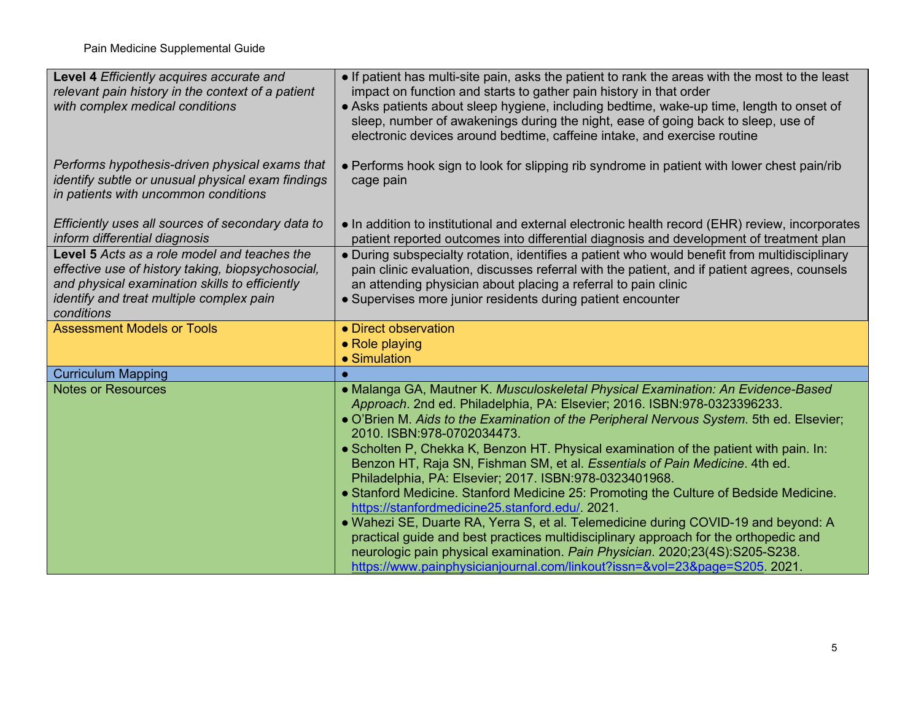| | |
|---|---|
| **Level 4** *Efficiently acquires accurate and relevant pain history in the context of a patient with complex medical conditions* | ● If patient has multi-site pain, asks the patient to rank the areas with the most to the least impact on function and starts to gather pain history in that order<br>● Asks patients about sleep hygiene, including bedtime, wake-up time, length to onset of sleep, number of awakenings during the night, ease of going back to sleep, use of electronic devices around bedtime, caffeine intake, and exercise routine |
| *Performs hypothesis-driven physical exams that identify subtle or unusual physical exam findings in patients with uncommon conditions* | ● Performs hook sign to look for slipping rib syndrome in patient with lower chest pain/rib cage pain |
| *Efficiently uses all sources of secondary data to inform differential diagnosis* | ● In addition to institutional and external electronic health record (EHR) review, incorporates patient reported outcomes into differential diagnosis and development of treatment plan |
| **Level 5** *Acts as a role model and teaches the effective use of history taking, biopsychosocial, and physical examination skills to efficiently identify and treat multiple complex pain conditions* | ● During subspecialty rotation, identifies a patient who would benefit from multidisciplinary pain clinic evaluation, discusses referral with the patient, and if patient agrees, counsels an attending physician about placing a referral to pain clinic<br>● Supervises more junior residents during patient encounter |
| Assessment Models or Tools | ● Direct observation<br>● Role playing<br>● Simulation |
| Curriculum Mapping | ● |
| Notes or Resources | ● Malanga GA, Mautner K. *Musculoskeletal Physical Examination: An Evidence-Based Approach*. 2nd ed. Philadelphia, PA: Elsevier; 2016. ISBN:978-0323396233.<br>● O'Brien M. *Aids to the Examination of the Peripheral Nervous System*. 5th ed. Elsevier; 2010. ISBN:978-0702034473.<br>● Scholten P, Chekka K, Benzon HT. Physical examination of the patient with pain. In: Benzon HT, Raja SN, Fishman SM, et al. *Essentials of Pain Medicine*. 4th ed. Philadelphia, PA: Elsevier; 2017. ISBN:978-0323401968.<br>● Stanford Medicine. Stanford Medicine 25: Promoting the Culture of Bedside Medicine. https://stanfordmedicine25.stanford.edu/. 2021.<br>● Wahezi SE, Duarte RA, Yerra S, et al. Telemedicine during COVID-19 and beyond: A practical guide and best practices multidisciplinary approach for the orthopedic and neurologic pain physical examination. *Pain Physician*. 2020;23(4S):S205-S238. https://www.painphysicianjournal.com/linkout?issn=&vol=23&page=S205. 2021. |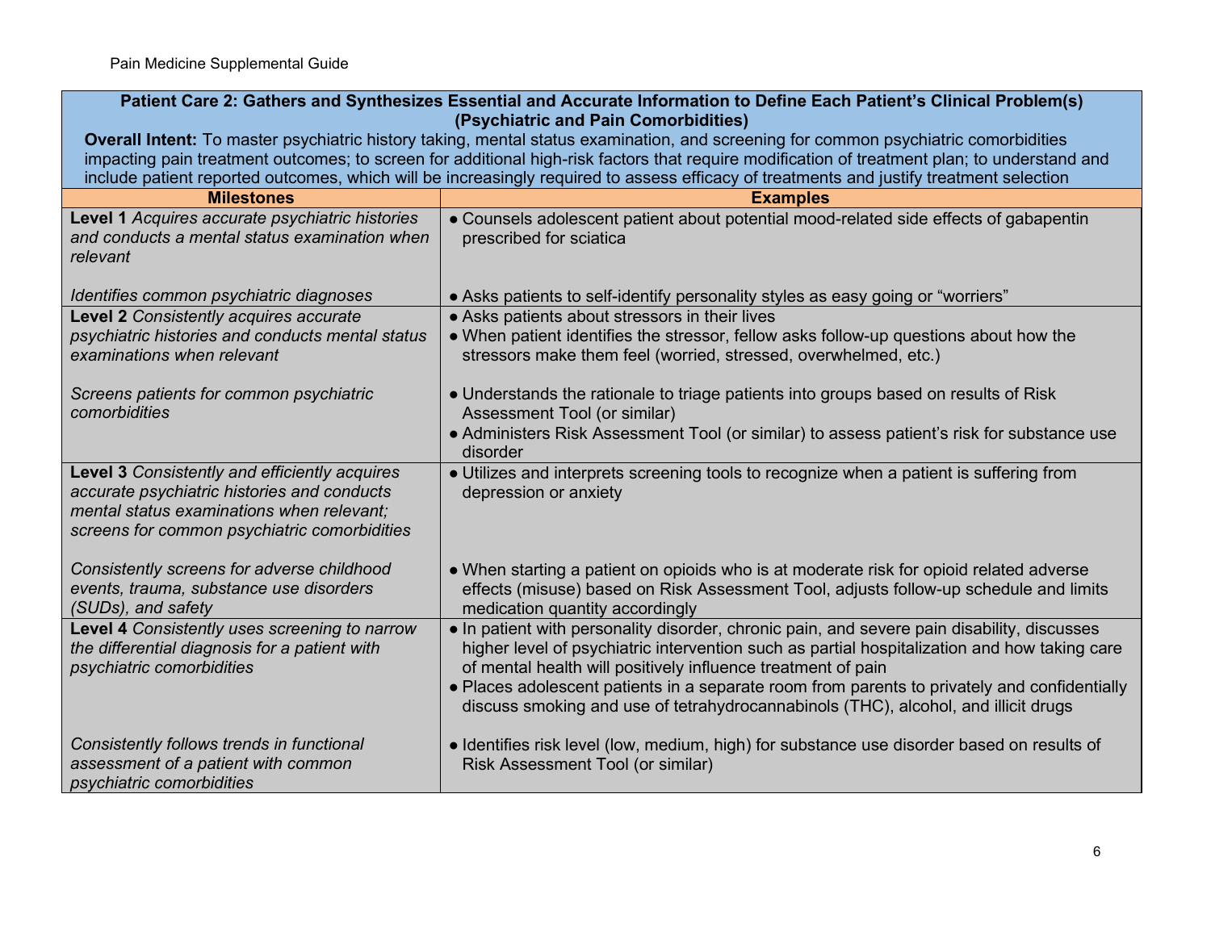| **Patient Care 2: Gathers and Synthesizes Essential and Accurate Information to Define Each Patient's Clinical Problem(s) (Psychiatric and Pain Comorbidities)**<br>**Overall Intent:** To master psychiatric history taking, mental status examination, and screening for common psychiatric comorbidities impacting pain treatment outcomes; to screen for additional high-risk factors that require modification of treatment plan; to understand and include patient reported outcomes, which will be increasingly required to assess efficacy of treatments and justify treatment selection | |
|---|---|
| **Milestones** | **Examples** |
| **Level 1** *Acquires accurate psychiatric histories and conducts a mental status examination when relevant* | ● Counsels adolescent patient about potential mood-related side effects of gabapentin prescribed for sciatica |
| *Identifies common psychiatric diagnoses* | ● Asks patients to self-identify personality styles as easy going or "worriers" |
| **Level 2** *Consistently acquires accurate psychiatric histories and conducts mental status examinations when relevant* | ● Asks patients about stressors in their lives<br>● When patient identifies the stressor, fellow asks follow-up questions about how the stressors make them feel (worried, stressed, overwhelmed, etc.) |
| *Screens patients for common psychiatric comorbidities* | ● Understands the rationale to triage patients into groups based on results of Risk Assessment Tool (or similar)<br>● Administers Risk Assessment Tool (or similar) to assess patient's risk for substance use disorder |
| **Level 3** *Consistently and efficiently acquires accurate psychiatric histories and conducts mental status examinations when relevant; screens for common psychiatric comorbidities* | ● Utilizes and interprets screening tools to recognize when a patient is suffering from depression or anxiety |
| *Consistently screens for adverse childhood events, trauma, substance use disorders (SUDs), and safety* | ● When starting a patient on opioids who is at moderate risk for opioid related adverse effects (misuse) based on Risk Assessment Tool, adjusts follow-up schedule and limits medication quantity accordingly |
| **Level 4** *Consistently uses screening to narrow the differential diagnosis for a patient with psychiatric comorbidities* | ● In patient with personality disorder, chronic pain, and severe pain disability, discusses higher level of psychiatric intervention such as partial hospitalization and how taking care of mental health will positively influence treatment of pain<br>● Places adolescent patients in a separate room from parents to privately and confidentially discuss smoking and use of tetrahydrocannabinols (THC), alcohol, and illicit drugs |
| *Consistently follows trends in functional assessment of a patient with common psychiatric comorbidities* | ● Identifies risk level (low, medium, high) for substance use disorder based on results of Risk Assessment Tool (or similar) |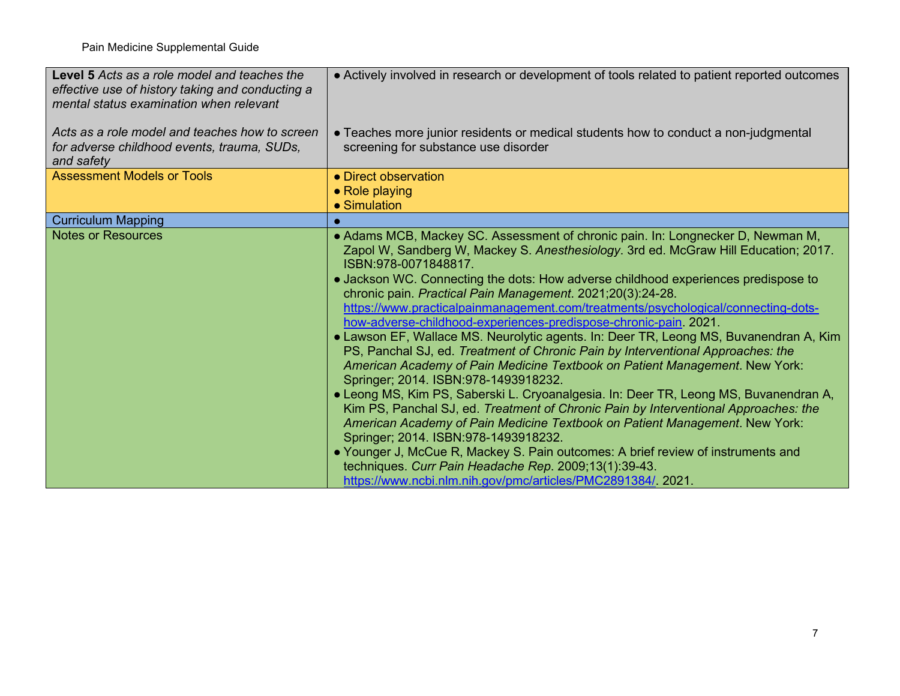| | |
|---|---|
| **Level 5** *Acts as a role model and teaches the effective use of history taking and conducting a mental status examination when relevant*<br><br>*Acts as a role model and teaches how to screen for adverse childhood events, trauma, SUDs, and safety* | ● Actively involved in research or development of tools related to patient reported outcomes<br><br>● Teaches more junior residents or medical students how to conduct a non-judgmental screening for substance use disorder |
| Assessment Models or Tools | ● Direct observation<br>● Role playing<br>● Simulation |
| Curriculum Mapping | ● |
| Notes or Resources | ● Adams MCB, Mackey SC. Assessment of chronic pain. In: Longnecker D, Newman M, Zapol W, Sandberg W, Mackey S. *Anesthesiology*. 3rd ed. McGraw Hill Education; 2017. ISBN:978-0071848817.<br>● Jackson WC. Connecting the dots: How adverse childhood experiences predispose to chronic pain. *Practical Pain Management*. 2021;20(3):24-28. https://www.practicalpainmanagement.com/treatments/psychological/connecting-dots-how-adverse-childhood-experiences-predispose-chronic-pain. 2021.<br>● Lawson EF, Wallace MS. Neurolytic agents. In: Deer TR, Leong MS, Buvanendran A, Kim PS, Panchal SJ, ed. *Treatment of Chronic Pain by Interventional Approaches: the American Academy of Pain Medicine Textbook on Patient Management*. New York: Springer; 2014. ISBN:978-1493918232.<br>● Leong MS, Kim PS, Saberski L. Cryoanalgesia. In: Deer TR, Leong MS, Buvanendran A, Kim PS, Panchal SJ, ed. *Treatment of Chronic Pain by Interventional Approaches: the American Academy of Pain Medicine Textbook on Patient Management*. New York: Springer; 2014. ISBN:978-1493918232.<br>● Younger J, McCue R, Mackey S. Pain outcomes: A brief review of instruments and techniques. *Curr Pain Headache Rep*. 2009;13(1):39-43. https://www.ncbi.nlm.nih.gov/pmc/articles/PMC2891384/. 2021. |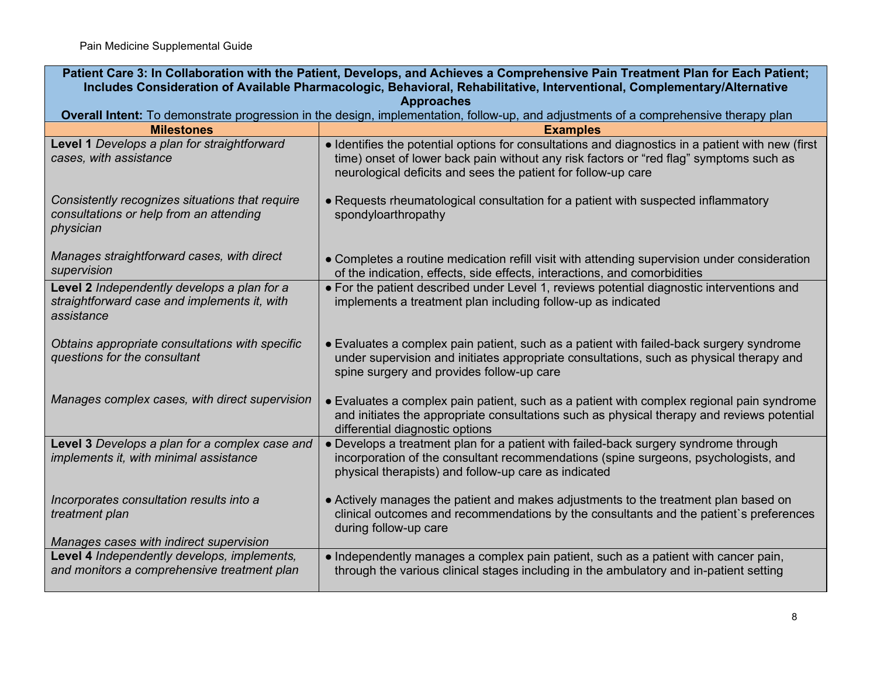| **Patient Care 3: In Collaboration with the Patient, Develops, and Achieves a Comprehensive Pain Treatment Plan for Each Patient; Includes Consideration of Available Pharmacologic, Behavioral, Rehabilitative, Interventional, Complementary/Alternative Approaches**<br>**Overall Intent:** To demonstrate progression in the design, implementation, follow-up, and adjustments of a comprehensive therapy plan | |
|---|---|
| **Milestones** | **Examples** |
| **Level 1** *Develops a plan for straightforward cases, with assistance*<br><br>*Consistently recognizes situations that require consultations or help from an attending physician*<br><br>*Manages straightforward cases, with direct supervision* | ● Identifies the potential options for consultations and diagnostics in a patient with new (first time) onset of lower back pain without any risk factors or "red flag" symptoms such as neurological deficits and sees the patient for follow-up care<br><br>● Requests rheumatological consultation for a patient with suspected inflammatory spondyloarthropathy<br><br>● Completes a routine medication refill visit with attending supervision under consideration of the indication, effects, side effects, interactions, and comorbidities |
| **Level 2** *Independently develops a plan for a straightforward case and implements it, with assistance*<br><br>*Obtains appropriate consultations with specific questions for the consultant*<br><br>*Manages complex cases, with direct supervision* | ● For the patient described under Level 1, reviews potential diagnostic interventions and implements a treatment plan including follow-up as indicated<br><br>● Evaluates a complex pain patient, such as a patient with failed-back surgery syndrome under supervision and initiates appropriate consultations, such as physical therapy and spine surgery and provides follow-up care<br><br>● Evaluates a complex pain patient, such as a patient with complex regional pain syndrome and initiates the appropriate consultations such as physical therapy and reviews potential differential diagnostic options |
| **Level 3** *Develops a plan for a complex case and implements it, with minimal assistance*<br><br>*Incorporates consultation results into a treatment plan*<br><br>*Manages cases with indirect supervision* | ● Develops a treatment plan for a patient with failed-back surgery syndrome through incorporation of the consultant recommendations (spine surgeons, psychologists, and physical therapists) and follow-up care as indicated<br><br>● Actively manages the patient and makes adjustments to the treatment plan based on clinical outcomes and recommendations by the consultants and the patient`s preferences during follow-up care |
| **Level 4** *Independently develops, implements, and monitors a comprehensive treatment plan* | ● Independently manages a complex pain patient, such as a patient with cancer pain, through the various clinical stages including in the ambulatory and in-patient setting |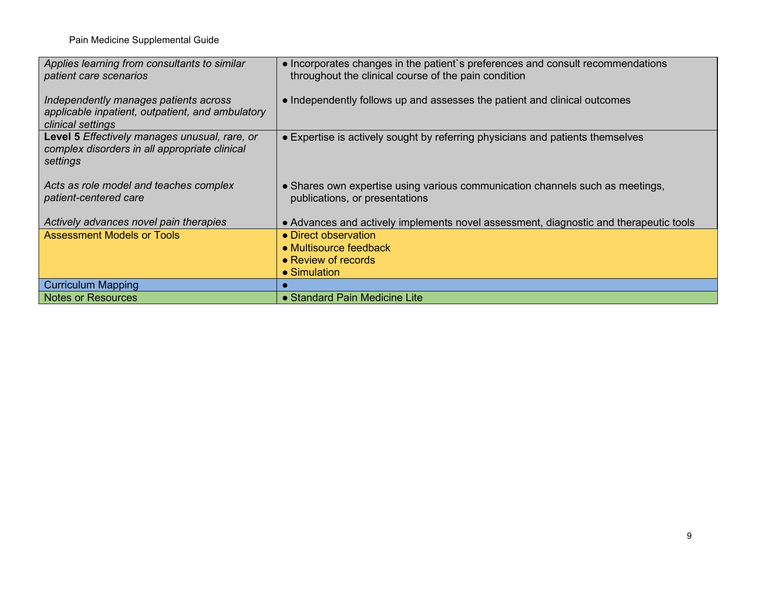| | |
|---|---|
| *Applies learning from consultants to similar patient care scenarios*<br><br>*Independently manages patients across applicable inpatient, outpatient, and ambulatory clinical settings* | ● Incorporates changes in the patient`s preferences and consult recommendations throughout the clinical course of the pain condition<br><br>● Independently follows up and assesses the patient and clinical outcomes |
| **Level 5** *Effectively manages unusual, rare, or complex disorders in all appropriate clinical settings*<br><br>*Acts as role model and teaches complex patient-centered care*<br><br>*Actively advances novel pain therapies* | ● Expertise is actively sought by referring physicians and patients themselves<br><br>● Shares own expertise using various communication channels such as meetings, publications, or presentations<br><br>● Advances and actively implements novel assessment, diagnostic and therapeutic tools |
| Assessment Models or Tools | ● Direct observation<br>● Multisource feedback<br>● Review of records<br>● Simulation |
| Curriculum Mapping | ● |
| Notes or Resources | ● Standard Pain Medicine Lite |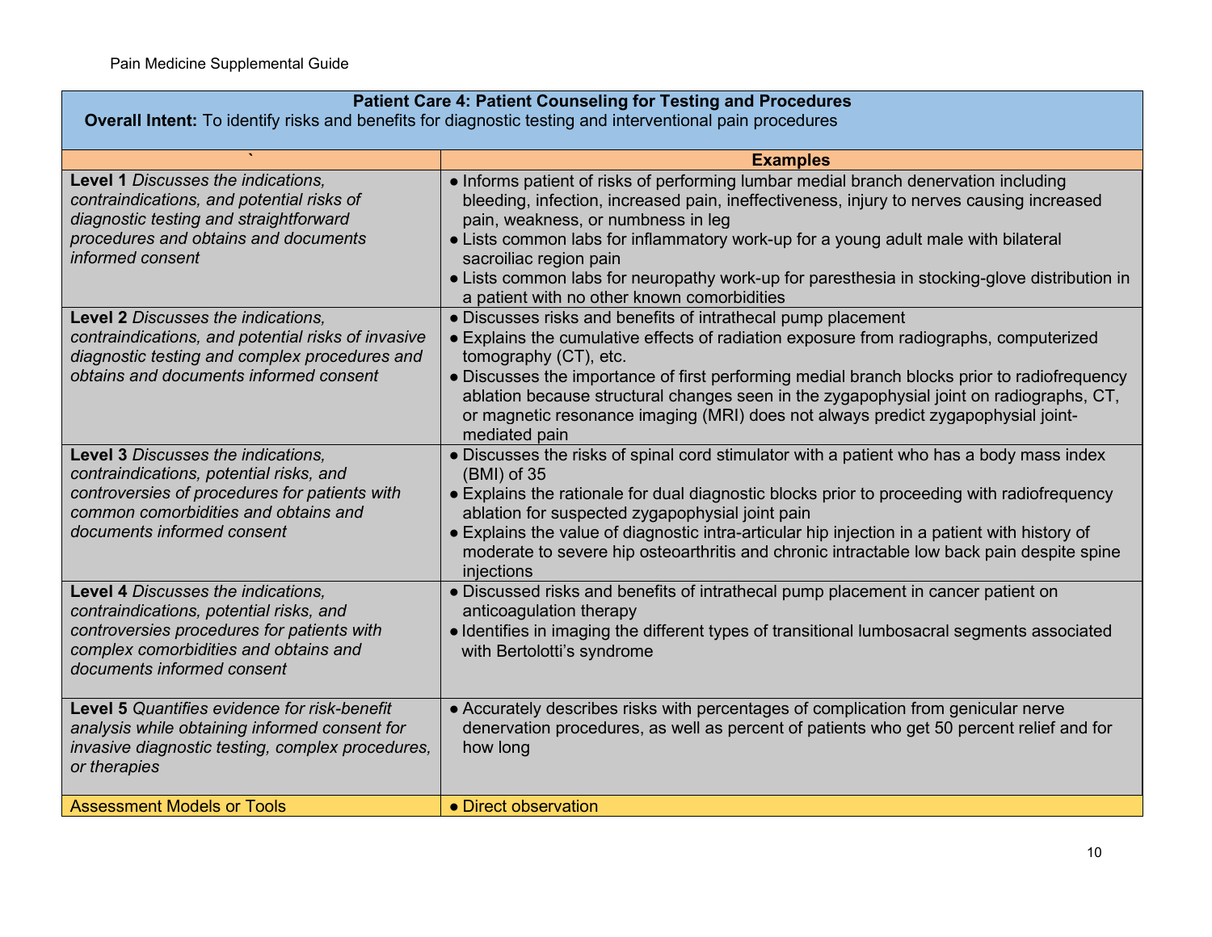| Patient Care 4: Patient Counseling for Testing and Procedures<br>**Overall Intent:** To identify risks and benefits for diagnostic testing and interventional pain procedures | |
|---|---|
| ` | **Examples** |
| **Level 1** *Discusses the indications, contraindications, and potential risks of diagnostic testing and straightforward procedures and obtains and documents informed consent* | ● Informs patient of risks of performing lumbar medial branch denervation including bleeding, infection, increased pain, ineffectiveness, injury to nerves causing increased pain, weakness, or numbness in leg<br>● Lists common labs for inflammatory work-up for a young adult male with bilateral sacroiliac region pain<br>● Lists common labs for neuropathy work-up for paresthesia in stocking-glove distribution in a patient with no other known comorbidities |
| **Level 2** *Discusses the indications, contraindications, and potential risks of invasive diagnostic testing and complex procedures and obtains and documents informed consent* | ● Discusses risks and benefits of intrathecal pump placement<br>● Explains the cumulative effects of radiation exposure from radiographs, computerized tomography (CT), etc.<br>● Discusses the importance of first performing medial branch blocks prior to radiofrequency ablation because structural changes seen in the zygapophysial joint on radiographs, CT, or magnetic resonance imaging (MRI) does not always predict zygapophysial joint-mediated pain |
| **Level 3** *Discusses the indications, contraindications, potential risks, and controversies of procedures for patients with common comorbidities and obtains and documents informed consent* | ● Discusses the risks of spinal cord stimulator with a patient who has a body mass index (BMI) of 35<br>● Explains the rationale for dual diagnostic blocks prior to proceeding with radiofrequency ablation for suspected zygapophysial joint pain<br>● Explains the value of diagnostic intra-articular hip injection in a patient with history of moderate to severe hip osteoarthritis and chronic intractable low back pain despite spine injections |
| **Level 4** *Discusses the indications, contraindications, potential risks, and controversies procedures for patients with complex comorbidities and obtains and documents informed consent* | ● Discussed risks and benefits of intrathecal pump placement in cancer patient on anticoagulation therapy<br>● Identifies in imaging the different types of transitional lumbosacral segments associated with Bertolotti's syndrome |
| **Level 5** *Quantifies evidence for risk-benefit analysis while obtaining informed consent for invasive diagnostic testing, complex procedures, or therapies* | ● Accurately describes risks with percentages of complication from genicular nerve denervation procedures, as well as percent of patients who get 50 percent relief and for how long |
| Assessment Models or Tools | ● Direct observation |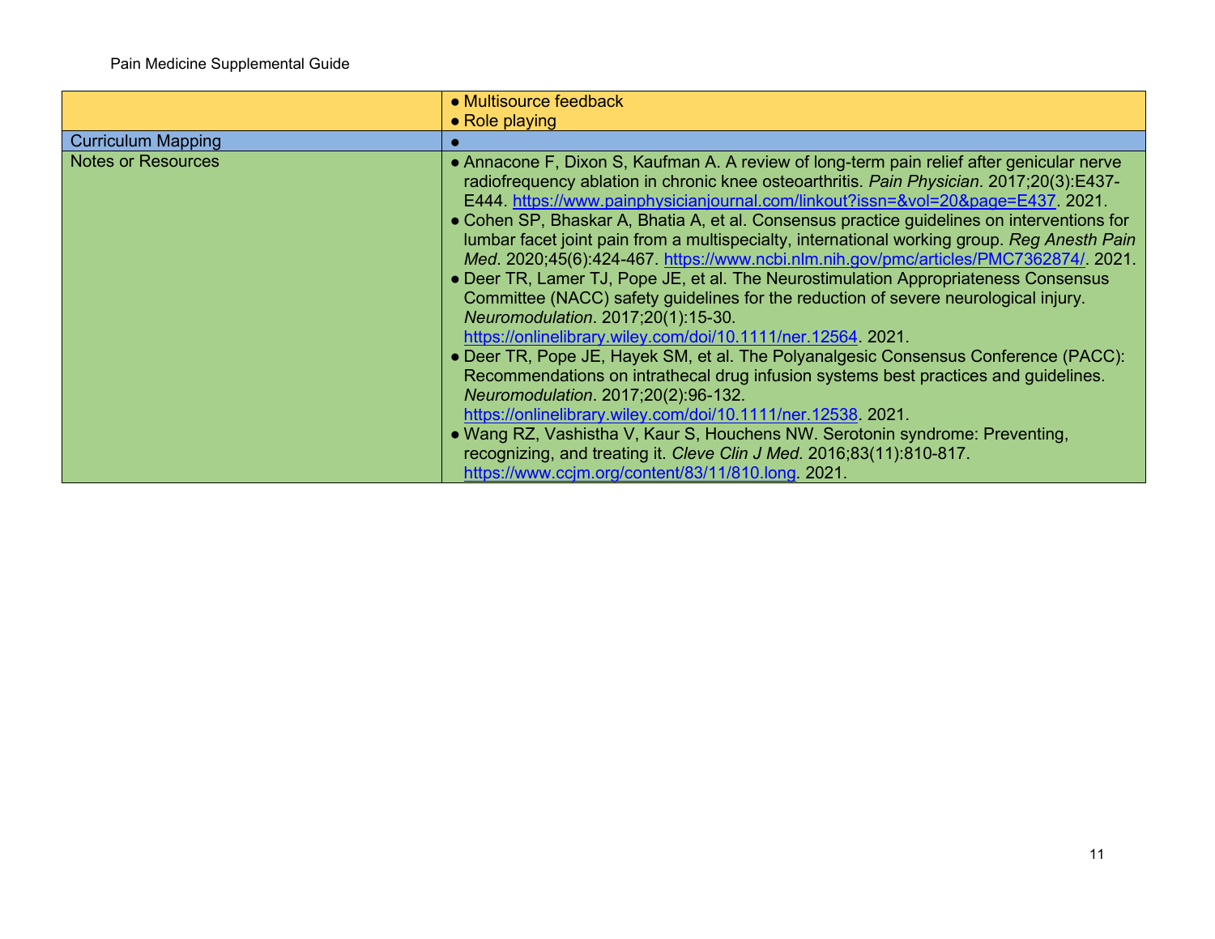| | |
|---|---|
| | ● Multisource feedback<br>● Role playing |
| Curriculum Mapping | ● |
| Notes or Resources | ● Annacone F, Dixon S, Kaufman A. A review of long-term pain relief after genicular nerve radiofrequency ablation in chronic knee osteoarthritis. *Pain Physician*. 2017;20(3):E437-E444. https://www.painphysicianjournal.com/linkout?issn=&vol=20&page=E437. 2021.<br>● Cohen SP, Bhaskar A, Bhatia A, et al. Consensus practice guidelines on interventions for lumbar facet joint pain from a multispecialty, international working group. *Reg Anesth Pain Med*. 2020;45(6):424-467. https://www.ncbi.nlm.nih.gov/pmc/articles/PMC7362874/. 2021.<br>● Deer TR, Lamer TJ, Pope JE, et al. The Neurostimulation Appropriateness Consensus Committee (NACC) safety guidelines for the reduction of severe neurological injury. *Neuromodulation*. 2017;20(1):15-30. https://onlinelibrary.wiley.com/doi/10.1111/ner.12564. 2021.<br>● Deer TR, Pope JE, Hayek SM, et al. The Polyanalgesic Consensus Conference (PACC): Recommendations on intrathecal drug infusion systems best practices and guidelines. *Neuromodulation*. 2017;20(2):96-132. https://onlinelibrary.wiley.com/doi/10.1111/ner.12538. 2021.<br>● Wang RZ, Vashistha V, Kaur S, Houchens NW. Serotonin syndrome: Preventing, recognizing, and treating it. *Cleve Clin J Med*. 2016;83(11):810-817. https://www.ccjm.org/content/83/11/810.long. 2021. |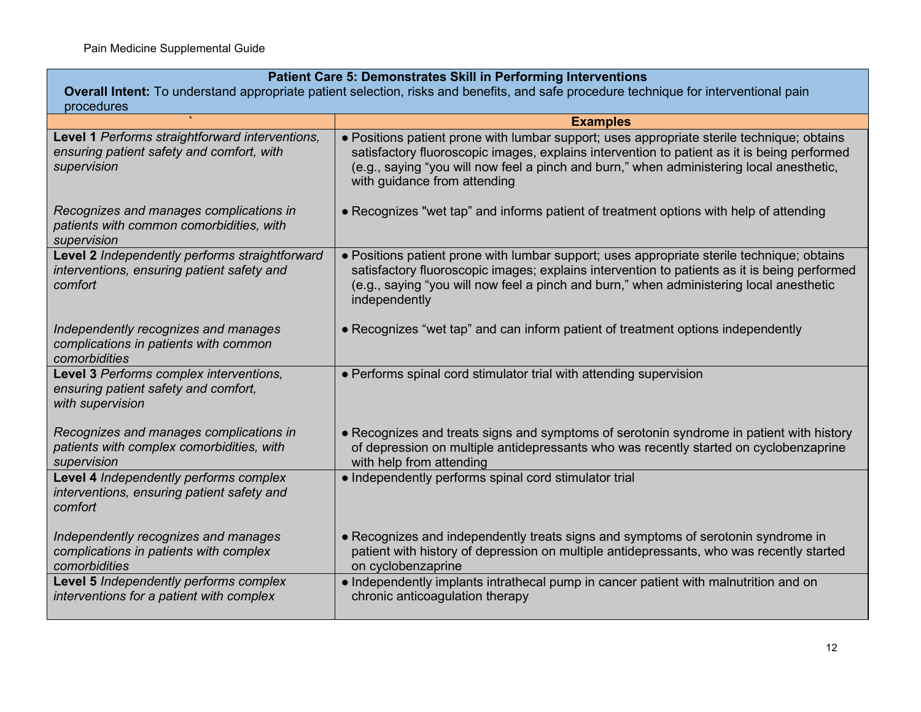| **Patient Care 5: Demonstrates Skill in Performing Interventions**<br>**Overall Intent:** To understand appropriate patient selection, risks and benefits, and safe procedure technique for interventional pain procedures | |
|---|---|
| ` | **Examples** |
| **Level 1** *Performs straightforward interventions, ensuring patient safety and comfort, with supervision* | ● Positions patient prone with lumbar support; uses appropriate sterile technique; obtains satisfactory fluoroscopic images, explains intervention to patient as it is being performed (e.g., saying "you will now feel a pinch and burn," when administering local anesthetic, with guidance from attending |
| *Recognizes and manages complications in patients with common comorbidities, with supervision* | ● Recognizes "wet tap" and informs patient of treatment options with help of attending |
| **Level 2** *Independently performs straightforward interventions, ensuring patient safety and comfort* | ● Positions patient prone with lumbar support; uses appropriate sterile technique; obtains satisfactory fluoroscopic images; explains intervention to patients as it is being performed (e.g., saying "you will now feel a pinch and burn," when administering local anesthetic independently |
| *Independently recognizes and manages complications in patients with common comorbidities* | ● Recognizes "wet tap" and can inform patient of treatment options independently |
| **Level 3** *Performs complex interventions, ensuring patient safety and comfort, with supervision* | ● Performs spinal cord stimulator trial with attending supervision |
| *Recognizes and manages complications in patients with complex comorbidities, with supervision* | ● Recognizes and treats signs and symptoms of serotonin syndrome in patient with history of depression on multiple antidepressants who was recently started on cyclobenzaprine with help from attending |
| **Level 4** *Independently performs complex interventions, ensuring patient safety and comfort* | ● Independently performs spinal cord stimulator trial |
| *Independently recognizes and manages complications in patients with complex comorbidities* | ● Recognizes and independently treats signs and symptoms of serotonin syndrome in patient with history of depression on multiple antidepressants, who was recently started on cyclobenzaprine |
| **Level 5** *Independently performs complex interventions for a patient with complex* | ● Independently implants intrathecal pump in cancer patient with malnutrition and on chronic anticoagulation therapy |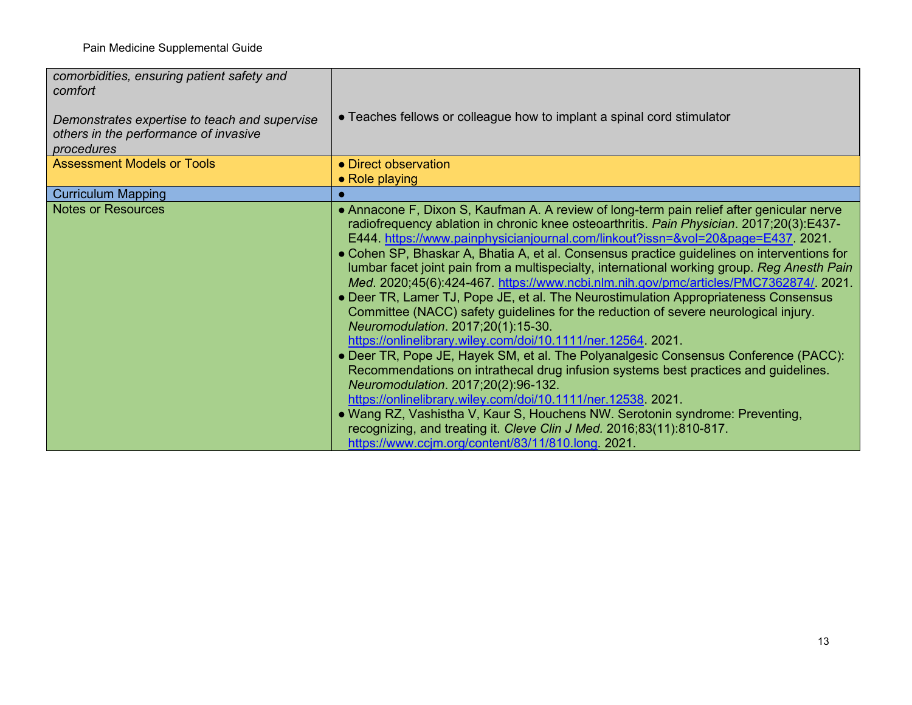| | |
|---|---|
| *comorbidities, ensuring patient safety and comfort*<br><br>*Demonstrates expertise to teach and supervise others in the performance of invasive procedures* | ● Teaches fellows or colleague how to implant a spinal cord stimulator |
| Assessment Models or Tools | ● Direct observation<br>● Role playing |
| Curriculum Mapping | ● |
| Notes or Resources | ● Annacone F, Dixon S, Kaufman A. A review of long-term pain relief after genicular nerve radiofrequency ablation in chronic knee osteoarthritis. *Pain Physician*. 2017;20(3):E437-E444. https://www.painphysicianjournal.com/linkout?issn=&vol=20&page=E437. 2021.<br>● Cohen SP, Bhaskar A, Bhatia A, et al. Consensus practice guidelines on interventions for lumbar facet joint pain from a multispecialty, international working group. *Reg Anesth Pain Med*. 2020;45(6):424-467. https://www.ncbi.nlm.nih.gov/pmc/articles/PMC7362874/. 2021.<br>● Deer TR, Lamer TJ, Pope JE, et al. The Neurostimulation Appropriateness Consensus Committee (NACC) safety guidelines for the reduction of severe neurological injury. *Neuromodulation*. 2017;20(1):15-30. https://onlinelibrary.wiley.com/doi/10.1111/ner.12564. 2021.<br>● Deer TR, Pope JE, Hayek SM, et al. The Polyanalgesic Consensus Conference (PACC): Recommendations on intrathecal drug infusion systems best practices and guidelines. *Neuromodulation*. 2017;20(2):96-132. https://onlinelibrary.wiley.com/doi/10.1111/ner.12538. 2021.<br>● Wang RZ, Vashistha V, Kaur S, Houchens NW. Serotonin syndrome: Preventing, recognizing, and treating it. *Cleve Clin J Med*. 2016;83(11):810-817. https://www.ccjm.org/content/83/11/810.long. 2021. |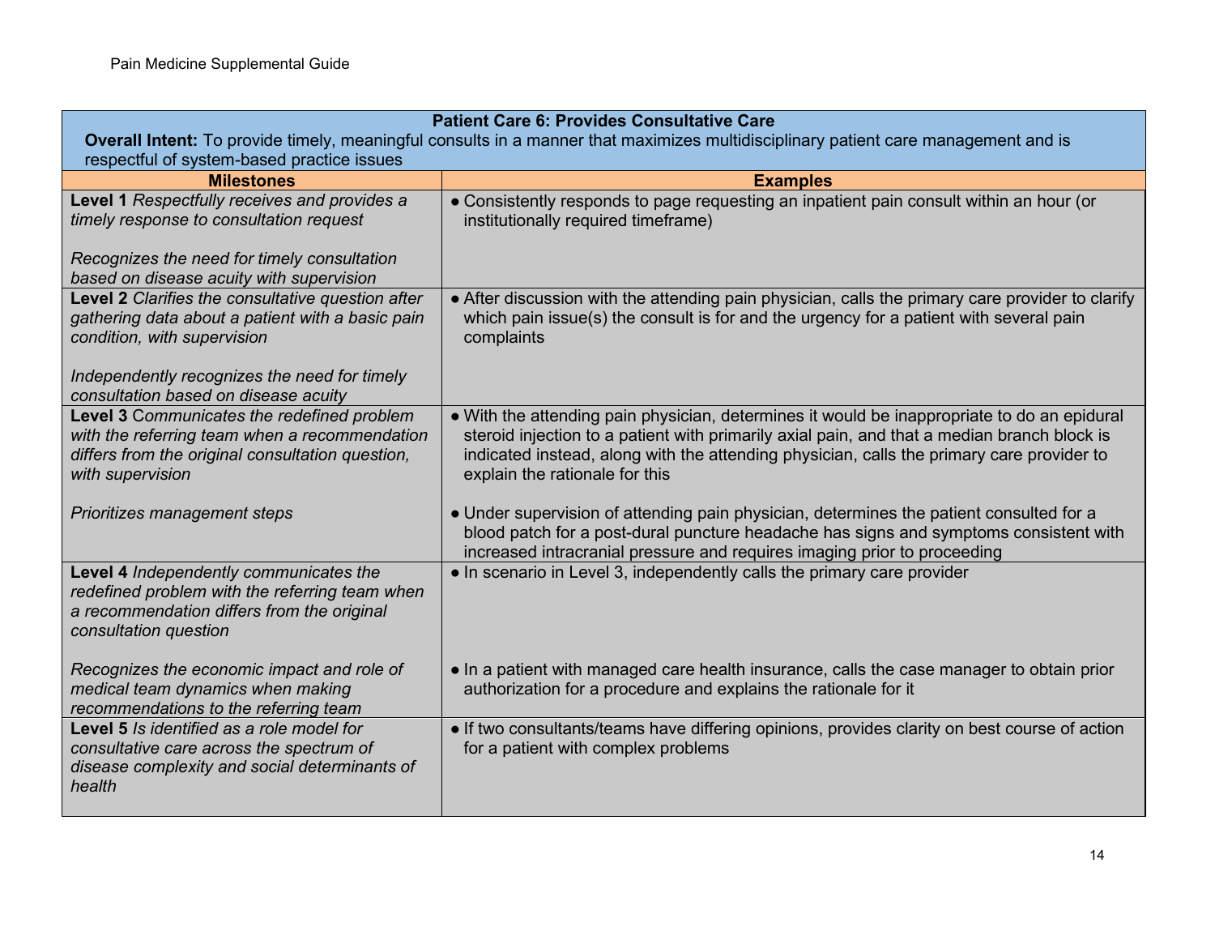| Patient Care 6: Provides Consultative Care<br>**Overall Intent:** To provide timely, meaningful consults in a manner that maximizes multidisciplinary patient care management and is respectful of system-based practice issues | |
|---|---|
| **Milestones** | **Examples** |
| **Level 1** *Respectfully receives and provides a timely response to consultation request*<br><br>*Recognizes the need for timely consultation based on disease acuity with supervision* | ● Consistently responds to page requesting an inpatient pain consult within an hour (or institutionally required timeframe) |
| **Level 2** *Clarifies the consultative question after gathering data about a patient with a basic pain condition, with supervision*<br><br>*Independently recognizes the need for timely consultation based on disease acuity* | ● After discussion with the attending pain physician, calls the primary care provider to clarify which pain issue(s) the consult is for and the urgency for a patient with several pain complaints |
| **Level 3** C*ommunicates the redefined problem with the referring team when a recommendation differs from the original consultation question, with supervision*<br><br>*Prioritizes management steps* | ● With the attending pain physician, determines it would be inappropriate to do an epidural steroid injection to a patient with primarily axial pain, and that a median branch block is indicated instead, along with the attending physician, calls the primary care provider to explain the rationale for this<br><br>● Under supervision of attending pain physician, determines the patient consulted for a blood patch for a post-dural puncture headache has signs and symptoms consistent with increased intracranial pressure and requires imaging prior to proceeding |
| **Level 4** *Independently communicates the redefined problem with the referring team when a recommendation differs from the original consultation question*<br><br>*Recognizes the economic impact and role of medical team dynamics when making recommendations to the referring team* | ● In scenario in Level 3, independently calls the primary care provider<br><br>● In a patient with managed care health insurance, calls the case manager to obtain prior authorization for a procedure and explains the rationale for it |
| **Level 5** *Is identified as a role model for consultative care across the spectrum of disease complexity and social determinants of health* | ● If two consultants/teams have differing opinions, provides clarity on best course of action for a patient with complex problems |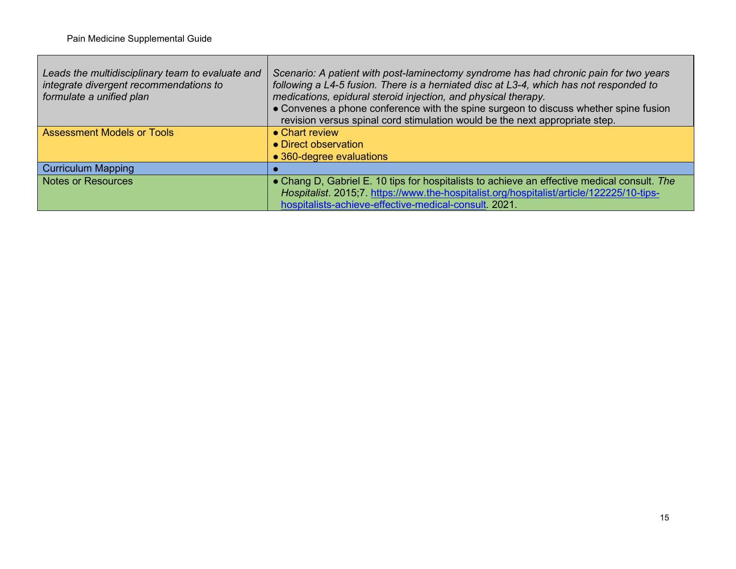| | |
|---|---|
| *Leads the multidisciplinary team to evaluate and integrate divergent recommendations to formulate a unified plan* | *Scenario: A patient with post-laminectomy syndrome has had chronic pain for two years following a L4-5 fusion. There is a herniated disc at L3-4, which has not responded to medications, epidural steroid injection, and physical therapy.*<br>● Convenes a phone conference with the spine surgeon to discuss whether spine fusion revision versus spinal cord stimulation would be the next appropriate step. |
| Assessment Models or Tools | ● Chart review<br>● Direct observation<br>● 360-degree evaluations |
| Curriculum Mapping | ● |
| Notes or Resources | ● Chang D, Gabriel E. 10 tips for hospitalists to achieve an effective medical consult. *The Hospitalist*. 2015;7. https://www.the-hospitalist.org/hospitalist/article/122225/10-tips-hospitalists-achieve-effective-medical-consult. 2021. |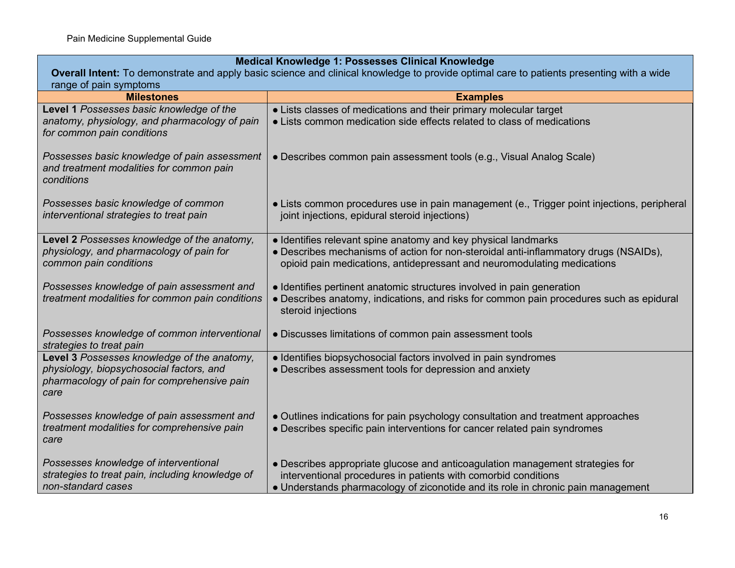| Medical Knowledge 1: Possesses Clinical Knowledge<br>**Overall Intent:** To demonstrate and apply basic science and clinical knowledge to provide optimal care to patients presenting with a wide range of pain symptoms | |
|---|---|
| **Milestones** | **Examples** |
| **Level 1** *Possesses basic knowledge of the anatomy, physiology, and pharmacology of pain for common pain conditions*<br><br>*Possesses basic knowledge of pain assessment and treatment modalities for common pain conditions*<br><br>*Possesses basic knowledge of common interventional strategies to treat pain* | ● Lists classes of medications and their primary molecular target<br>● Lists common medication side effects related to class of medications<br><br>● Describes common pain assessment tools (e.g., Visual Analog Scale)<br><br>● Lists common procedures use in pain management (e., Trigger point injections, peripheral joint injections, epidural steroid injections) |
| **Level 2** *Possesses knowledge of the anatomy, physiology, and pharmacology of pain for common pain conditions*<br><br>*Possesses knowledge of pain assessment and treatment modalities for common pain conditions*<br><br>*Possesses knowledge of common interventional strategies to treat pain* | ● Identifies relevant spine anatomy and key physical landmarks<br>● Describes mechanisms of action for non-steroidal anti-inflammatory drugs (NSAIDs), opioid pain medications, antidepressant and neuromodulating medications<br><br>● Identifies pertinent anatomic structures involved in pain generation<br>● Describes anatomy, indications, and risks for common pain procedures such as epidural steroid injections<br><br>● Discusses limitations of common pain assessment tools |
| **Level 3** *Possesses knowledge of the anatomy, physiology, biopsychosocial factors, and pharmacology of pain for comprehensive pain care*<br><br>*Possesses knowledge of pain assessment and treatment modalities for comprehensive pain care*<br><br>*Possesses knowledge of interventional strategies to treat pain, including knowledge of non-standard cases* | ● Identifies biopsychosocial factors involved in pain syndromes<br>● Describes assessment tools for depression and anxiety<br><br>● Outlines indications for pain psychology consultation and treatment approaches<br>● Describes specific pain interventions for cancer related pain syndromes<br><br>● Describes appropriate glucose and anticoagulation management strategies for interventional procedures in patients with comorbid conditions<br>● Understands pharmacology of ziconotide and its role in chronic pain management |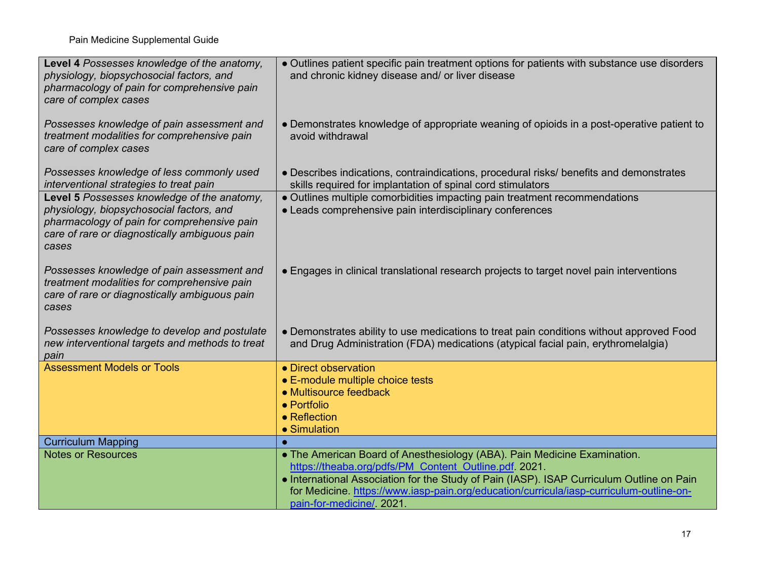| | |
|---|---|
| **Level 4** *Possesses knowledge of the anatomy, physiology, biopsychosocial factors, and pharmacology of pain for comprehensive pain care of complex cases*<br><br>*Possesses knowledge of pain assessment and treatment modalities for comprehensive pain care of complex cases*<br><br>*Possesses knowledge of less commonly used interventional strategies to treat pain* | ● Outlines patient specific pain treatment options for patients with substance use disorders and chronic kidney disease and/ or liver disease<br><br>● Demonstrates knowledge of appropriate weaning of opioids in a post-operative patient to avoid withdrawal<br><br>● Describes indications, contraindications, procedural risks/ benefits and demonstrates skills required for implantation of spinal cord stimulators |
| **Level 5** *Possesses knowledge of the anatomy, physiology, biopsychosocial factors, and pharmacology of pain for comprehensive pain care of rare or diagnostically ambiguous pain cases*<br><br>*Possesses knowledge of pain assessment and treatment modalities for comprehensive pain care of rare or diagnostically ambiguous pain cases*<br><br>*Possesses knowledge to develop and postulate new interventional targets and methods to treat pain* | ● Outlines multiple comorbidities impacting pain treatment recommendations<br>● Leads comprehensive pain interdisciplinary conferences<br><br>● Engages in clinical translational research projects to target novel pain interventions<br><br>● Demonstrates ability to use medications to treat pain conditions without approved Food and Drug Administration (FDA) medications (atypical facial pain, erythromelalgia) |
| Assessment Models or Tools | ● Direct observation<br>● E-module multiple choice tests<br>● Multisource feedback<br>● Portfolio<br>● Reflection<br>● Simulation |
| Curriculum Mapping | ● |
| Notes or Resources | ● The American Board of Anesthesiology (ABA). Pain Medicine Examination. https://theaba.org/pdfs/PM_Content_Outline.pdf. 2021.<br>● International Association for the Study of Pain (IASP). ISAP Curriculum Outline on Pain for Medicine. https://www.iasp-pain.org/education/curricula/iasp-curriculum-outline-on-pain-for-medicine/. 2021. |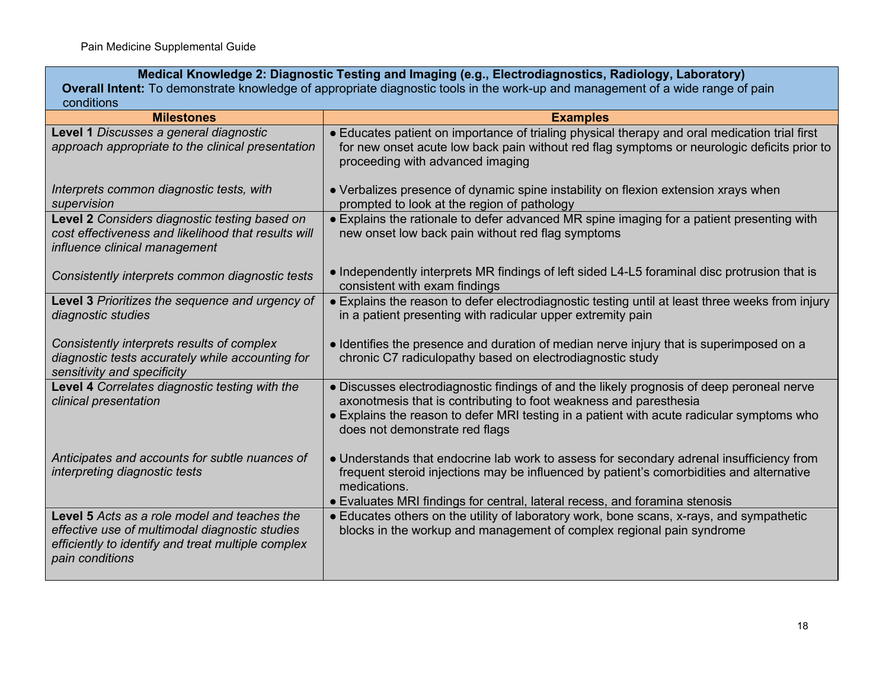| **Medical Knowledge 2: Diagnostic Testing and Imaging (e.g., Electrodiagnostics, Radiology, Laboratory)**<br>**Overall Intent:** To demonstrate knowledge of appropriate diagnostic tools in the work-up and management of a wide range of pain conditions | |
|---|---|
| **Milestones** | **Examples** |
| **Level 1** *Discusses a general diagnostic approach appropriate to the clinical presentation*<br><br>*Interprets common diagnostic tests, with supervision* | ● Educates patient on importance of trialing physical therapy and oral medication trial first for new onset acute low back pain without red flag symptoms or neurologic deficits prior to proceeding with advanced imaging<br><br>● Verbalizes presence of dynamic spine instability on flexion extension xrays when prompted to look at the region of pathology |
| **Level 2** *Considers diagnostic testing based on cost effectiveness and likelihood that results will influence clinical management*<br><br>*Consistently interprets common diagnostic tests* | ● Explains the rationale to defer advanced MR spine imaging for a patient presenting with new onset low back pain without red flag symptoms<br><br>● Independently interprets MR findings of left sided L4-L5 foraminal disc protrusion that is consistent with exam findings |
| **Level 3** *Prioritizes the sequence and urgency of diagnostic studies*<br><br>*Consistently interprets results of complex diagnostic tests accurately while accounting for sensitivity and specificity* | ● Explains the reason to defer electrodiagnostic testing until at least three weeks from injury in a patient presenting with radicular upper extremity pain<br><br>● Identifies the presence and duration of median nerve injury that is superimposed on a chronic C7 radiculopathy based on electrodiagnostic study |
| **Level 4** *Correlates diagnostic testing with the clinical presentation*<br><br>*Anticipates and accounts for subtle nuances of interpreting diagnostic tests* | ● Discusses electrodiagnostic findings of and the likely prognosis of deep peroneal nerve axonotmesis that is contributing to foot weakness and paresthesia<br>● Explains the reason to defer MRI testing in a patient with acute radicular symptoms who does not demonstrate red flags<br><br>● Understands that endocrine lab work to assess for secondary adrenal insufficiency from frequent steroid injections may be influenced by patient's comorbidities and alternative medications.<br>● Evaluates MRI findings for central, lateral recess, and foramina stenosis |
| **Level 5** *Acts as a role model and teaches the effective use of multimodal diagnostic studies efficiently to identify and treat multiple complex pain conditions* | ● Educates others on the utility of laboratory work, bone scans, x-rays, and sympathetic blocks in the workup and management of complex regional pain syndrome |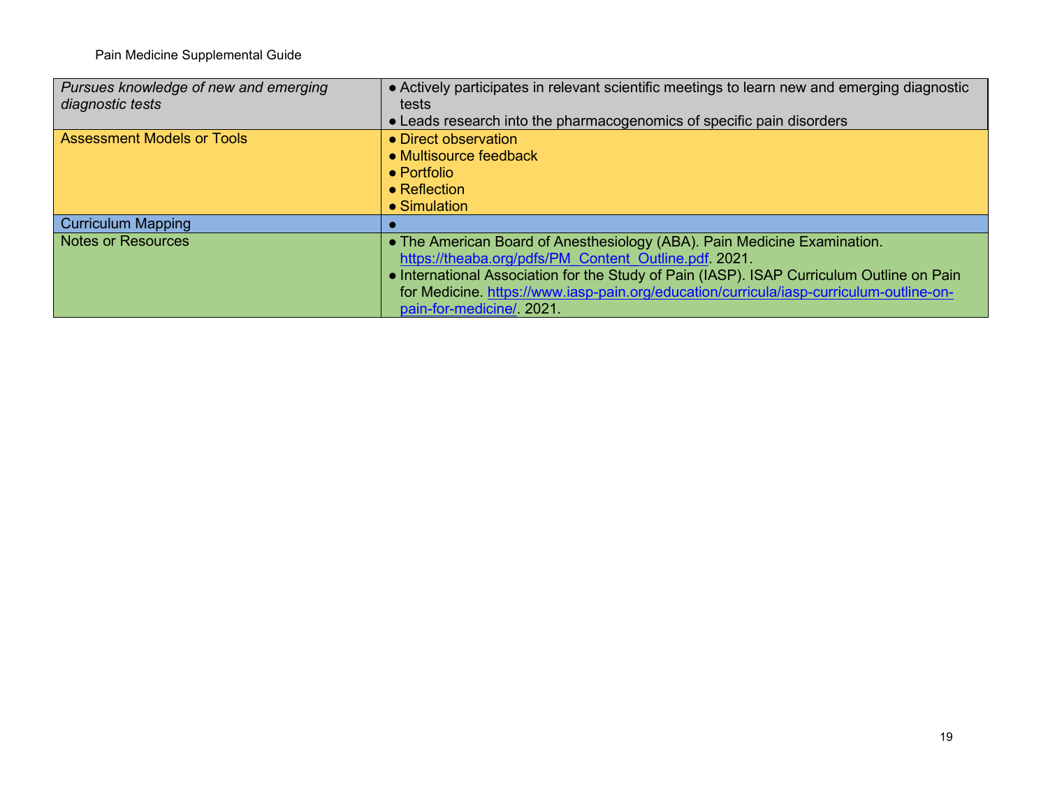| | |
|---|---|
| *Pursues knowledge of new and emerging diagnostic tests* | ● Actively participates in relevant scientific meetings to learn new and emerging diagnostic tests<br>● Leads research into the pharmacogenomics of specific pain disorders |
| Assessment Models or Tools | ● Direct observation<br>● Multisource feedback<br>● Portfolio<br>● Reflection<br>● Simulation |
| Curriculum Mapping | ● |
| Notes or Resources | ● The American Board of Anesthesiology (ABA). Pain Medicine Examination. https://theaba.org/pdfs/PM_Content_Outline.pdf. 2021.<br>● International Association for the Study of Pain (IASP). ISAP Curriculum Outline on Pain for Medicine. https://www.iasp-pain.org/education/curricula/iasp-curriculum-outline-on-pain-for-medicine/. 2021. |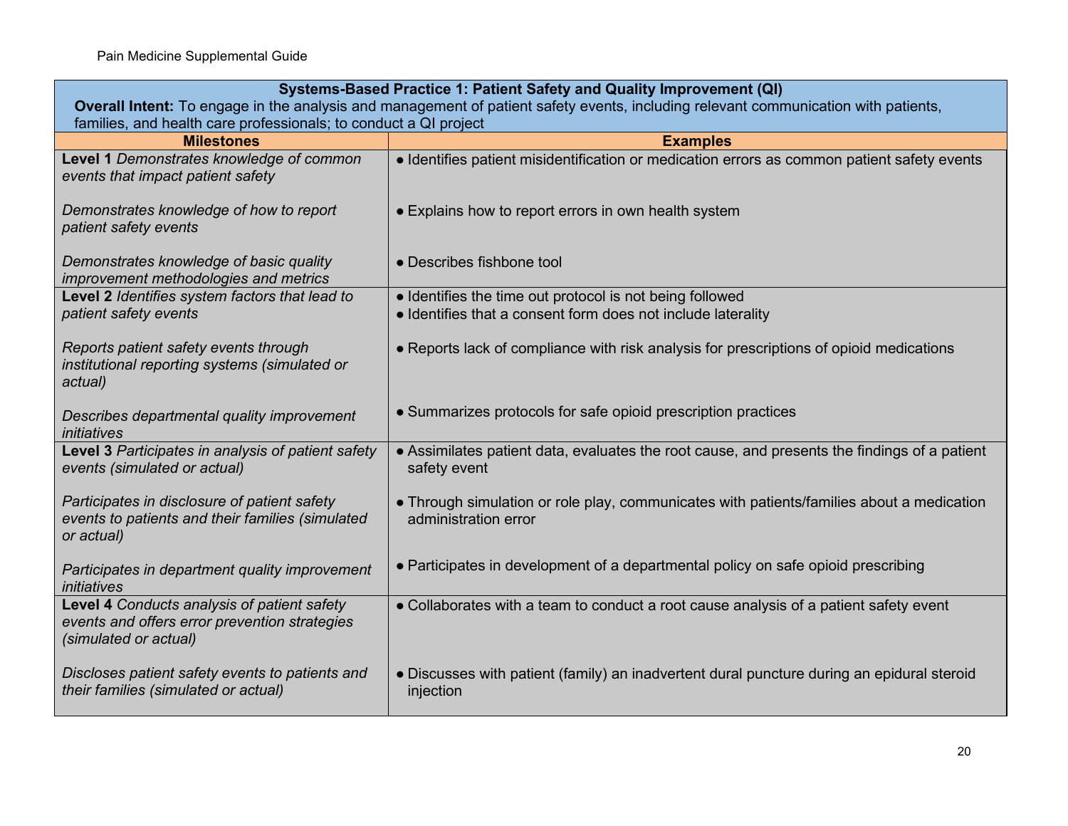| **Systems-Based Practice 1: Patient Safety and Quality Improvement (QI)**<br>**Overall Intent:** To engage in the analysis and management of patient safety events, including relevant communication with patients, families, and health care professionals; to conduct a QI project | |
|---|---|
| **Milestones** | **Examples** |
| **Level 1** *Demonstrates knowledge of common events that impact patient safety* | ● Identifies patient misidentification or medication errors as common patient safety events |
| *Demonstrates knowledge of how to report patient safety events* | ● Explains how to report errors in own health system |
| *Demonstrates knowledge of basic quality improvement methodologies and metrics* | ● Describes fishbone tool |
| **Level 2** *Identifies system factors that lead to patient safety events* | ● Identifies the time out protocol is not being followed<br>● Identifies that a consent form does not include laterality |
| *Reports patient safety events through institutional reporting systems (simulated or actual)* | ● Reports lack of compliance with risk analysis for prescriptions of opioid medications |
| *Describes departmental quality improvement initiatives* | ● Summarizes protocols for safe opioid prescription practices |
| **Level 3** *Participates in analysis of patient safety events (simulated or actual)* | ● Assimilates patient data, evaluates the root cause, and presents the findings of a patient safety event |
| *Participates in disclosure of patient safety events to patients and their families (simulated or actual)* | ● Through simulation or role play, communicates with patients/families about a medication administration error |
| *Participates in department quality improvement initiatives* | ● Participates in development of a departmental policy on safe opioid prescribing |
| **Level 4** *Conducts analysis of patient safety events and offers error prevention strategies (simulated or actual)* | ● Collaborates with a team to conduct a root cause analysis of a patient safety event |
| *Discloses patient safety events to patients and their families (simulated or actual)* | ● Discusses with patient (family) an inadvertent dural puncture during an epidural steroid injection |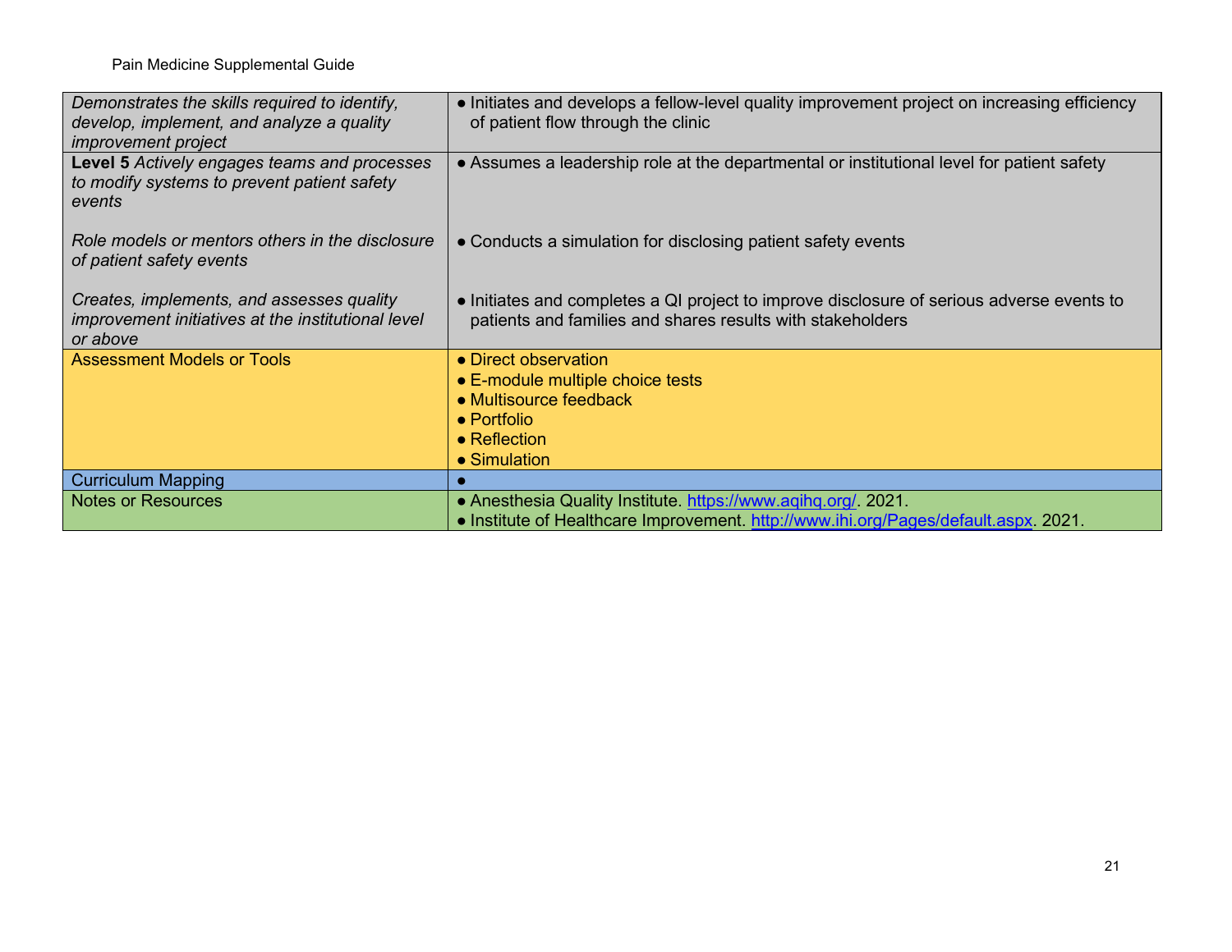| | |
|---|---|
| *Demonstrates the skills required to identify, develop, implement, and analyze a quality improvement project* | ● Initiates and develops a fellow-level quality improvement project on increasing efficiency of patient flow through the clinic |
| **Level 5** *Actively engages teams and processes to modify systems to prevent patient safety events*<br><br>*Role models or mentors others in the disclosure of patient safety events*<br><br>*Creates, implements, and assesses quality improvement initiatives at the institutional level or above* | ● Assumes a leadership role at the departmental or institutional level for patient safety<br><br>● Conducts a simulation for disclosing patient safety events<br><br>● Initiates and completes a QI project to improve disclosure of serious adverse events to patients and families and shares results with stakeholders |
| Assessment Models or Tools | ● Direct observation<br>● E-module multiple choice tests<br>● Multisource feedback<br>● Portfolio<br>● Reflection<br>● Simulation |
| Curriculum Mapping | ● |
| Notes or Resources | ● Anesthesia Quality Institute. https://www.aqihq.org/. 2021.<br>● Institute of Healthcare Improvement. http://www.ihi.org/Pages/default.aspx. 2021. |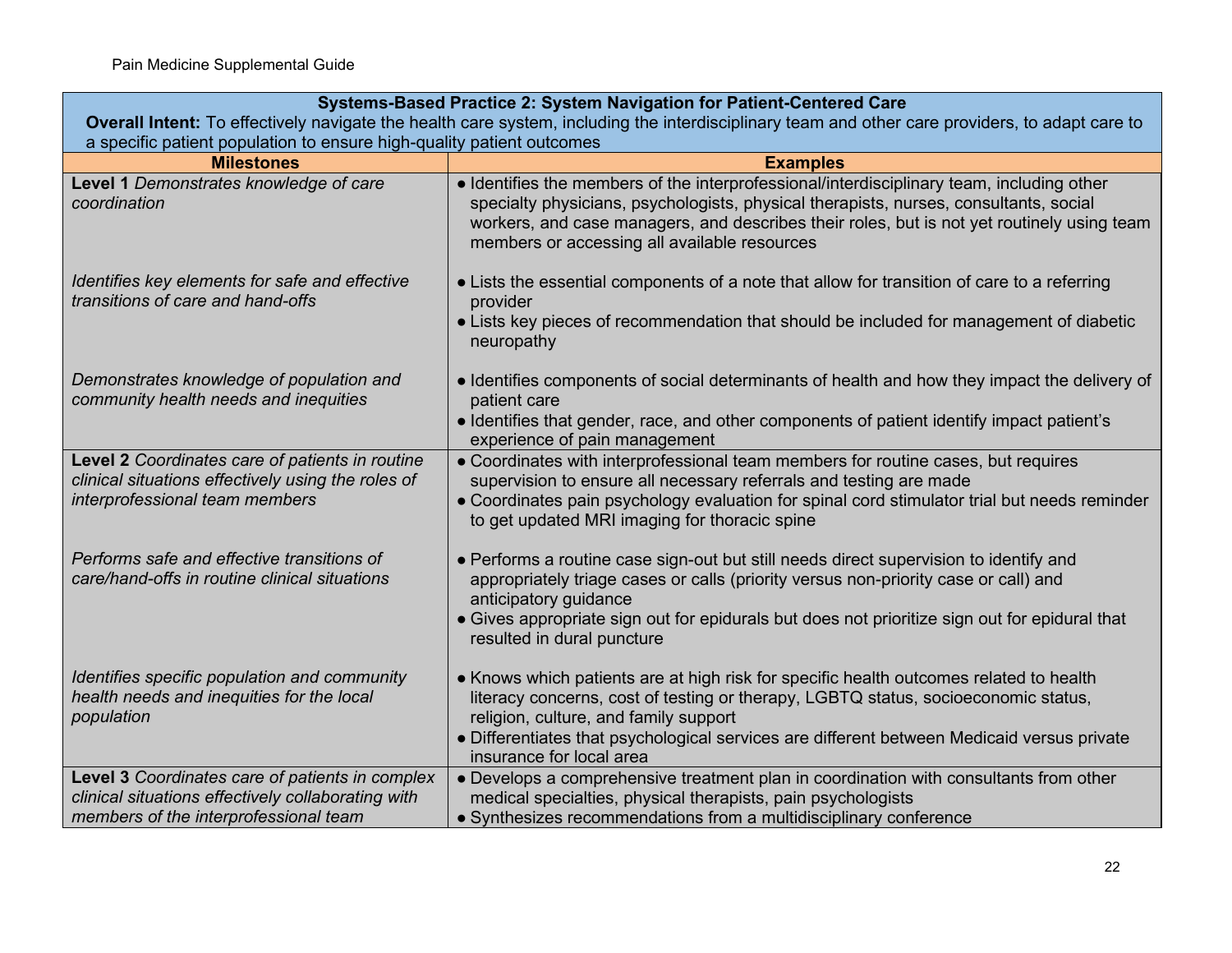| **Systems-Based Practice 2: System Navigation for Patient-Centered Care**<br>**Overall Intent:** To effectively navigate the health care system, including the interdisciplinary team and other care providers, to adapt care to a specific patient population to ensure high-quality patient outcomes | |
|---|---|
| **Milestones** | **Examples** |
| **Level 1** *Demonstrates knowledge of care coordination* | ● Identifies the members of the interprofessional/interdisciplinary team, including other specialty physicians, psychologists, physical therapists, nurses, consultants, social workers, and case managers, and describes their roles, but is not yet routinely using team members or accessing all available resources |
| *Identifies key elements for safe and effective transitions of care and hand-offs* | ● Lists the essential components of a note that allow for transition of care to a referring provider<br>● Lists key pieces of recommendation that should be included for management of diabetic neuropathy |
| *Demonstrates knowledge of population and community health needs and inequities* | ● Identifies components of social determinants of health and how they impact the delivery of patient care<br>● Identifies that gender, race, and other components of patient identify impact patient's experience of pain management |
| **Level 2** *Coordinates care of patients in routine clinical situations effectively using the roles of interprofessional team members* | ● Coordinates with interprofessional team members for routine cases, but requires supervision to ensure all necessary referrals and testing are made<br>● Coordinates pain psychology evaluation for spinal cord stimulator trial but needs reminder to get updated MRI imaging for thoracic spine |
| *Performs safe and effective transitions of care/hand-offs in routine clinical situations* | ● Performs a routine case sign-out but still needs direct supervision to identify and appropriately triage cases or calls (priority versus non-priority case or call) and anticipatory guidance<br>● Gives appropriate sign out for epidurals but does not prioritize sign out for epidural that resulted in dural puncture |
| *Identifies specific population and community health needs and inequities for the local population* | ● Knows which patients are at high risk for specific health outcomes related to health literacy concerns, cost of testing or therapy, LGBTQ status, socioeconomic status, religion, culture, and family support<br>● Differentiates that psychological services are different between Medicaid versus private insurance for local area |
| **Level 3** *Coordinates care of patients in complex clinical situations effectively collaborating with members of the interprofessional team* | ● Develops a comprehensive treatment plan in coordination with consultants from other medical specialties, physical therapists, pain psychologists<br>● Synthesizes recommendations from a multidisciplinary conference |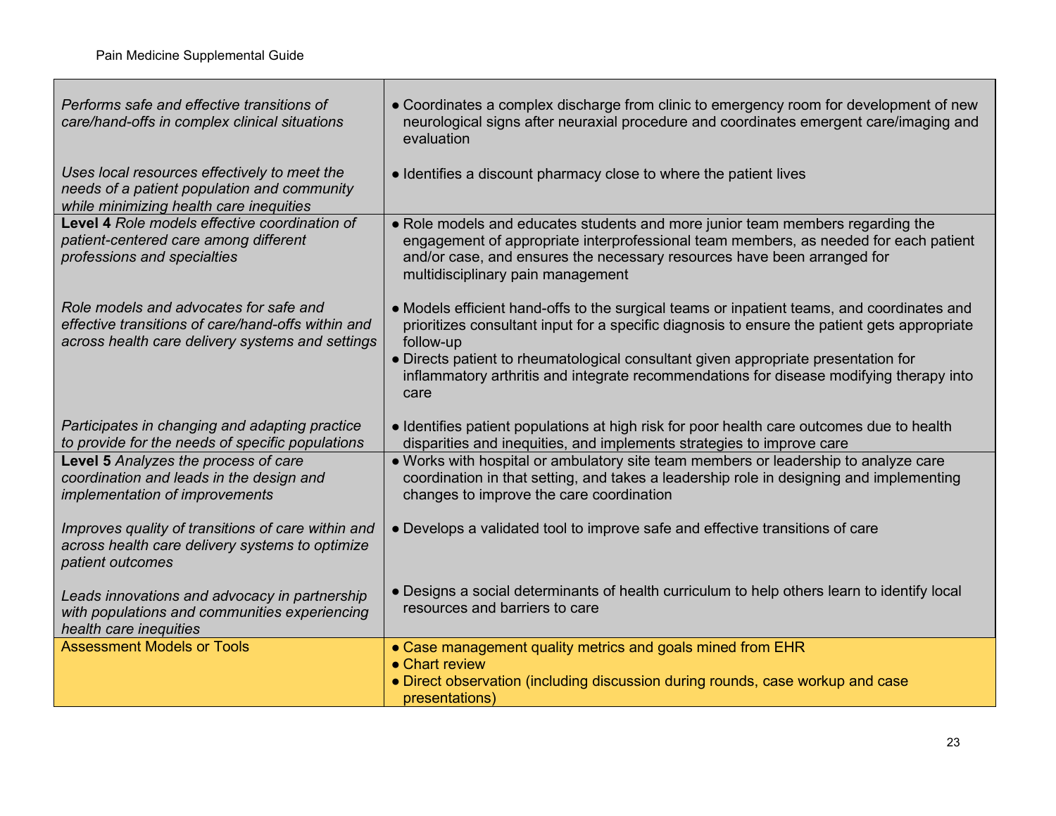| | |
|---|---|
| *Performs safe and effective transitions of care/hand-offs in complex clinical situations*<br><br>*Uses local resources effectively to meet the needs of a patient population and community while minimizing health care inequities* | ● Coordinates a complex discharge from clinic to emergency room for development of new neurological signs after neuraxial procedure and coordinates emergent care/imaging and evaluation<br><br>● Identifies a discount pharmacy close to where the patient lives |
| **Level 4** *Role models effective coordination of patient-centered care among different professions and specialties*<br><br>*Role models and advocates for safe and effective transitions of care/hand-offs within and across health care delivery systems and settings*<br><br>*Participates in changing and adapting practice to provide for the needs of specific populations* | ● Role models and educates students and more junior team members regarding the engagement of appropriate interprofessional team members, as needed for each patient and/or case, and ensures the necessary resources have been arranged for multidisciplinary pain management<br><br>● Models efficient hand-offs to the surgical teams or inpatient teams, and coordinates and prioritizes consultant input for a specific diagnosis to ensure the patient gets appropriate follow-up<br>● Directs patient to rheumatological consultant given appropriate presentation for inflammatory arthritis and integrate recommendations for disease modifying therapy into care<br><br>● Identifies patient populations at high risk for poor health care outcomes due to health disparities and inequities, and implements strategies to improve care |
| **Level 5** *Analyzes the process of care coordination and leads in the design and implementation of improvements*<br><br>*Improves quality of transitions of care within and across health care delivery systems to optimize patient outcomes*<br><br>*Leads innovations and advocacy in partnership with populations and communities experiencing health care inequities* | ● Works with hospital or ambulatory site team members or leadership to analyze care coordination in that setting, and takes a leadership role in designing and implementing changes to improve the care coordination<br><br>● Develops a validated tool to improve safe and effective transitions of care<br><br>● Designs a social determinants of health curriculum to help others learn to identify local resources and barriers to care |
| Assessment Models or Tools | ● Case management quality metrics and goals mined from EHR<br>● Chart review<br>● Direct observation (including discussion during rounds, case workup and case presentations) |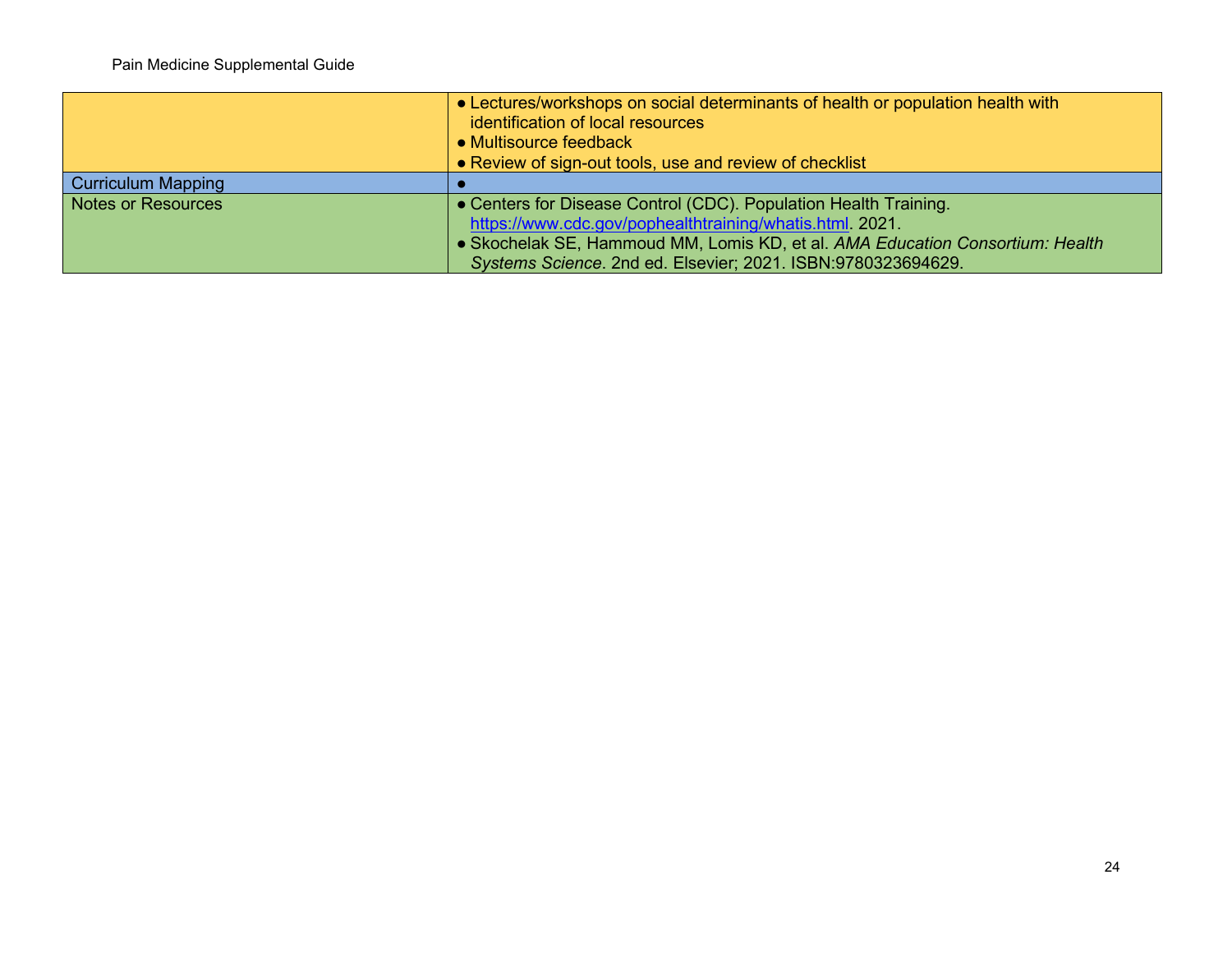| | |
|---|---|
| | • Lectures/workshops on social determinants of health or population health with identification of local resources<br>• Multisource feedback<br>• Review of sign-out tools, use and review of checklist |
| Curriculum Mapping | • |
| Notes or Resources | • Centers for Disease Control (CDC). Population Health Training. https://www.cdc.gov/pophealthtraining/whatis.html. 2021.<br>• Skochelak SE, Hammoud MM, Lomis KD, et al. *AMA Education Consortium: Health Systems Science*. 2nd ed. Elsevier; 2021. ISBN:9780323694629. |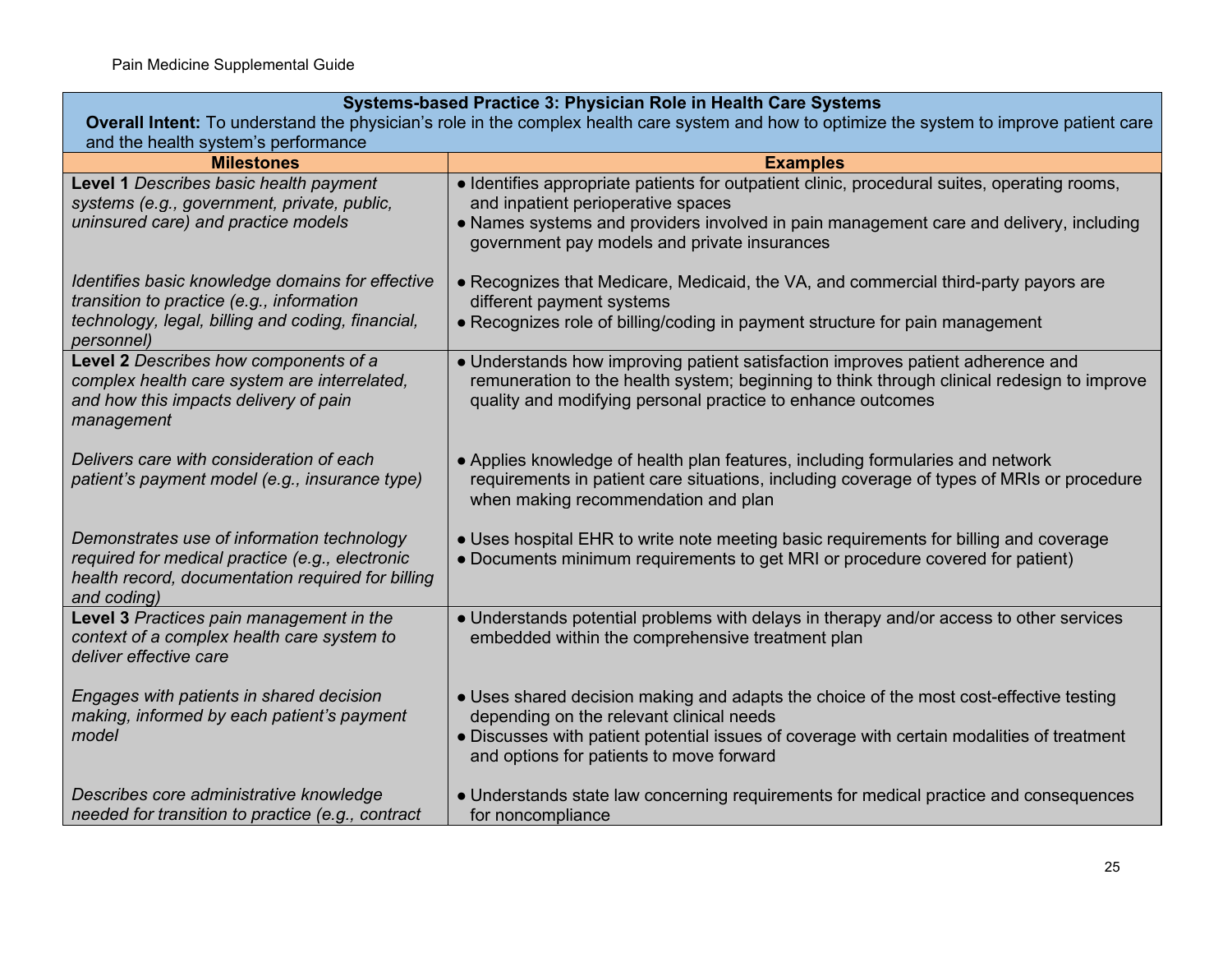| **Systems-based Practice 3: Physician Role in Health Care Systems**<br>**Overall Intent:** To understand the physician's role in the complex health care system and how to optimize the system to improve patient care and the health system's performance | |
|---|---|
| **Milestones** | **Examples** |
| **Level 1** *Describes basic health payment systems (e.g., government, private, public, uninsured care) and practice models* | ● Identifies appropriate patients for outpatient clinic, procedural suites, operating rooms, and inpatient perioperative spaces<br>● Names systems and providers involved in pain management care and delivery, including government pay models and private insurances |
| *Identifies basic knowledge domains for effective transition to practice (e.g., information technology, legal, billing and coding, financial, personnel)* | ● Recognizes that Medicare, Medicaid, the VA, and commercial third-party payors are different payment systems<br>● Recognizes role of billing/coding in payment structure for pain management |
| **Level 2** *Describes how components of a complex health care system are interrelated, and how this impacts delivery of pain management* | ● Understands how improving patient satisfaction improves patient adherence and remuneration to the health system; beginning to think through clinical redesign to improve quality and modifying personal practice to enhance outcomes |
| *Delivers care with consideration of each patient's payment model (e.g., insurance type)* | ● Applies knowledge of health plan features, including formularies and network requirements in patient care situations, including coverage of types of MRIs or procedure when making recommendation and plan |
| *Demonstrates use of information technology required for medical practice (e.g., electronic health record, documentation required for billing and coding)* | ● Uses hospital EHR to write note meeting basic requirements for billing and coverage<br>● Documents minimum requirements to get MRI or procedure covered for patient) |
| **Level 3** *Practices pain management in the context of a complex health care system to deliver effective care* | ● Understands potential problems with delays in therapy and/or access to other services embedded within the comprehensive treatment plan |
| *Engages with patients in shared decision making, informed by each patient's payment model* | ● Uses shared decision making and adapts the choice of the most cost-effective testing depending on the relevant clinical needs<br>● Discusses with patient potential issues of coverage with certain modalities of treatment and options for patients to move forward |
| *Describes core administrative knowledge needed for transition to practice (e.g., contract* | ● Understands state law concerning requirements for medical practice and consequences for noncompliance |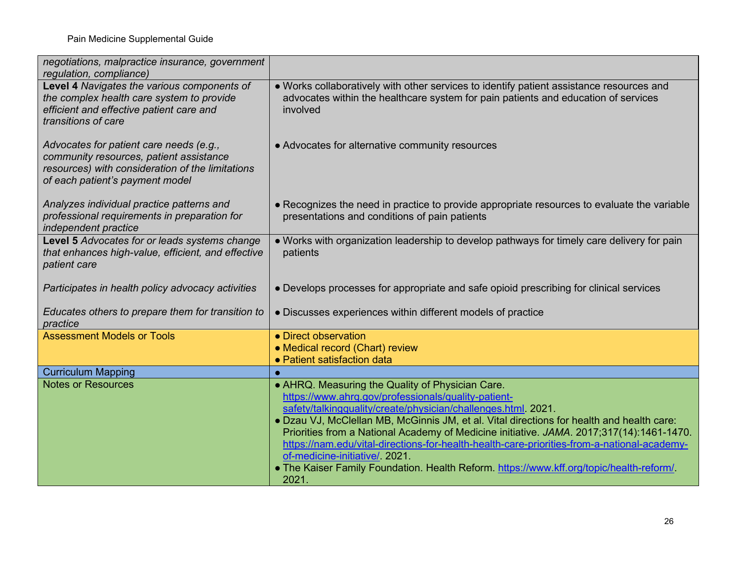| *negotiations, malpractice insurance, government regulation, compliance)* | |
|---|---|
| **Level 4** *Navigates the various components of the complex health care system to provide efficient and effective patient care and transitions of care*<br><br>*Advocates for patient care needs (e.g., community resources, patient assistance resources) with consideration of the limitations of each patient's payment model*<br><br>*Analyzes individual practice patterns and professional requirements in preparation for independent practice* | ● Works collaboratively with other services to identify patient assistance resources and advocates within the healthcare system for pain patients and education of services involved<br><br>● Advocates for alternative community resources<br><br>● Recognizes the need in practice to provide appropriate resources to evaluate the variable presentations and conditions of pain patients |
| **Level 5** *Advocates for or leads systems change that enhances high-value, efficient, and effective patient care*<br><br>*Participates in health policy advocacy activities*<br><br>*Educates others to prepare them for transition to practice* | ● Works with organization leadership to develop pathways for timely care delivery for pain patients<br><br>● Develops processes for appropriate and safe opioid prescribing for clinical services<br><br>● Discusses experiences within different models of practice |
| Assessment Models or Tools | ● Direct observation<br>● Medical record (Chart) review<br>● Patient satisfaction data |
| Curriculum Mapping | ● |
| Notes or Resources | ● AHRQ. Measuring the Quality of Physician Care. https://www.ahrq.gov/professionals/quality-patient-safety/talkingquality/create/physician/challenges.html. 2021.<br>● Dzau VJ, McClellan MB, McGinnis JM, et al. Vital directions for health and health care: Priorities from a National Academy of Medicine initiative. *JAMA*. 2017;317(14):1461-1470. https://nam.edu/vital-directions-for-health-health-care-priorities-from-a-national-academy-of-medicine-initiative/. 2021.<br>● The Kaiser Family Foundation. Health Reform. https://www.kff.org/topic/health-reform/. 2021. |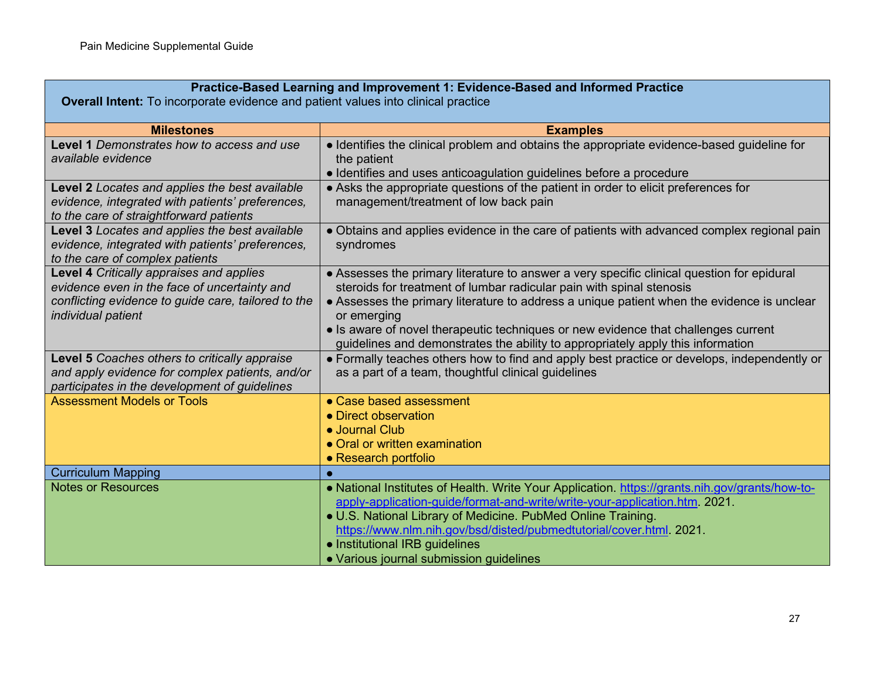| Practice-Based Learning and Improvement 1: Evidence-Based and Informed Practice<br>**Overall Intent:** To incorporate evidence and patient values into clinical practice | |
|---|---|
| **Milestones** | **Examples** |
| **Level 1** *Demonstrates how to access and use available evidence* | ● Identifies the clinical problem and obtains the appropriate evidence-based guideline for the patient<br>● Identifies and uses anticoagulation guidelines before a procedure |
| **Level 2** *Locates and applies the best available evidence, integrated with patients' preferences, to the care of straightforward patients* | ● Asks the appropriate questions of the patient in order to elicit preferences for management/treatment of low back pain |
| **Level 3** *Locates and applies the best available evidence, integrated with patients' preferences, to the care of complex patients* | ● Obtains and applies evidence in the care of patients with advanced complex regional pain syndromes |
| **Level 4** *Critically appraises and applies evidence even in the face of uncertainty and conflicting evidence to guide care, tailored to the individual patient* | ● Assesses the primary literature to answer a very specific clinical question for epidural steroids for treatment of lumbar radicular pain with spinal stenosis<br>● Assesses the primary literature to address a unique patient when the evidence is unclear or emerging<br>● Is aware of novel therapeutic techniques or new evidence that challenges current guidelines and demonstrates the ability to appropriately apply this information |
| **Level 5** *Coaches others to critically appraise and apply evidence for complex patients, and/or participates in the development of guidelines* | ● Formally teaches others how to find and apply best practice or develops, independently or as a part of a team, thoughtful clinical guidelines |
| Assessment Models or Tools | ● Case based assessment<br>● Direct observation<br>● Journal Club<br>● Oral or written examination<br>● Research portfolio |
| Curriculum Mapping | ● |
| Notes or Resources | ● National Institutes of Health. Write Your Application. https://grants.nih.gov/grants/how-to-apply-application-guide/format-and-write/write-your-application.htm. 2021.<br>● U.S. National Library of Medicine. PubMed Online Training. https://www.nlm.nih.gov/bsd/disted/pubmedtutorial/cover.html. 2021.<br>● Institutional IRB guidelines<br>● Various journal submission guidelines |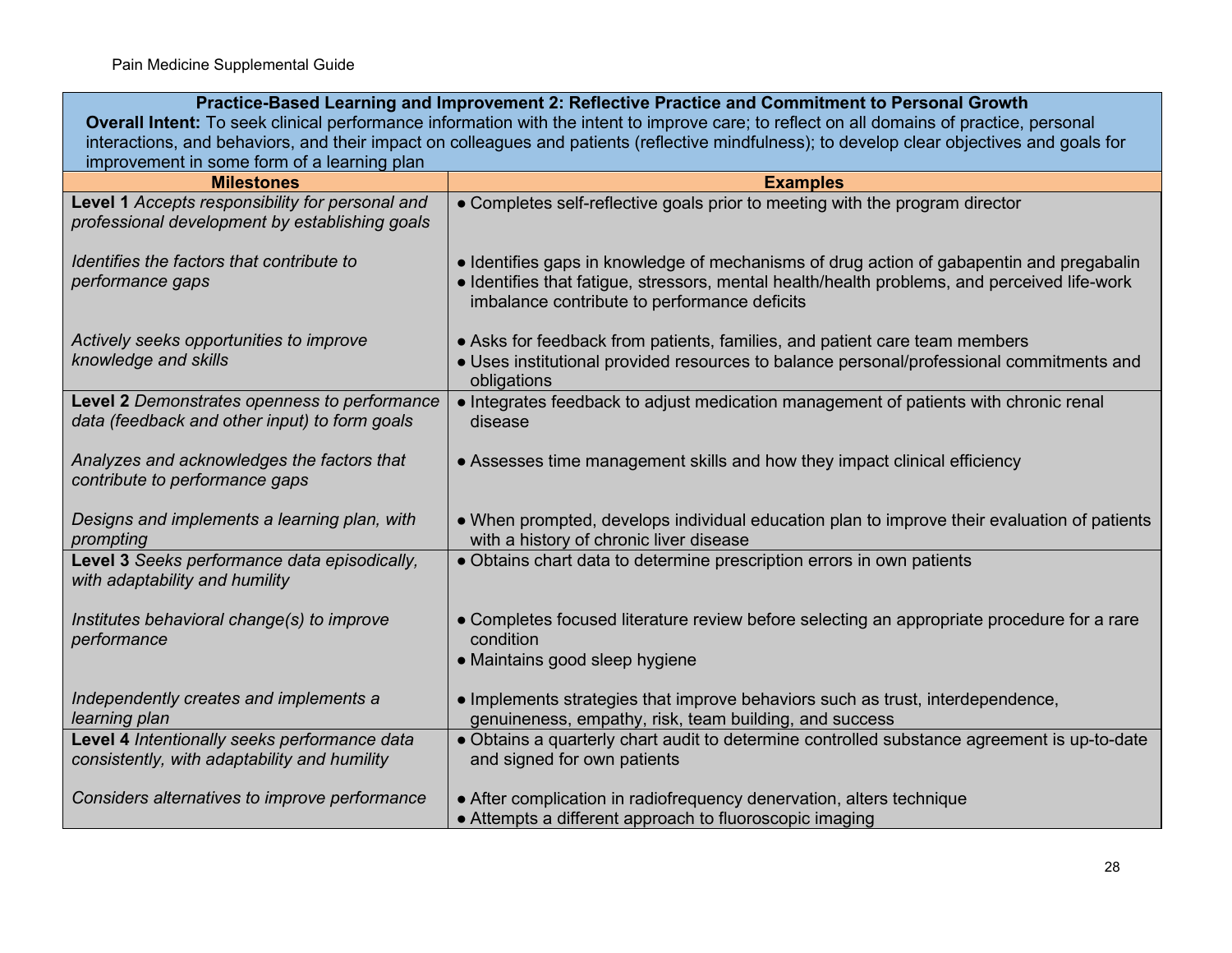| **Practice-Based Learning and Improvement 2: Reflective Practice and Commitment to Personal Growth**<br>**Overall Intent:** To seek clinical performance information with the intent to improve care; to reflect on all domains of practice, personal interactions, and behaviors, and their impact on colleagues and patients (reflective mindfulness); to develop clear objectives and goals for improvement in some form of a learning plan | |
|---|---|
| **Milestones** | **Examples** |
| **Level 1** *Accepts responsibility for personal and professional development by establishing goals* | ● Completes self-reflective goals prior to meeting with the program director |
| *Identifies the factors that contribute to performance gaps* | ● Identifies gaps in knowledge of mechanisms of drug action of gabapentin and pregabalin<br>● Identifies that fatigue, stressors, mental health/health problems, and perceived life-work imbalance contribute to performance deficits |
| *Actively seeks opportunities to improve knowledge and skills* | ● Asks for feedback from patients, families, and patient care team members<br>● Uses institutional provided resources to balance personal/professional commitments and obligations |
| **Level 2** *Demonstrates openness to performance data (feedback and other input) to form goals* | ● Integrates feedback to adjust medication management of patients with chronic renal disease |
| *Analyzes and acknowledges the factors that contribute to performance gaps* | ● Assesses time management skills and how they impact clinical efficiency |
| *Designs and implements a learning plan, with prompting* | ● When prompted, develops individual education plan to improve their evaluation of patients with a history of chronic liver disease |
| **Level 3** *Seeks performance data episodically, with adaptability and humility* | ● Obtains chart data to determine prescription errors in own patients |
| *Institutes behavioral change(s) to improve performance* | ● Completes focused literature review before selecting an appropriate procedure for a rare condition<br>● Maintains good sleep hygiene |
| *Independently creates and implements a learning plan* | ● Implements strategies that improve behaviors such as trust, interdependence, genuineness, empathy, risk, team building, and success |
| **Level 4** *Intentionally seeks performance data consistently, with adaptability and humility* | ● Obtains a quarterly chart audit to determine controlled substance agreement is up-to-date and signed for own patients |
| *Considers alternatives to improve performance* | ● After complication in radiofrequency denervation, alters technique<br>● Attempts a different approach to fluoroscopic imaging |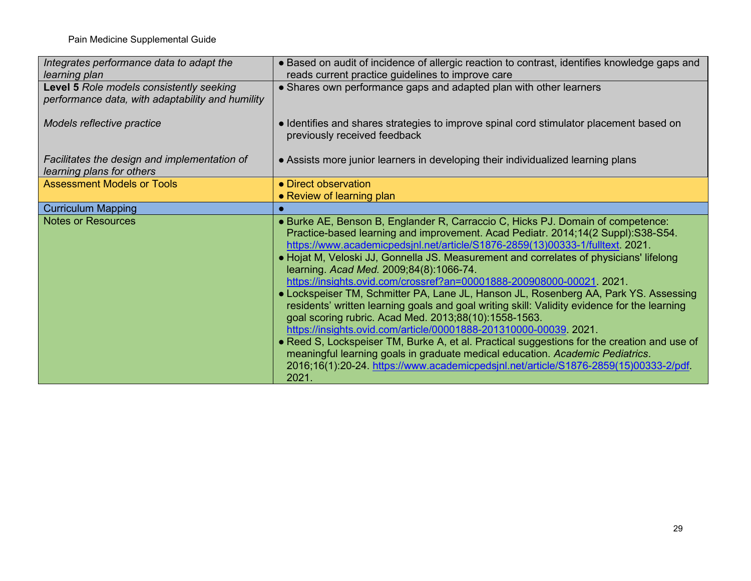| | |
|---|---|
| *Integrates performance data to adapt the learning plan* | ● Based on audit of incidence of allergic reaction to contrast, identifies knowledge gaps and reads current practice guidelines to improve care |
| **Level 5** *Role models consistently seeking performance data, with adaptability and humility*<br><br>*Models reflective practice*<br><br>*Facilitates the design and implementation of learning plans for others* | ● Shares own performance gaps and adapted plan with other learners<br><br>● Identifies and shares strategies to improve spinal cord stimulator placement based on previously received feedback<br><br>● Assists more junior learners in developing their individualized learning plans |
| Assessment Models or Tools | ● Direct observation<br>● Review of learning plan |
| Curriculum Mapping | ● |
| Notes or Resources | ● Burke AE, Benson B, Englander R, Carraccio C, Hicks PJ. Domain of competence: Practice-based learning and improvement. Acad Pediatr. 2014;14(2 Suppl):S38-S54. https://www.academicpedsjnl.net/article/S1876-2859(13)00333-1/fulltext. 2021.<br>● Hojat M, Veloski JJ, Gonnella JS. Measurement and correlates of physicians' lifelong learning. *Acad Med.* 2009;84(8):1066-74. https://insights.ovid.com/crossref?an=00001888-200908000-00021. 2021.<br>● Lockspeiser TM, Schmitter PA, Lane JL, Hanson JL, Rosenberg AA, Park YS. Assessing residents' written learning goals and goal writing skill: Validity evidence for the learning goal scoring rubric. Acad Med. 2013;88(10):1558-1563. https://insights.ovid.com/article/00001888-201310000-00039. 2021.<br>● Reed S, Lockspeiser TM, Burke A, et al. Practical suggestions for the creation and use of meaningful learning goals in graduate medical education. *Academic Pediatrics*. 2016;16(1):20-24. https://www.academicpedsjnl.net/article/S1876-2859(15)00333-2/pdf. 2021. |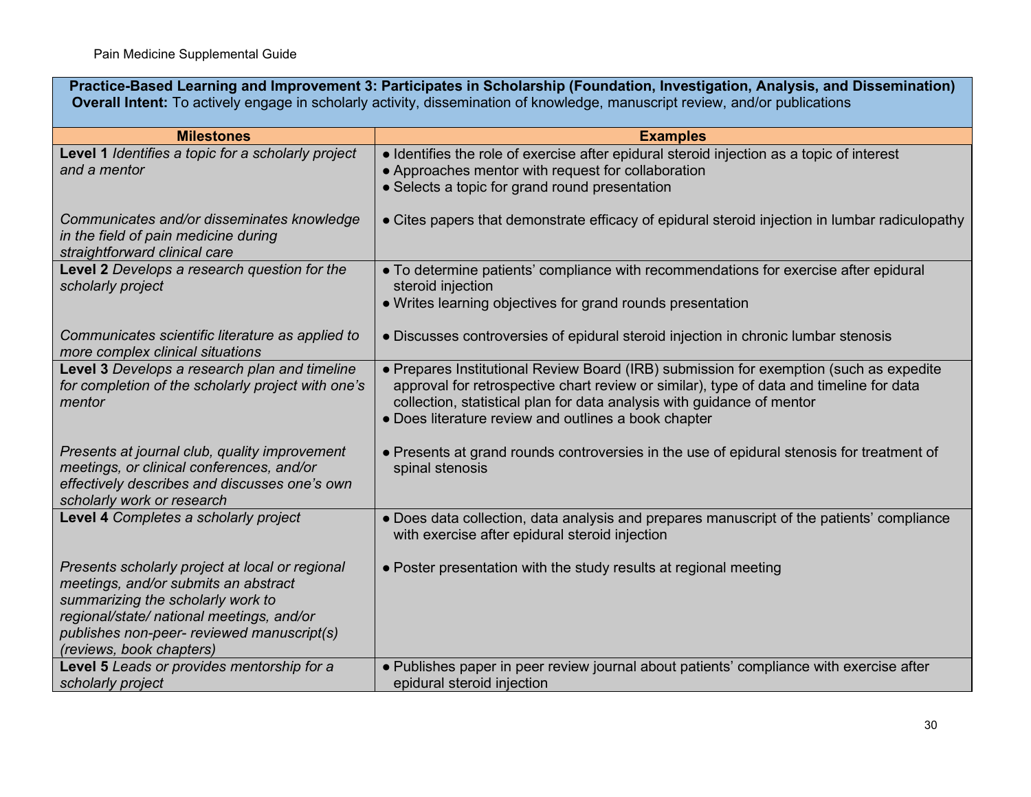| Practice-Based Learning and Improvement 3: Participates in Scholarship (Foundation, Investigation, Analysis, and Dissemination)<br>**Overall Intent:** To actively engage in scholarly activity, dissemination of knowledge, manuscript review, and/or publications | |
|---|---|
| **Milestones** | **Examples** |
| **Level 1** *Identifies a topic for a scholarly project and a mentor*<br><br>*Communicates and/or disseminates knowledge in the field of pain medicine during straightforward clinical care* | ● Identifies the role of exercise after epidural steroid injection as a topic of interest<br>● Approaches mentor with request for collaboration<br>● Selects a topic for grand round presentation<br><br>● Cites papers that demonstrate efficacy of epidural steroid injection in lumbar radiculopathy |
| **Level 2** *Develops a research question for the scholarly project*<br><br>*Communicates scientific literature as applied to more complex clinical situations* | ● To determine patients' compliance with recommendations for exercise after epidural steroid injection<br>● Writes learning objectives for grand rounds presentation<br><br>● Discusses controversies of epidural steroid injection in chronic lumbar stenosis |
| **Level 3** *Develops a research plan and timeline for completion of the scholarly project with one's mentor*<br><br>*Presents at journal club, quality improvement meetings, or clinical conferences, and/or effectively describes and discusses one's own scholarly work or research* | ● Prepares Institutional Review Board (IRB) submission for exemption (such as expedite approval for retrospective chart review or similar), type of data and timeline for data collection, statistical plan for data analysis with guidance of mentor<br>● Does literature review and outlines a book chapter<br><br>● Presents at grand rounds controversies in the use of epidural stenosis for treatment of spinal stenosis |
| **Level 4** *Completes a scholarly project*<br><br>*Presents scholarly project at local or regional meetings, and/or submits an abstract summarizing the scholarly work to regional/state/ national meetings, and/or publishes non-peer- reviewed manuscript(s) (reviews, book chapters)* | ● Does data collection, data analysis and prepares manuscript of the patients' compliance with exercise after epidural steroid injection<br><br>● Poster presentation with the study results at regional meeting |
| **Level 5** *Leads or provides mentorship for a scholarly project* | ● Publishes paper in peer review journal about patients' compliance with exercise after epidural steroid injection |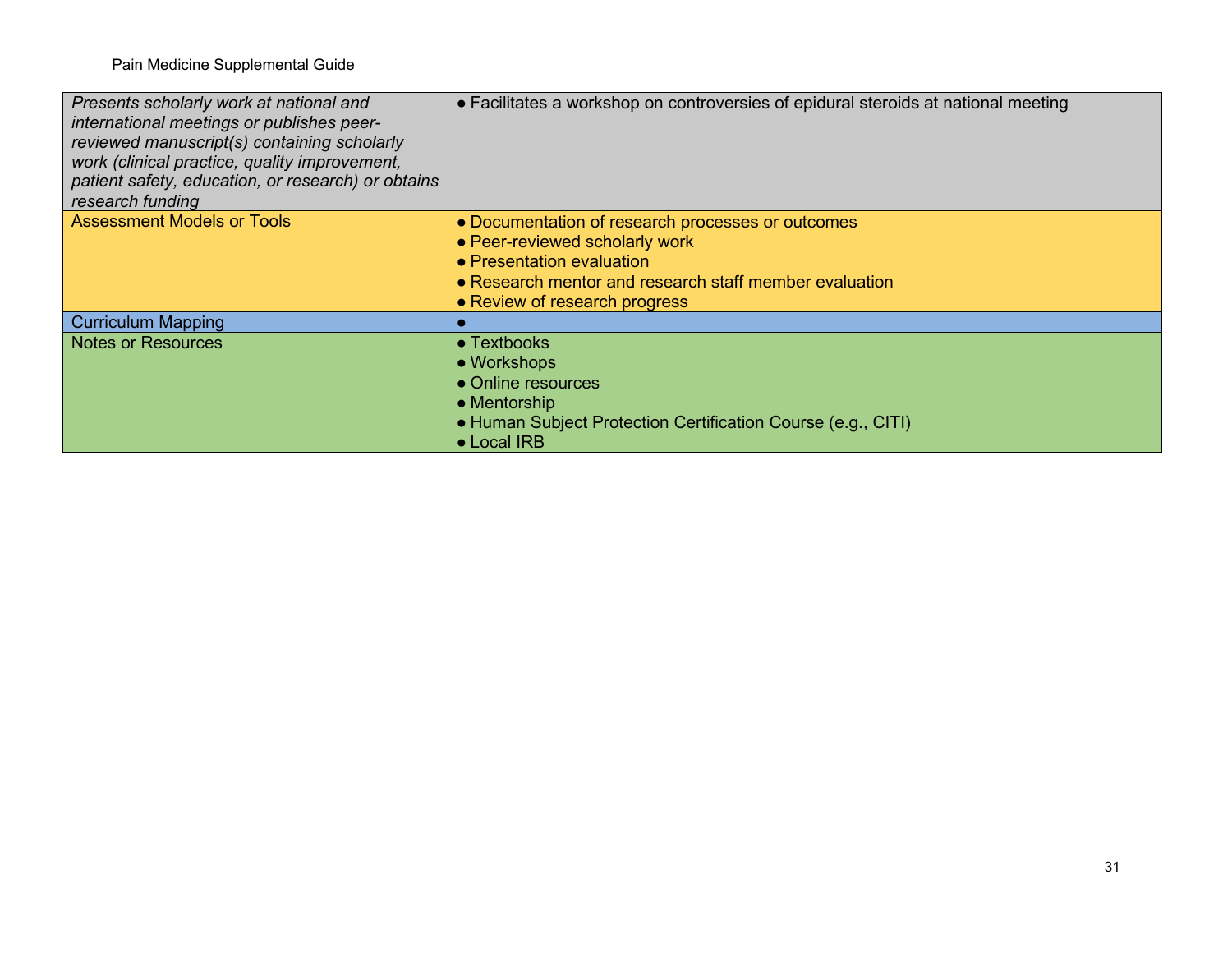| | |
|---|---|
| *Presents scholarly work at national and international meetings or publishes peer-reviewed manuscript(s) containing scholarly work (clinical practice, quality improvement, patient safety, education, or research) or obtains research funding* | ● Facilitates a workshop on controversies of epidural steroids at national meeting |
| Assessment Models or Tools | ● Documentation of research processes or outcomes<br>● Peer-reviewed scholarly work<br>● Presentation evaluation<br>● Research mentor and research staff member evaluation<br>● Review of research progress |
| Curriculum Mapping | ● |
| Notes or Resources | ● Textbooks<br>● Workshops<br>● Online resources<br>● Mentorship<br>● Human Subject Protection Certification Course (e.g., CITI)<br>● Local IRB |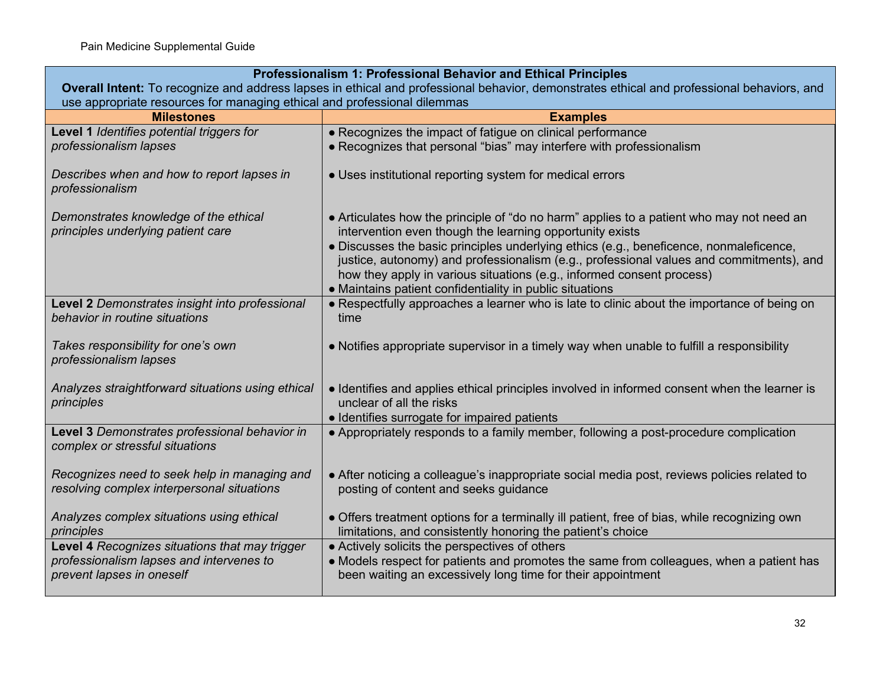| Professionalism 1: Professional Behavior and Ethical Principles<br>**Overall Intent:** To recognize and address lapses in ethical and professional behavior, demonstrates ethical and professional behaviors, and use appropriate resources for managing ethical and professional dilemmas | |
|---|---|
| **Milestones** | **Examples** |
| **Level 1** *Identifies potential triggers for professionalism lapses* | ● Recognizes the impact of fatigue on clinical performance<br>● Recognizes that personal "bias" may interfere with professionalism |
| *Describes when and how to report lapses in professionalism* | ● Uses institutional reporting system for medical errors |
| *Demonstrates knowledge of the ethical principles underlying patient care* | ● Articulates how the principle of "do no harm" applies to a patient who may not need an intervention even though the learning opportunity exists<br>● Discusses the basic principles underlying ethics (e.g., beneficence, nonmaleficence, justice, autonomy) and professionalism (e.g., professional values and commitments), and how they apply in various situations (e.g., informed consent process)<br>● Maintains patient confidentiality in public situations |
| **Level 2** *Demonstrates insight into professional behavior in routine situations* | ● Respectfully approaches a learner who is late to clinic about the importance of being on time |
| *Takes responsibility for one's own professionalism lapses* | ● Notifies appropriate supervisor in a timely way when unable to fulfill a responsibility |
| *Analyzes straightforward situations using ethical principles* | ● Identifies and applies ethical principles involved in informed consent when the learner is unclear of all the risks<br>● Identifies surrogate for impaired patients |
| **Level 3** *Demonstrates professional behavior in complex or stressful situations* | ● Appropriately responds to a family member, following a post-procedure complication |
| *Recognizes need to seek help in managing and resolving complex interpersonal situations* | ● After noticing a colleague's inappropriate social media post, reviews policies related to posting of content and seeks guidance |
| *Analyzes complex situations using ethical principles* | ● Offers treatment options for a terminally ill patient, free of bias, while recognizing own limitations, and consistently honoring the patient's choice |
| **Level 4** *Recognizes situations that may trigger professionalism lapses and intervenes to prevent lapses in oneself* | ● Actively solicits the perspectives of others<br>● Models respect for patients and promotes the same from colleagues, when a patient has been waiting an excessively long time for their appointment |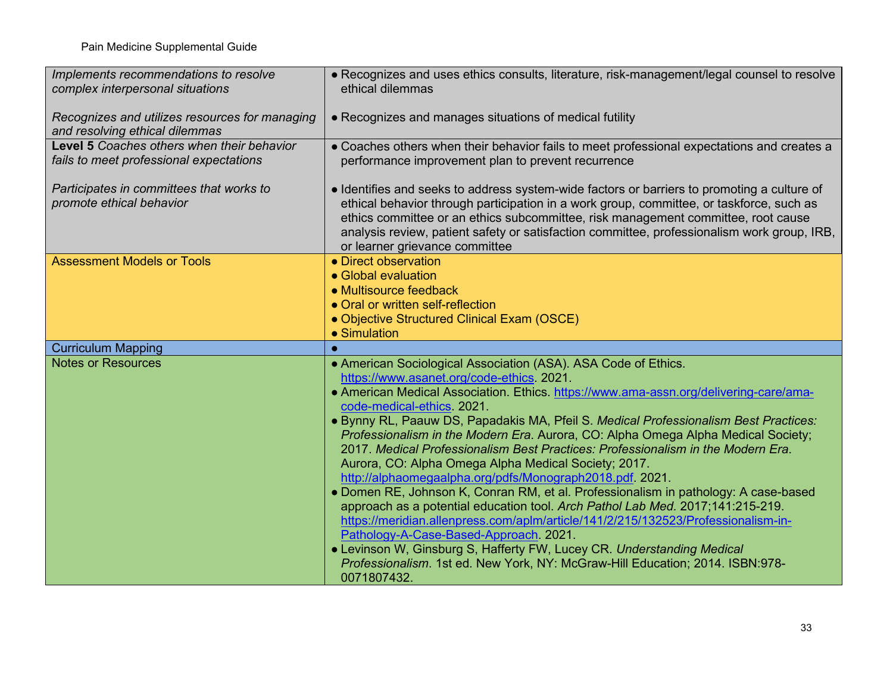| | |
|---|---|
| *Implements recommendations to resolve complex interpersonal situations*<br><br>*Recognizes and utilizes resources for managing and resolving ethical dilemmas* | ● Recognizes and uses ethics consults, literature, risk-management/legal counsel to resolve ethical dilemmas<br><br>● Recognizes and manages situations of medical futility |
| **Level 5** *Coaches others when their behavior fails to meet professional expectations*<br><br>*Participates in committees that works to promote ethical behavior* | ● Coaches others when their behavior fails to meet professional expectations and creates a performance improvement plan to prevent recurrence<br><br>● Identifies and seeks to address system-wide factors or barriers to promoting a culture of ethical behavior through participation in a work group, committee, or taskforce, such as ethics committee or an ethics subcommittee, risk management committee, root cause analysis review, patient safety or satisfaction committee, professionalism work group, IRB, or learner grievance committee |
| Assessment Models or Tools | ● Direct observation<br>● Global evaluation<br>● Multisource feedback<br>● Oral or written self-reflection<br>● Objective Structured Clinical Exam (OSCE)<br>● Simulation |
| Curriculum Mapping | ● |
| Notes or Resources | ● American Sociological Association (ASA). ASA Code of Ethics. https://www.asanet.org/code-ethics. 2021.<br>● American Medical Association. Ethics. https://www.ama-assn.org/delivering-care/ama-code-medical-ethics. 2021.<br>● Bynny RL, Paauw DS, Papadakis MA, Pfeil S. *Medical Professionalism Best Practices: Professionalism in the Modern Era*. Aurora, CO: Alpha Omega Alpha Medical Society; 2017. *Medical Professionalism Best Practices: Professionalism in the Modern Era*. Aurora, CO: Alpha Omega Alpha Medical Society; 2017. http://alphaomegaalpha.org/pdfs/Monograph2018.pdf. 2021.<br>● Domen RE, Johnson K, Conran RM, et al. Professionalism in pathology: A case-based approach as a potential education tool. *Arch Pathol Lab Med*. 2017;141:215-219. https://meridian.allenpress.com/aplm/article/141/2/215/132523/Professionalism-in-Pathology-A-Case-Based-Approach. 2021.<br>● Levinson W, Ginsburg S, Hafferty FW, Lucey CR. *Understanding Medical Professionalism*. 1st ed. New York, NY: McGraw-Hill Education; 2014. ISBN:978-0071807432. |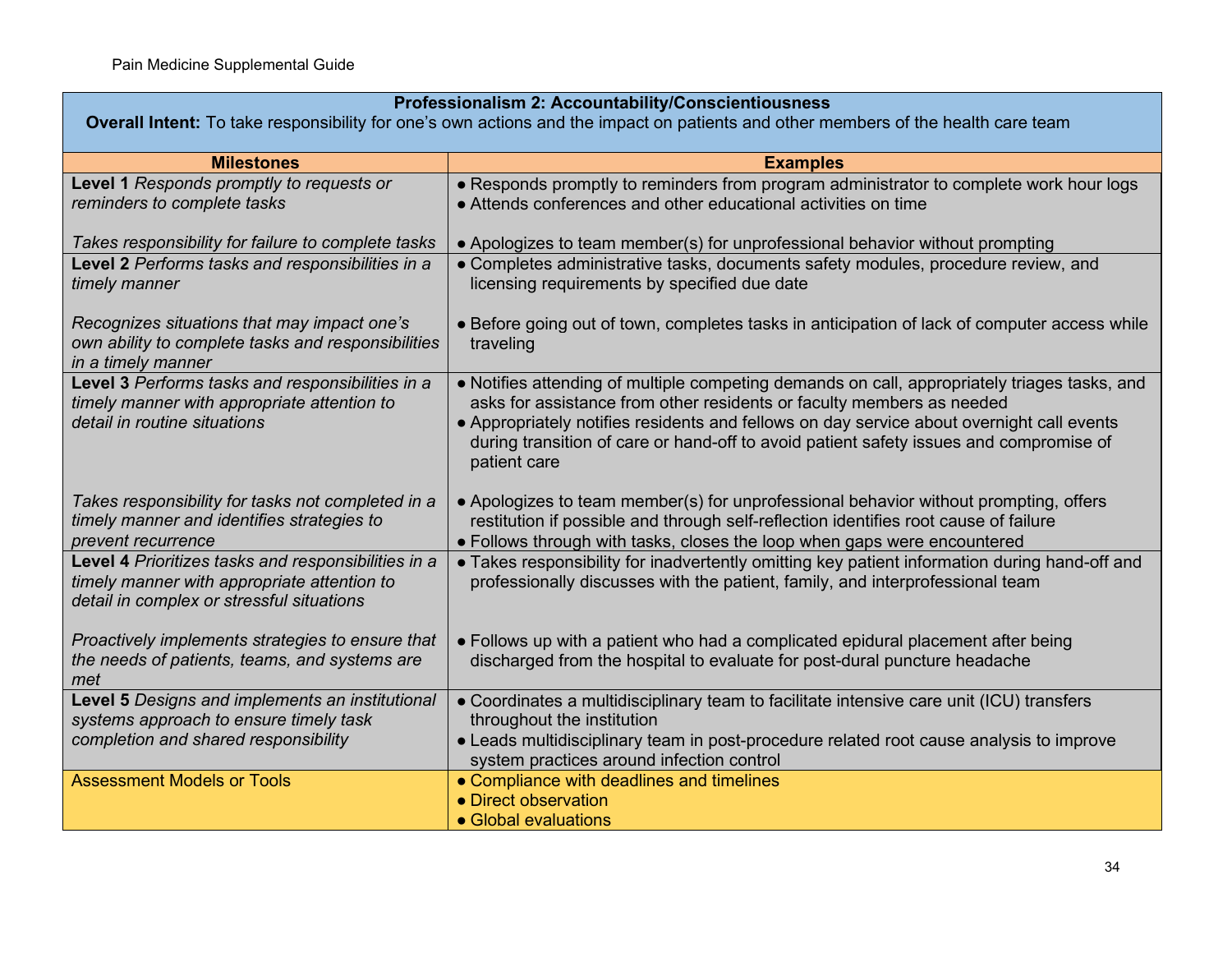| **Professionalism 2: Accountability/Conscientiousness**<br>**Overall Intent:** To take responsibility for one's own actions and the impact on patients and other members of the health care team | |
|---|---|
| **Milestones** | **Examples** |
| **Level 1** *Responds promptly to requests or reminders to complete tasks*<br><br>*Takes responsibility for failure to complete tasks* | ● Responds promptly to reminders from program administrator to complete work hour logs<br>● Attends conferences and other educational activities on time<br><br>● Apologizes to team member(s) for unprofessional behavior without prompting |
| **Level 2** *Performs tasks and responsibilities in a timely manner*<br><br>*Recognizes situations that may impact one's own ability to complete tasks and responsibilities in a timely manner* | ● Completes administrative tasks, documents safety modules, procedure review, and licensing requirements by specified due date<br><br>● Before going out of town, completes tasks in anticipation of lack of computer access while traveling |
| **Level 3** *Performs tasks and responsibilities in a timely manner with appropriate attention to detail in routine situations*<br><br>*Takes responsibility for tasks not completed in a timely manner and identifies strategies to prevent recurrence* | ● Notifies attending of multiple competing demands on call, appropriately triages tasks, and asks for assistance from other residents or faculty members as needed<br>● Appropriately notifies residents and fellows on day service about overnight call events during transition of care or hand-off to avoid patient safety issues and compromise of patient care<br><br>● Apologizes to team member(s) for unprofessional behavior without prompting, offers restitution if possible and through self-reflection identifies root cause of failure<br>● Follows through with tasks, closes the loop when gaps were encountered |
| **Level 4** *Prioritizes tasks and responsibilities in a timely manner with appropriate attention to detail in complex or stressful situations*<br><br>*Proactively implements strategies to ensure that the needs of patients, teams, and systems are met* | ● Takes responsibility for inadvertently omitting key patient information during hand-off and professionally discusses with the patient, family, and interprofessional team<br><br>● Follows up with a patient who had a complicated epidural placement after being discharged from the hospital to evaluate for post-dural puncture headache |
| **Level 5** *Designs and implements an institutional systems approach to ensure timely task completion and shared responsibility* | ● Coordinates a multidisciplinary team to facilitate intensive care unit (ICU) transfers throughout the institution<br>● Leads multidisciplinary team in post-procedure related root cause analysis to improve system practices around infection control |
| Assessment Models or Tools | ● Compliance with deadlines and timelines<br>● Direct observation<br>● Global evaluations |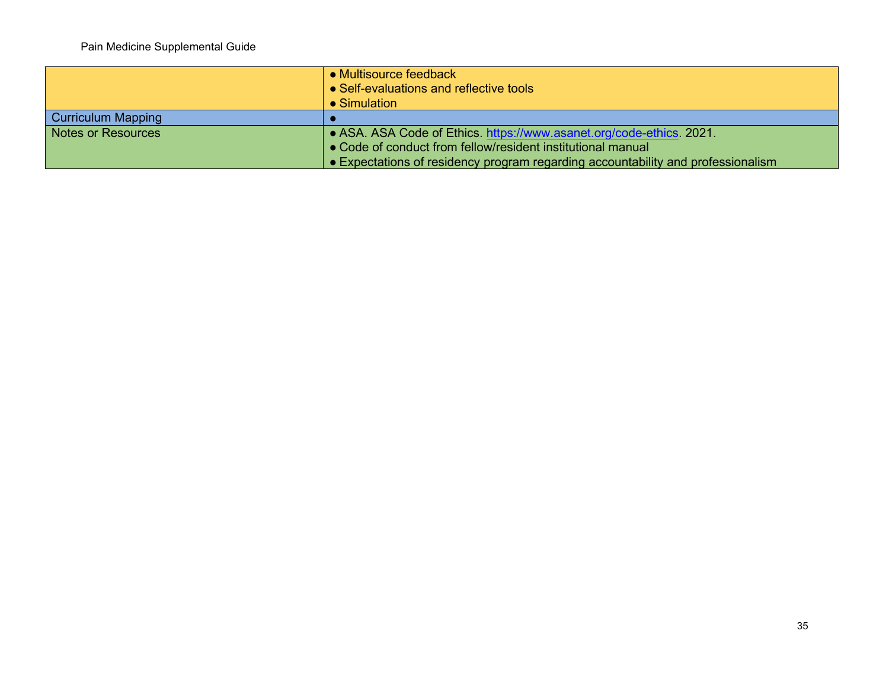| | |
|---|---|
| | ● Multisource feedback<br>● Self-evaluations and reflective tools<br>● Simulation |
| Curriculum Mapping | ● |
| Notes or Resources | ● ASA. ASA Code of Ethics. https://www.asanet.org/code-ethics. 2021.<br>● Code of conduct from fellow/resident institutional manual<br>● Expectations of residency program regarding accountability and professionalism |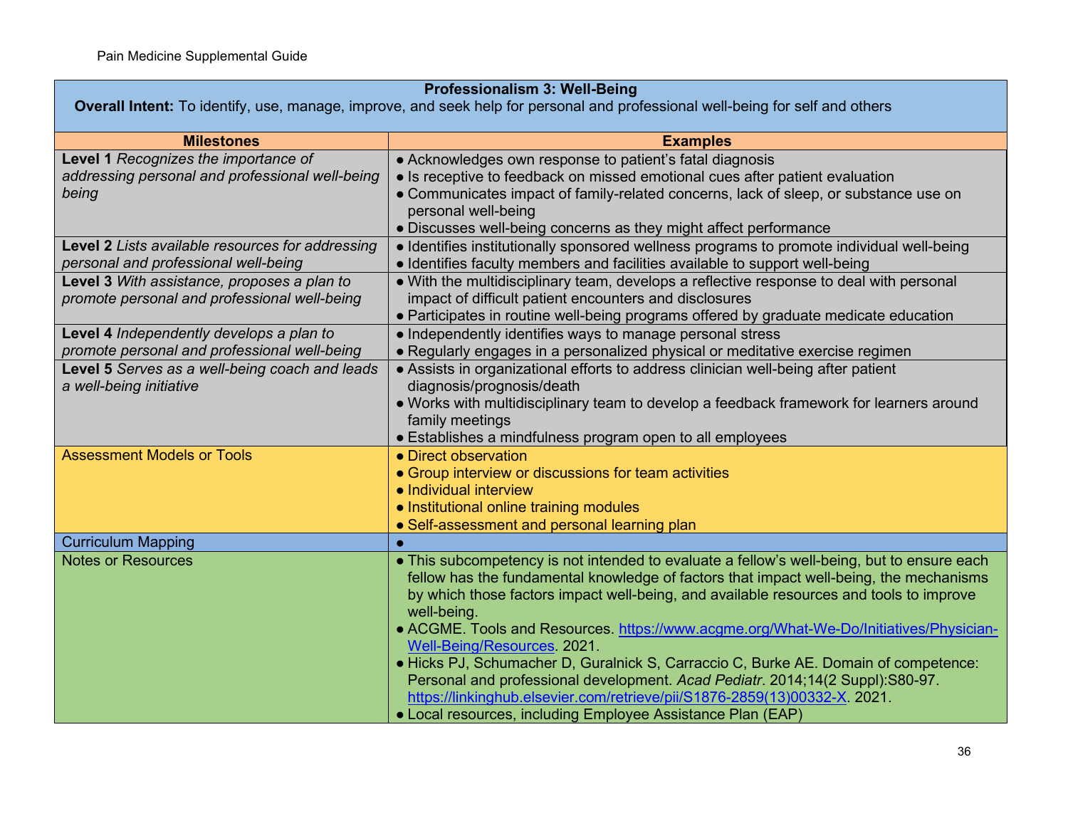| **Professionalism 3: Well-Being**<br>**Overall Intent:** To identify, use, manage, improve, and seek help for personal and professional well-being for self and others | |
|---|---|
| **Milestones** | **Examples** |
| **Level 1** *Recognizes the importance of addressing personal and professional well-being being* | ● Acknowledges own response to patient's fatal diagnosis<br>● Is receptive to feedback on missed emotional cues after patient evaluation<br>● Communicates impact of family-related concerns, lack of sleep, or substance use on personal well-being<br>● Discusses well-being concerns as they might affect performance |
| **Level 2** *Lists available resources for addressing personal and professional well-being* | ● Identifies institutionally sponsored wellness programs to promote individual well-being<br>● Identifies faculty members and facilities available to support well-being |
| **Level 3** *With assistance, proposes a plan to promote personal and professional well-being* | ● With the multidisciplinary team, develops a reflective response to deal with personal impact of difficult patient encounters and disclosures<br>● Participates in routine well-being programs offered by graduate medicate education |
| **Level 4** *Independently develops a plan to promote personal and professional well-being* | ● Independently identifies ways to manage personal stress<br>● Regularly engages in a personalized physical or meditative exercise regimen |
| **Level 5** *Serves as a well-being coach and leads a well-being initiative* | ● Assists in organizational efforts to address clinician well-being after patient diagnosis/prognosis/death<br>● Works with multidisciplinary team to develop a feedback framework for learners around family meetings<br>● Establishes a mindfulness program open to all employees |
| Assessment Models or Tools | ● Direct observation<br>● Group interview or discussions for team activities<br>● Individual interview<br>● Institutional online training modules<br>● Self-assessment and personal learning plan |
| Curriculum Mapping | ● |
| Notes or Resources | ● This subcompetency is not intended to evaluate a fellow's well-being, but to ensure each fellow has the fundamental knowledge of factors that impact well-being, the mechanisms by which those factors impact well-being, and available resources and tools to improve well-being.<br>● ACGME. Tools and Resources. https://www.acgme.org/What-We-Do/Initiatives/Physician-Well-Being/Resources. 2021.<br>● Hicks PJ, Schumacher D, Guralnick S, Carraccio C, Burke AE. Domain of competence: Personal and professional development. *Acad Pediatr*. 2014;14(2 Suppl):S80-97. https://linkinghub.elsevier.com/retrieve/pii/S1876-2859(13)00332-X. 2021.<br>● Local resources, including Employee Assistance Plan (EAP) |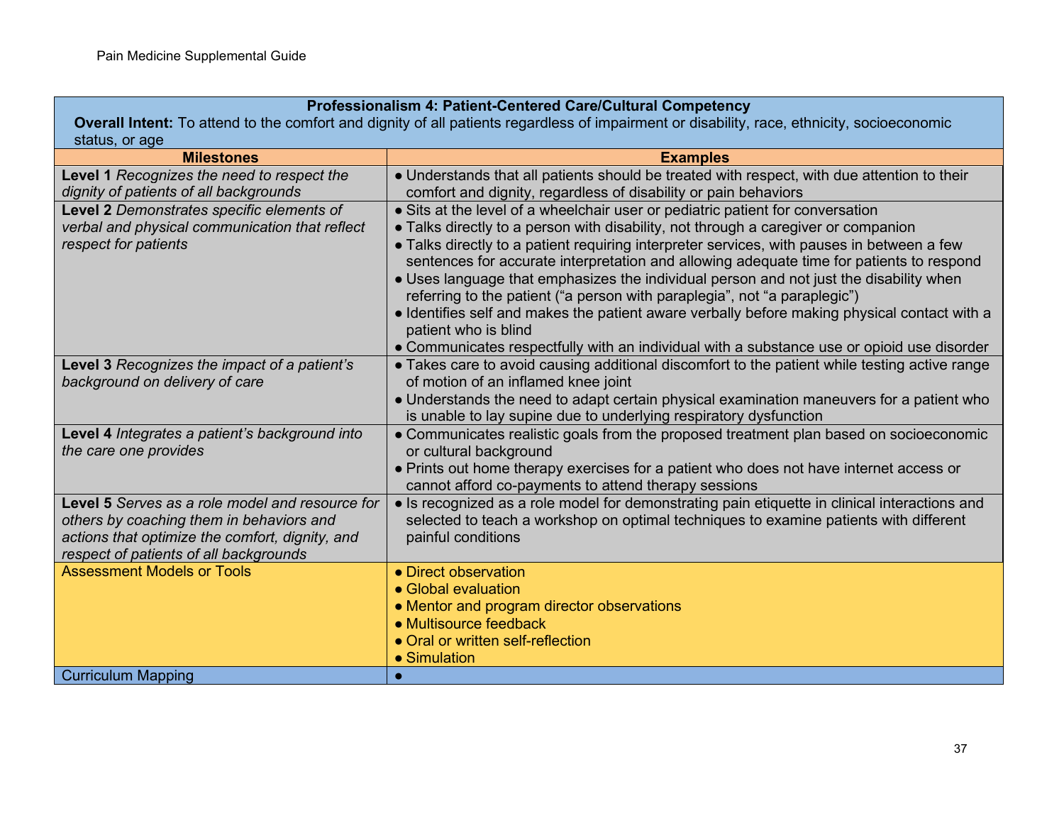| **Professionalism 4: Patient-Centered Care/Cultural Competency**<br>**Overall Intent:** To attend to the comfort and dignity of all patients regardless of impairment or disability, race, ethnicity, socioeconomic status, or age | |
|---|---|
| **Milestones** | **Examples** |
| **Level 1** *Recognizes the need to respect the dignity of patients of all backgrounds* | ● Understands that all patients should be treated with respect, with due attention to their comfort and dignity, regardless of disability or pain behaviors |
| **Level 2** *Demonstrates specific elements of verbal and physical communication that reflect respect for patients* | ● Sits at the level of a wheelchair user or pediatric patient for conversation<br>● Talks directly to a person with disability, not through a caregiver or companion<br>● Talks directly to a patient requiring interpreter services, with pauses in between a few sentences for accurate interpretation and allowing adequate time for patients to respond<br>● Uses language that emphasizes the individual person and not just the disability when referring to the patient ("a person with paraplegia", not "a paraplegic")<br>● Identifies self and makes the patient aware verbally before making physical contact with a patient who is blind<br>● Communicates respectfully with an individual with a substance use or opioid use disorder |
| **Level 3** *Recognizes the impact of a patient's background on delivery of care* | ● Takes care to avoid causing additional discomfort to the patient while testing active range of motion of an inflamed knee joint<br>● Understands the need to adapt certain physical examination maneuvers for a patient who is unable to lay supine due to underlying respiratory dysfunction |
| **Level 4** *Integrates a patient's background into the care one provides* | ● Communicates realistic goals from the proposed treatment plan based on socioeconomic or cultural background<br>● Prints out home therapy exercises for a patient who does not have internet access or cannot afford co-payments to attend therapy sessions |
| **Level 5** *Serves as a role model and resource for others by coaching them in behaviors and actions that optimize the comfort, dignity, and respect of patients of all backgrounds* | ● Is recognized as a role model for demonstrating pain etiquette in clinical interactions and selected to teach a workshop on optimal techniques to examine patients with different painful conditions |
| Assessment Models or Tools | ● Direct observation<br>● Global evaluation<br>● Mentor and program director observations<br>● Multisource feedback<br>● Oral or written self-reflection<br>● Simulation |
| Curriculum Mapping | ● |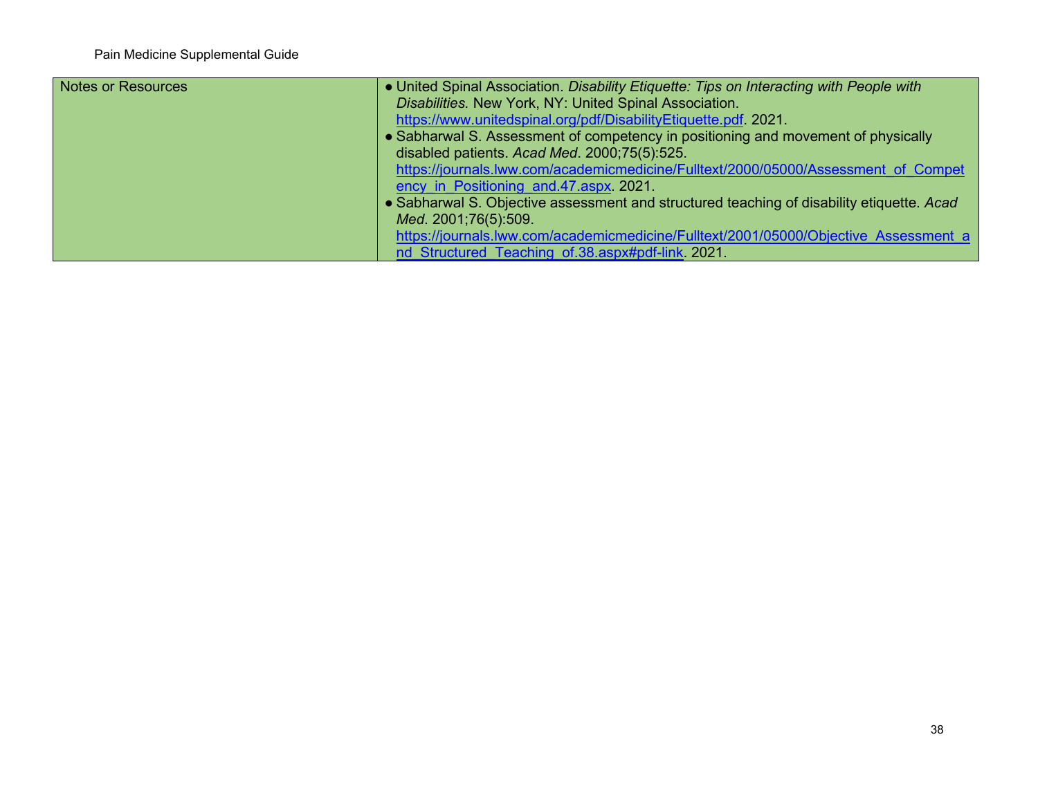| Notes or Resources | • United Spinal Association. *Disability Etiquette: Tips on Interacting with People with Disabilities.* New York, NY: United Spinal Association. https://www.unitedspinal.org/pdf/DisabilityEtiquette.pdf. 2021.<br>• Sabharwal S. Assessment of competency in positioning and movement of physically disabled patients. *Acad Med*. 2000;75(5):525. https://journals.lww.com/academicmedicine/Fulltext/2000/05000/Assessment_of_Competency_in_Positioning_and.47.aspx. 2021.<br>• Sabharwal S. Objective assessment and structured teaching of disability etiquette. *Acad Med*. 2001;76(5):509. https://journals.lww.com/academicmedicine/Fulltext/2001/05000/Objective_Assessment_and_Structured_Teaching_of.38.aspx#pdf-link. 2021. |
|---|---|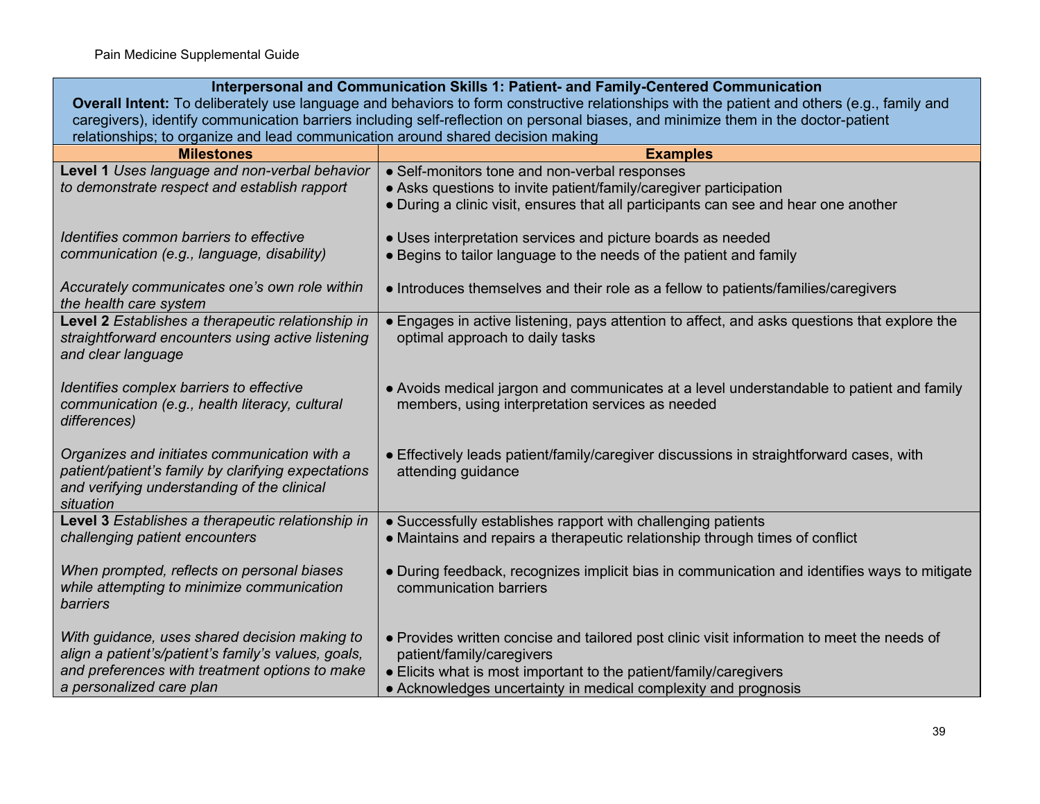| Interpersonal and Communication Skills 1: Patient- and Family-Centered Communication<br>**Overall Intent:** To deliberately use language and behaviors to form constructive relationships with the patient and others (e.g., family and caregivers), identify communication barriers including self-reflection on personal biases, and minimize them in the doctor-patient relationships; to organize and lead communication around shared decision making | |
|---|---|
| **Milestones** | **Examples** |
| **Level 1** *Uses language and non-verbal behavior to demonstrate respect and establish rapport* | ● Self-monitors tone and non-verbal responses<br>● Asks questions to invite patient/family/caregiver participation<br>● During a clinic visit, ensures that all participants can see and hear one another |
| *Identifies common barriers to effective communication (e.g., language, disability)* | ● Uses interpretation services and picture boards as needed<br>● Begins to tailor language to the needs of the patient and family |
| *Accurately communicates one's own role within the health care system* | ● Introduces themselves and their role as a fellow to patients/families/caregivers |
| **Level 2** *Establishes a therapeutic relationship in straightforward encounters using active listening and clear language* | ● Engages in active listening, pays attention to affect, and asks questions that explore the optimal approach to daily tasks |
| *Identifies complex barriers to effective communication (e.g., health literacy, cultural differences)* | ● Avoids medical jargon and communicates at a level understandable to patient and family members, using interpretation services as needed |
| *Organizes and initiates communication with a patient/patient's family by clarifying expectations and verifying understanding of the clinical situation* | ● Effectively leads patient/family/caregiver discussions in straightforward cases, with attending guidance |
| **Level 3** *Establishes a therapeutic relationship in challenging patient encounters* | ● Successfully establishes rapport with challenging patients<br>● Maintains and repairs a therapeutic relationship through times of conflict |
| *When prompted, reflects on personal biases while attempting to minimize communication barriers* | ● During feedback, recognizes implicit bias in communication and identifies ways to mitigate communication barriers |
| *With guidance, uses shared decision making to align a patient's/patient's family's values, goals, and preferences with treatment options to make a personalized care plan* | ● Provides written concise and tailored post clinic visit information to meet the needs of patient/family/caregivers<br>● Elicits what is most important to the patient/family/caregivers<br>● Acknowledges uncertainty in medical complexity and prognosis |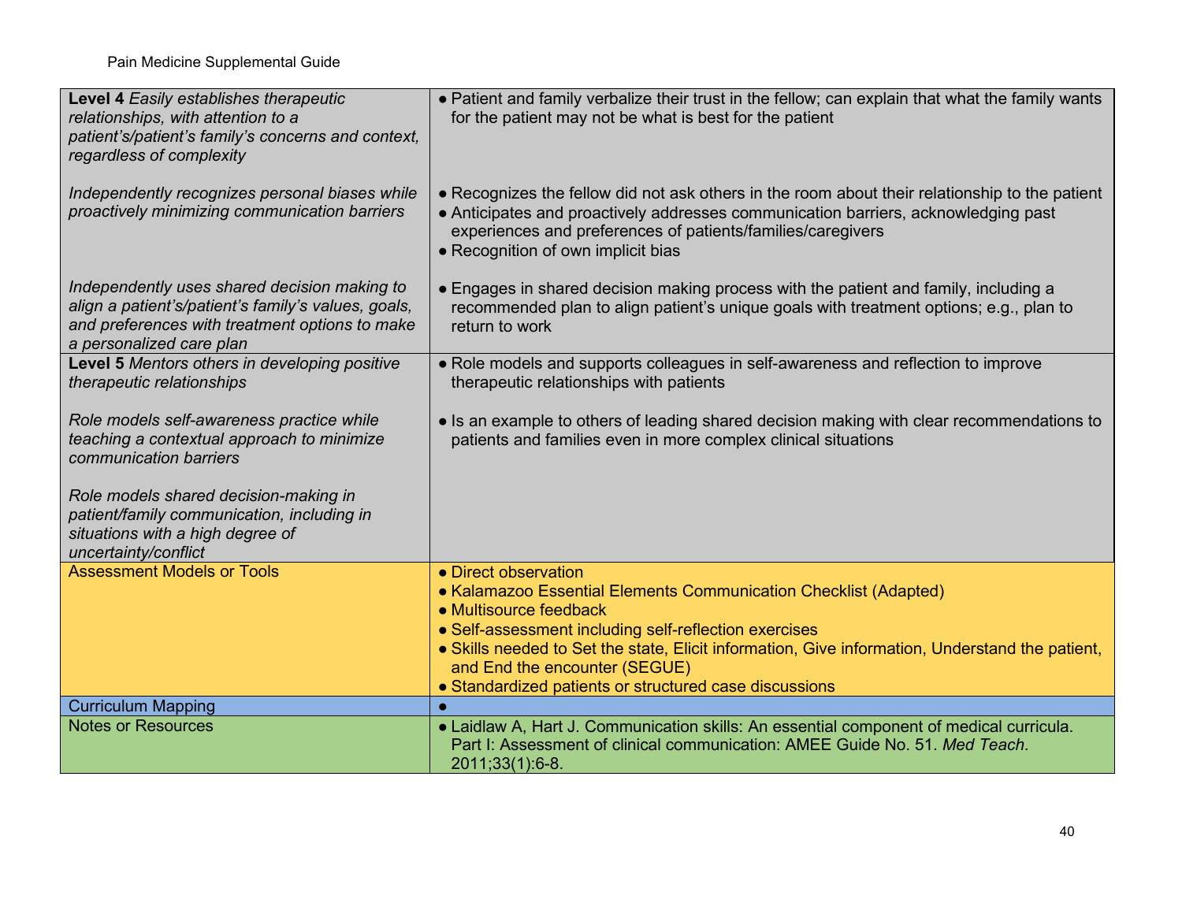| | |
|---|---|
| **Level 4** *Easily establishes therapeutic relationships, with attention to a patient's/patient's family's concerns and context, regardless of complexity* | • Patient and family verbalize their trust in the fellow; can explain that what the family wants for the patient may not be what is best for the patient |
| *Independently recognizes personal biases while proactively minimizing communication barriers* | • Recognizes the fellow did not ask others in the room about their relationship to the patient<br>• Anticipates and proactively addresses communication barriers, acknowledging past experiences and preferences of patients/families/caregivers<br>• Recognition of own implicit bias |
| *Independently uses shared decision making to align a patient's/patient's family's values, goals, and preferences with treatment options to make a personalized care plan* | • Engages in shared decision making process with the patient and family, including a recommended plan to align patient's unique goals with treatment options; e.g., plan to return to work |
| **Level 5** *Mentors others in developing positive therapeutic relationships*<br><br>*Role models self-awareness practice while teaching a contextual approach to minimize communication barriers*<br><br>*Role models shared decision-making in patient/family communication, including in situations with a high degree of uncertainty/conflict* | • Role models and supports colleagues in self-awareness and reflection to improve therapeutic relationships with patients<br><br>• Is an example to others of leading shared decision making with clear recommendations to patients and families even in more complex clinical situations |
| Assessment Models or Tools | • Direct observation<br>• Kalamazoo Essential Elements Communication Checklist (Adapted)<br>• Multisource feedback<br>• Self-assessment including self-reflection exercises<br>• Skills needed to Set the state, Elicit information, Give information, Understand the patient, and End the encounter (SEGUE)<br>• Standardized patients or structured case discussions |
| Curriculum Mapping | • |
| Notes or Resources | • Laidlaw A, Hart J. Communication skills: An essential component of medical curricula. Part I: Assessment of clinical communication: AMEE Guide No. 51. *Med Teach.* 2011;33(1):6-8. |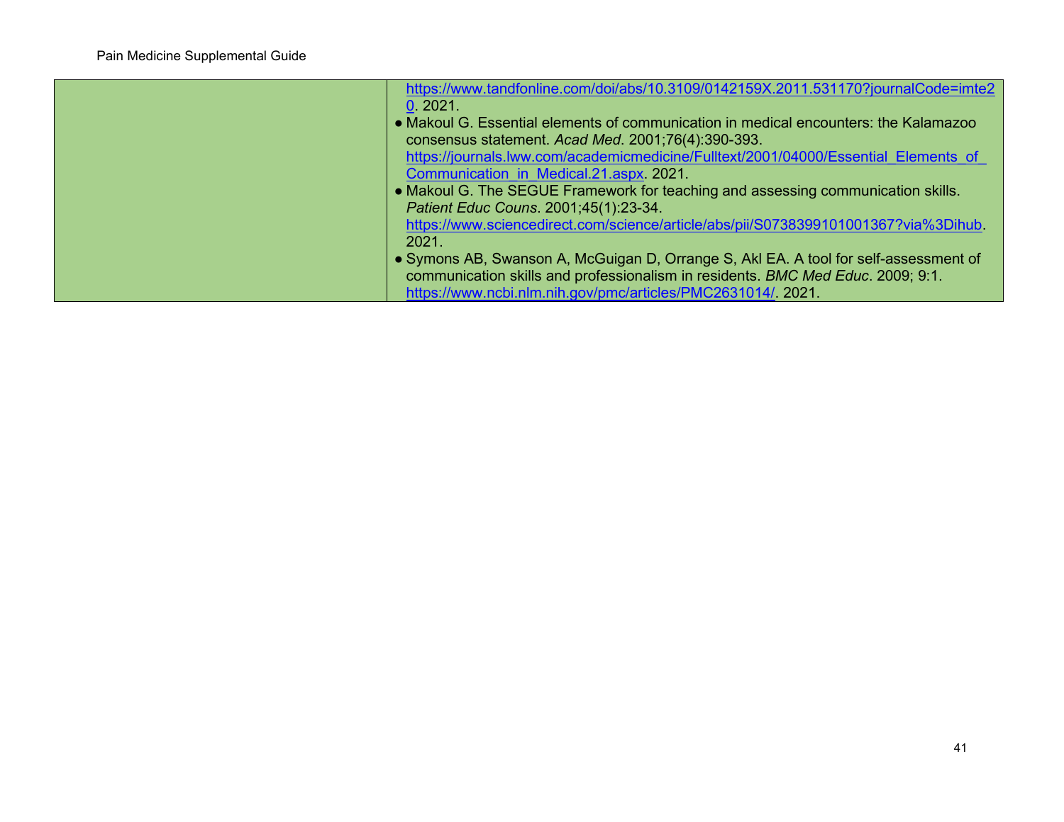| | |
|---|---|
| | https://www.tandfonline.com/doi/abs/10.3109/0142159X.2011.531170?journalCode=imte20. 2021.<br>● Makoul G. Essential elements of communication in medical encounters: the Kalamazoo consensus statement. *Acad Med*. 2001;76(4):390-393. https://journals.lww.com/academicmedicine/Fulltext/2001/04000/Essential_Elements_of_Communication_in_Medical.21.aspx. 2021.<br>● Makoul G. The SEGUE Framework for teaching and assessing communication skills. *Patient Educ Couns*. 2001;45(1):23-34. https://www.sciencedirect.com/science/article/abs/pii/S0738399101001367?via%3Dihub. 2021.<br>● Symons AB, Swanson A, McGuigan D, Orrange S, Akl EA. A tool for self-assessment of communication skills and professionalism in residents. *BMC Med Educ*. 2009; 9:1. https://www.ncbi.nlm.nih.gov/pmc/articles/PMC2631014/. 2021. |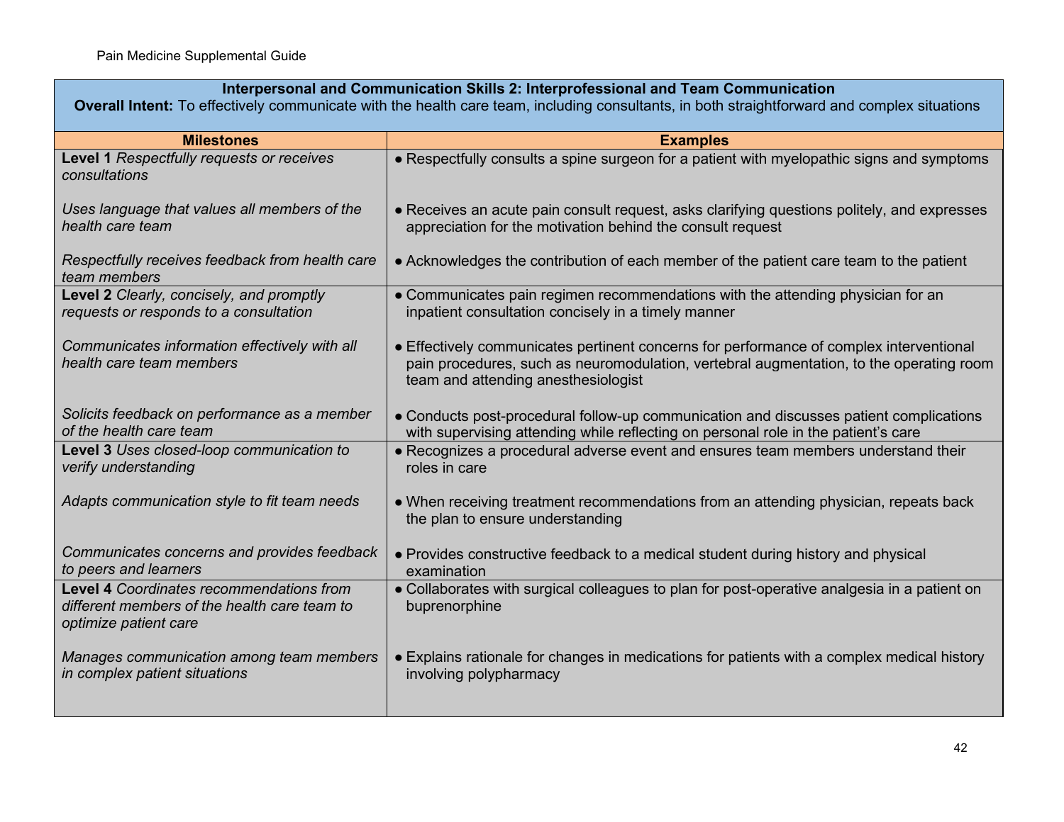| **Interpersonal and Communication Skills 2: Interprofessional and Team Communication**<br>**Overall Intent:** To effectively communicate with the health care team, including consultants, in both straightforward and complex situations | |
|---|---|
| **Milestones** | **Examples** |
| **Level 1** *Respectfully requests or receives consultations* | ● Respectfully consults a spine surgeon for a patient with myelopathic signs and symptoms |
| *Uses language that values all members of the health care team* | ● Receives an acute pain consult request, asks clarifying questions politely, and expresses appreciation for the motivation behind the consult request |
| *Respectfully receives feedback from health care team members* | ● Acknowledges the contribution of each member of the patient care team to the patient |
| **Level 2** *Clearly, concisely, and promptly requests or responds to a consultation* | ● Communicates pain regimen recommendations with the attending physician for an inpatient consultation concisely in a timely manner |
| *Communicates information effectively with all health care team members* | ● Effectively communicates pertinent concerns for performance of complex interventional pain procedures, such as neuromodulation, vertebral augmentation, to the operating room team and attending anesthesiologist |
| *Solicits feedback on performance as a member of the health care team* | ● Conducts post-procedural follow-up communication and discusses patient complications with supervising attending while reflecting on personal role in the patient's care |
| **Level 3** *Uses closed-loop communication to verify understanding* | ● Recognizes a procedural adverse event and ensures team members understand their roles in care |
| *Adapts communication style to fit team needs* | ● When receiving treatment recommendations from an attending physician, repeats back the plan to ensure understanding |
| *Communicates concerns and provides feedback to peers and learners* | ● Provides constructive feedback to a medical student during history and physical examination |
| **Level 4** *Coordinates recommendations from different members of the health care team to optimize patient care* | ● Collaborates with surgical colleagues to plan for post-operative analgesia in a patient on buprenorphine |
| *Manages communication among team members in complex patient situations* | ● Explains rationale for changes in medications for patients with a complex medical history involving polypharmacy |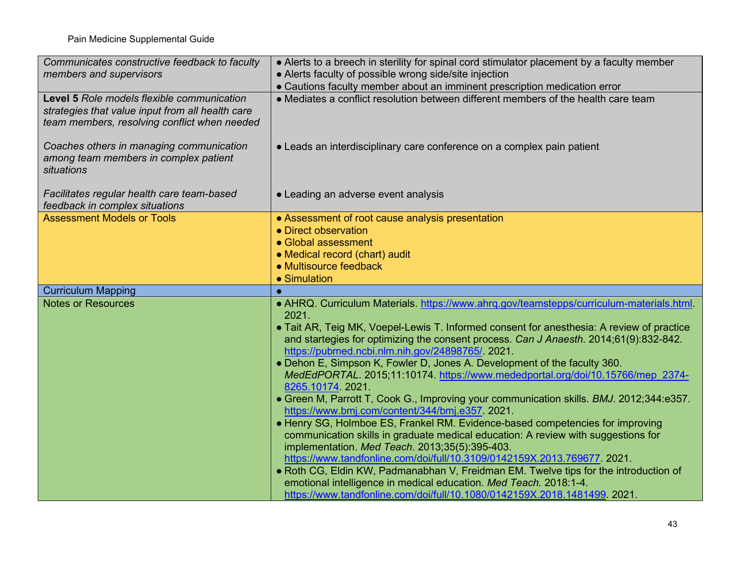| | |
|---|---|
| *Communicates constructive feedback to faculty members and supervisors* | ● Alerts to a breech in sterility for spinal cord stimulator placement by a faculty member<br>● Alerts faculty of possible wrong side/site injection<br>● Cautions faculty member about an imminent prescription medication error |
| **Level 5** *Role models flexible communication strategies that value input from all health care team members, resolving conflict when needed*<br><br>*Coaches others in managing communication among team members in complex patient situations*<br><br>*Facilitates regular health care team-based feedback in complex situations* | ● Mediates a conflict resolution between different members of the health care team<br><br>● Leads an interdisciplinary care conference on a complex pain patient<br><br>● Leading an adverse event analysis |
| Assessment Models or Tools | ● Assessment of root cause analysis presentation<br>● Direct observation<br>● Global assessment<br>● Medical record (chart) audit<br>● Multisource feedback<br>● Simulation |
| Curriculum Mapping | ● |
| Notes or Resources | ● AHRQ. Curriculum Materials. https://www.ahrq.gov/teamstepps/curriculum-materials.html. 2021.<br>● Tait AR, Teig MK, Voepel-Lewis T. Informed consent for anesthesia: A review of practice and startegies for optimizing the consent process. *Can J Anaesth*. 2014;61(9):832-842. https://pubmed.ncbi.nlm.nih.gov/24898765/. 2021.<br>● Dehon E, Simpson K, Fowler D, Jones A. Development of the faculty 360. *MedEdPORTAL*. 2015;11:10174. https://www.mededportal.org/doi/10.15766/mep_2374-8265.10174. 2021.<br>● Green M, Parrott T, Cook G., Improving your communication skills. *BMJ*. 2012;344:e357. https://www.bmj.com/content/344/bmj.e357. 2021.<br>● Henry SG, Holmboe ES, Frankel RM. Evidence-based competencies for improving communication skills in graduate medical education: A review with suggestions for implementation. *Med Teach*. 2013;35(5):395-403. https://www.tandfonline.com/doi/full/10.3109/0142159X.2013.769677. 2021.<br>● Roth CG, Eldin KW, Padmanabhan V, Freidman EM. Twelve tips for the introduction of emotional intelligence in medical education. *Med Teach*. 2018:1-4. https://www.tandfonline.com/doi/full/10.1080/0142159X.2018.1481499. 2021. |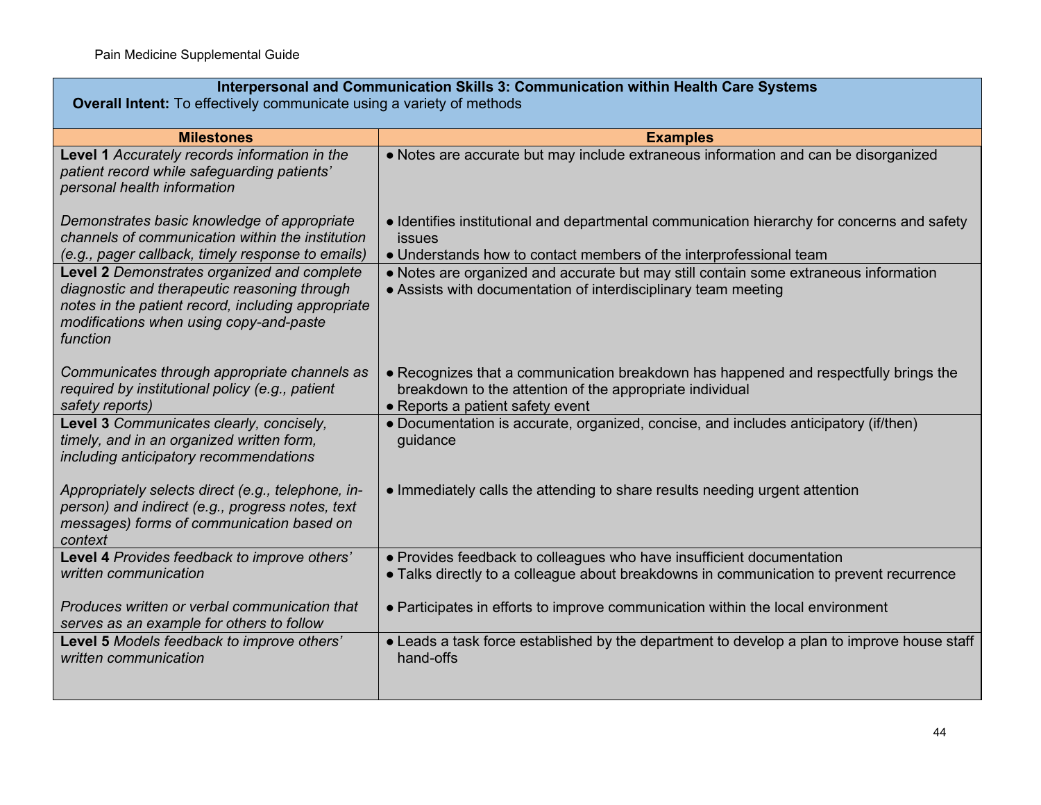| **Interpersonal and Communication Skills 3: Communication within Health Care Systems**<br>**Overall Intent:** To effectively communicate using a variety of methods | |
|---|---|
| **Milestones** | **Examples** |
| **Level 1** *Accurately records information in the patient record while safeguarding patients' personal health information* | ● Notes are accurate but may include extraneous information and can be disorganized |
| *Demonstrates basic knowledge of appropriate channels of communication within the institution (e.g., pager callback, timely response to emails)* | ● Identifies institutional and departmental communication hierarchy for concerns and safety issues<br>● Understands how to contact members of the interprofessional team |
| **Level 2** *Demonstrates organized and complete diagnostic and therapeutic reasoning through notes in the patient record, including appropriate modifications when using copy-and-paste function* | ● Notes are organized and accurate but may still contain some extraneous information<br>● Assists with documentation of interdisciplinary team meeting |
| *Communicates through appropriate channels as required by institutional policy (e.g., patient safety reports)* | ● Recognizes that a communication breakdown has happened and respectfully brings the breakdown to the attention of the appropriate individual<br>● Reports a patient safety event |
| **Level 3** *Communicates clearly, concisely, timely, and in an organized written form, including anticipatory recommendations* | ● Documentation is accurate, organized, concise, and includes anticipatory (if/then) guidance |
| *Appropriately selects direct (e.g., telephone, in-person) and indirect (e.g., progress notes, text messages) forms of communication based on context* | ● Immediately calls the attending to share results needing urgent attention |
| **Level 4** *Provides feedback to improve others' written communication* | ● Provides feedback to colleagues who have insufficient documentation<br>● Talks directly to a colleague about breakdowns in communication to prevent recurrence |
| *Produces written or verbal communication that serves as an example for others to follow* | ● Participates in efforts to improve communication within the local environment |
| **Level 5** *Models feedback to improve others' written communication* | ● Leads a task force established by the department to develop a plan to improve house staff hand-offs |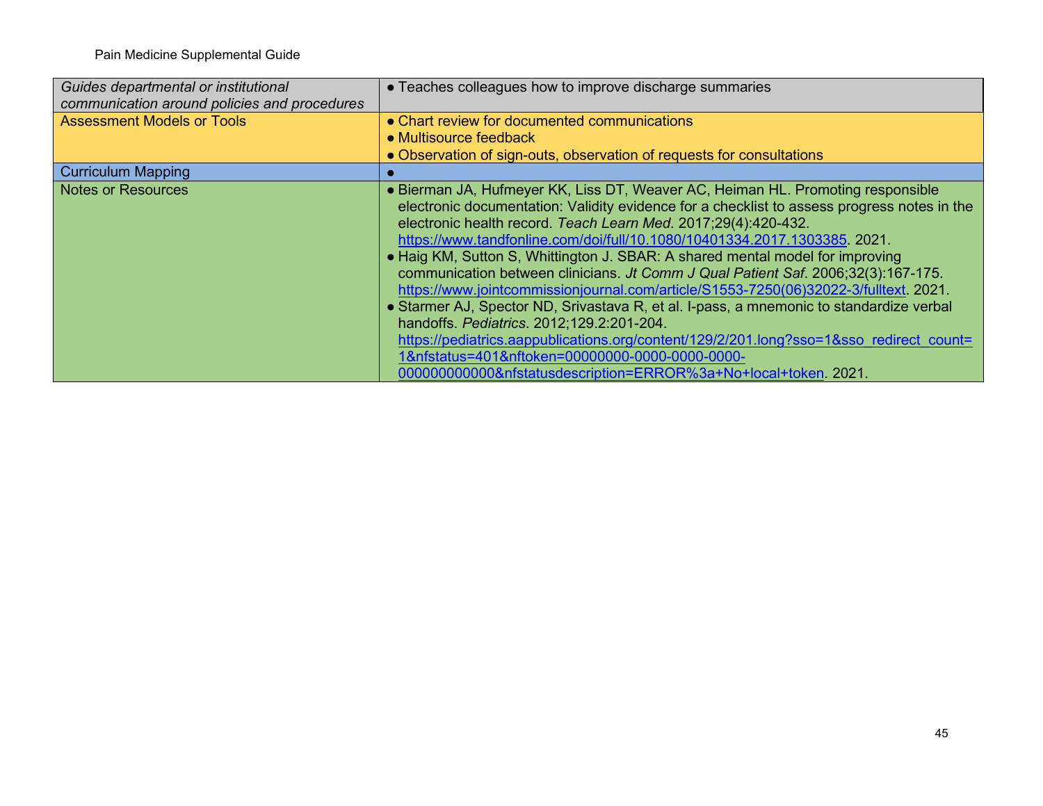| | |
|---|---|
| *Guides departmental or institutional communication around policies and procedures* | ● Teaches colleagues how to improve discharge summaries |
| Assessment Models or Tools | ● Chart review for documented communications<br>● Multisource feedback<br>● Observation of sign-outs, observation of requests for consultations |
| Curriculum Mapping | ● |
| Notes or Resources | ● Bierman JA, Hufmeyer KK, Liss DT, Weaver AC, Heiman HL. Promoting responsible electronic documentation: Validity evidence for a checklist to assess progress notes in the electronic health record. *Teach Learn Med.* 2017;29(4):420-432. https://www.tandfonline.com/doi/full/10.1080/10401334.2017.1303385. 2021.<br>● Haig KM, Sutton S, Whittington J. SBAR: A shared mental model for improving communication between clinicians. *Jt Comm J Qual Patient Saf*. 2006;32(3):167-175. https://www.jointcommissionjournal.com/article/S1553-7250(06)32022-3/fulltext. 2021.<br>● Starmer AJ, Spector ND, Srivastava R, et al. I-pass, a mnemonic to standardize verbal handoffs. *Pediatrics*. 2012;129.2:201-204. https://pediatrics.aappublications.org/content/129/2/201.long?sso=1&sso_redirect_count=1&nfstatus=401&nftoken=00000000-0000-0000-0000-000000000000&nfstatusdescription=ERROR%3a+No+local+token. 2021. |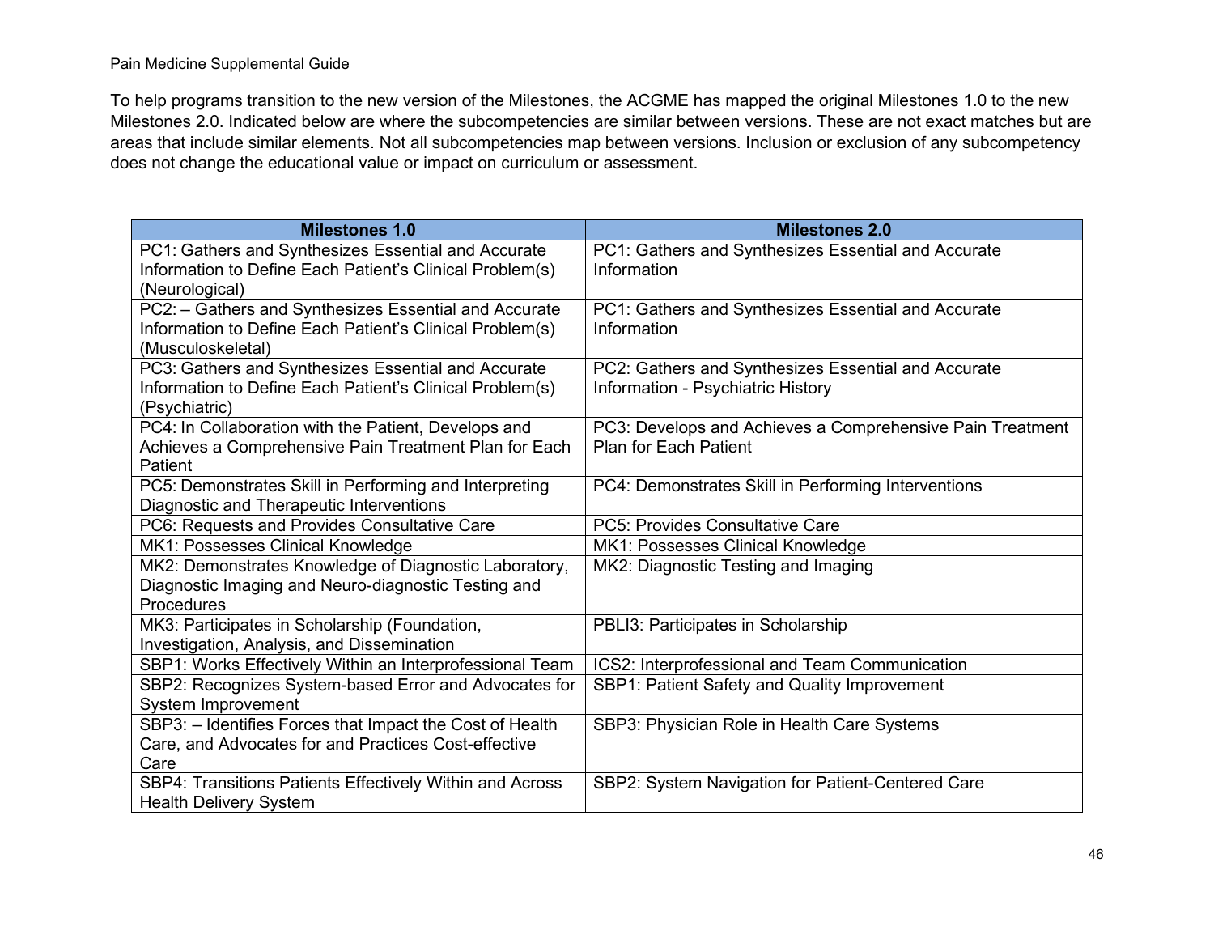To help programs transition to the new version of the Milestones, the ACGME has mapped the original Milestones 1.0 to the new Milestones 2.0. Indicated below are where the subcompetencies are similar between versions. These are not exact matches but are areas that include similar elements. Not all subcompetencies map between versions. Inclusion or exclusion of any subcompetency does not change the educational value or impact on curriculum or assessment.

| Milestones 1.0 | Milestones 2.0 |
|---|---|
| PC1: Gathers and Synthesizes Essential and Accurate Information to Define Each Patient's Clinical Problem(s) (Neurological) | PC1: Gathers and Synthesizes Essential and Accurate Information |
| PC2: – Gathers and Synthesizes Essential and Accurate Information to Define Each Patient's Clinical Problem(s) (Musculoskeletal) | PC1: Gathers and Synthesizes Essential and Accurate Information |
| PC3: Gathers and Synthesizes Essential and Accurate Information to Define Each Patient's Clinical Problem(s) (Psychiatric) | PC2: Gathers and Synthesizes Essential and Accurate Information - Psychiatric History |
| PC4: In Collaboration with the Patient, Develops and Achieves a Comprehensive Pain Treatment Plan for Each Patient | PC3: Develops and Achieves a Comprehensive Pain Treatment Plan for Each Patient |
| PC5: Demonstrates Skill in Performing and Interpreting Diagnostic and Therapeutic Interventions | PC4: Demonstrates Skill in Performing Interventions |
| PC6: Requests and Provides Consultative Care | PC5: Provides Consultative Care |
| MK1: Possesses Clinical Knowledge | MK1: Possesses Clinical Knowledge |
| MK2: Demonstrates Knowledge of Diagnostic Laboratory, Diagnostic Imaging and Neuro-diagnostic Testing and Procedures | MK2: Diagnostic Testing and Imaging |
| MK3: Participates in Scholarship (Foundation, Investigation, Analysis, and Dissemination | PBLI3: Participates in Scholarship |
| SBP1: Works Effectively Within an Interprofessional Team | ICS2: Interprofessional and Team Communication |
| SBP2: Recognizes System-based Error and Advocates for System Improvement | SBP1: Patient Safety and Quality Improvement |
| SBP3: – Identifies Forces that Impact the Cost of Health Care, and Advocates for and Practices Cost-effective Care | SBP3: Physician Role in Health Care Systems |
| SBP4: Transitions Patients Effectively Within and Across Health Delivery System | SBP2: System Navigation for Patient-Centered Care |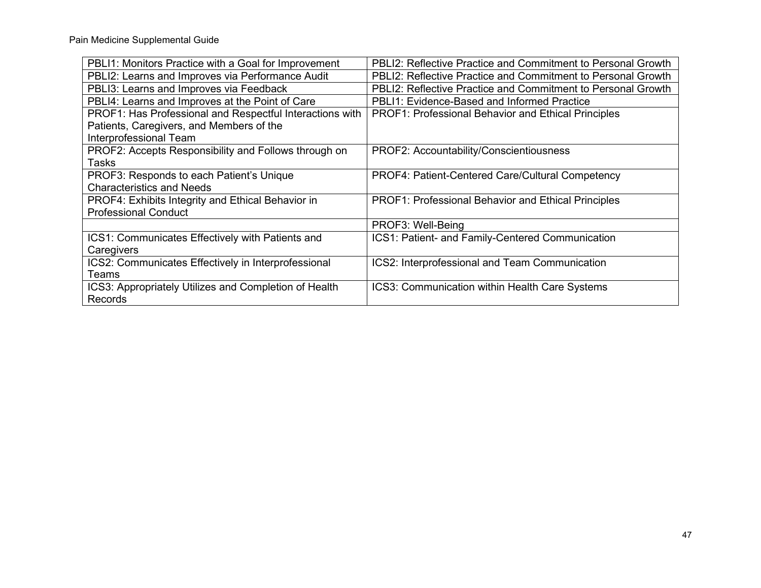| PBLI1: Monitors Practice with a Goal for Improvement | PBLI2: Reflective Practice and Commitment to Personal Growth |
|---|---|
| PBLI2: Learns and Improves via Performance Audit | PBLI2: Reflective Practice and Commitment to Personal Growth |
| PBLI3: Learns and Improves via Feedback | PBLI2: Reflective Practice and Commitment to Personal Growth |
| PBLI4: Learns and Improves at the Point of Care | PBLI1: Evidence-Based and Informed Practice |
| PROF1: Has Professional and Respectful Interactions with Patients, Caregivers, and Members of the Interprofessional Team | PROF1: Professional Behavior and Ethical Principles |
| PROF2: Accepts Responsibility and Follows through on Tasks | PROF2: Accountability/Conscientiousness |
| PROF3: Responds to each Patient's Unique Characteristics and Needs | PROF4: Patient-Centered Care/Cultural Competency |
| PROF4: Exhibits Integrity and Ethical Behavior in Professional Conduct | PROF1: Professional Behavior and Ethical Principles |
| | PROF3: Well-Being |
| ICS1: Communicates Effectively with Patients and Caregivers | ICS1: Patient- and Family-Centered Communication |
| ICS2: Communicates Effectively in Interprofessional Teams | ICS2: Interprofessional and Team Communication |
| ICS3: Appropriately Utilizes and Completion of Health Records | ICS3: Communication within Health Care Systems |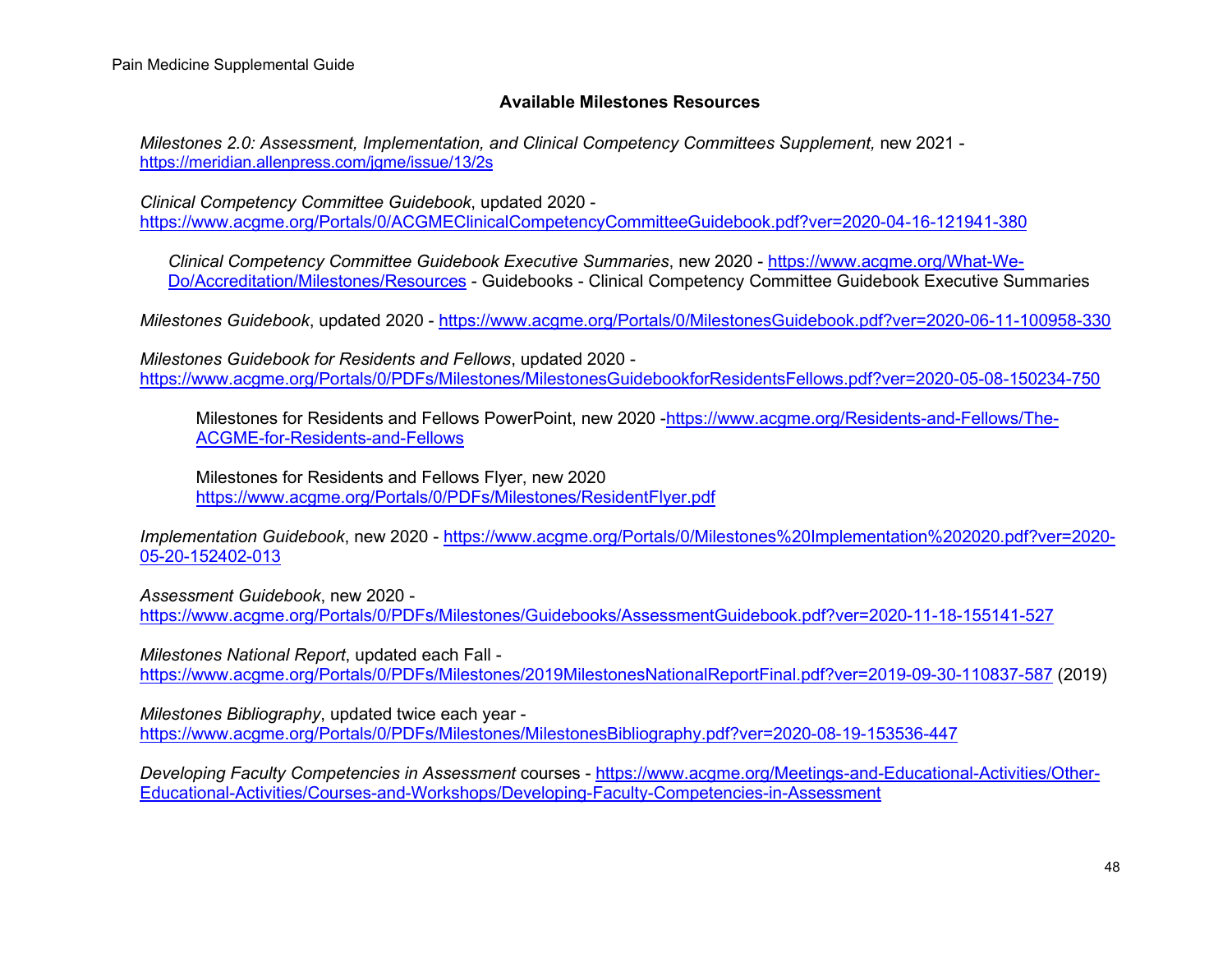## Available Milestones Resources

*Milestones 2.0: Assessment, Implementation, and Clinical Competency Committees Supplement,* new 2021 - https://meridian.allenpress.com/jgme/issue/13/2s

*Clinical Competency Committee Guidebook*, updated 2020 - https://www.acgme.org/Portals/0/ACGMEClinicalCompetencyCommitteeGuidebook.pdf?ver=2020-04-16-121941-380

> *Clinical Competency Committee Guidebook Executive Summaries*, new 2020 - https://www.acgme.org/What-We-Do/Accreditation/Milestones/Resources - Guidebooks - Clinical Competency Committee Guidebook Executive Summaries

*Milestones Guidebook*, updated 2020 - https://www.acgme.org/Portals/0/MilestonesGuidebook.pdf?ver=2020-06-11-100958-330

*Milestones Guidebook for Residents and Fellows*, updated 2020 - https://www.acgme.org/Portals/0/PDFs/Milestones/MilestonesGuidebookforResidentsFellows.pdf?ver=2020-05-08-150234-750

> Milestones for Residents and Fellows PowerPoint, new 2020 -https://www.acgme.org/Residents-and-Fellows/The-ACGME-for-Residents-and-Fellows
>
> Milestones for Residents and Fellows Flyer, new 2020 https://www.acgme.org/Portals/0/PDFs/Milestones/ResidentFlyer.pdf

*Implementation Guidebook*, new 2020 - https://www.acgme.org/Portals/0/Milestones%20Implementation%202020.pdf?ver=2020-05-20-152402-013

*Assessment Guidebook*, new 2020 - https://www.acgme.org/Portals/0/PDFs/Milestones/Guidebooks/AssessmentGuidebook.pdf?ver=2020-11-18-155141-527

*Milestones National Report*, updated each Fall - https://www.acgme.org/Portals/0/PDFs/Milestones/2019MilestonesNationalReportFinal.pdf?ver=2019-09-30-110837-587 (2019)

*Milestones Bibliography*, updated twice each year - https://www.acgme.org/Portals/0/PDFs/Milestones/MilestonesBibliography.pdf?ver=2020-08-19-153536-447

*Developing Faculty Competencies in Assessment* courses - https://www.acgme.org/Meetings-and-Educational-Activities/Other-Educational-Activities/Courses-and-Workshops/Developing-Faculty-Competencies-in-Assessment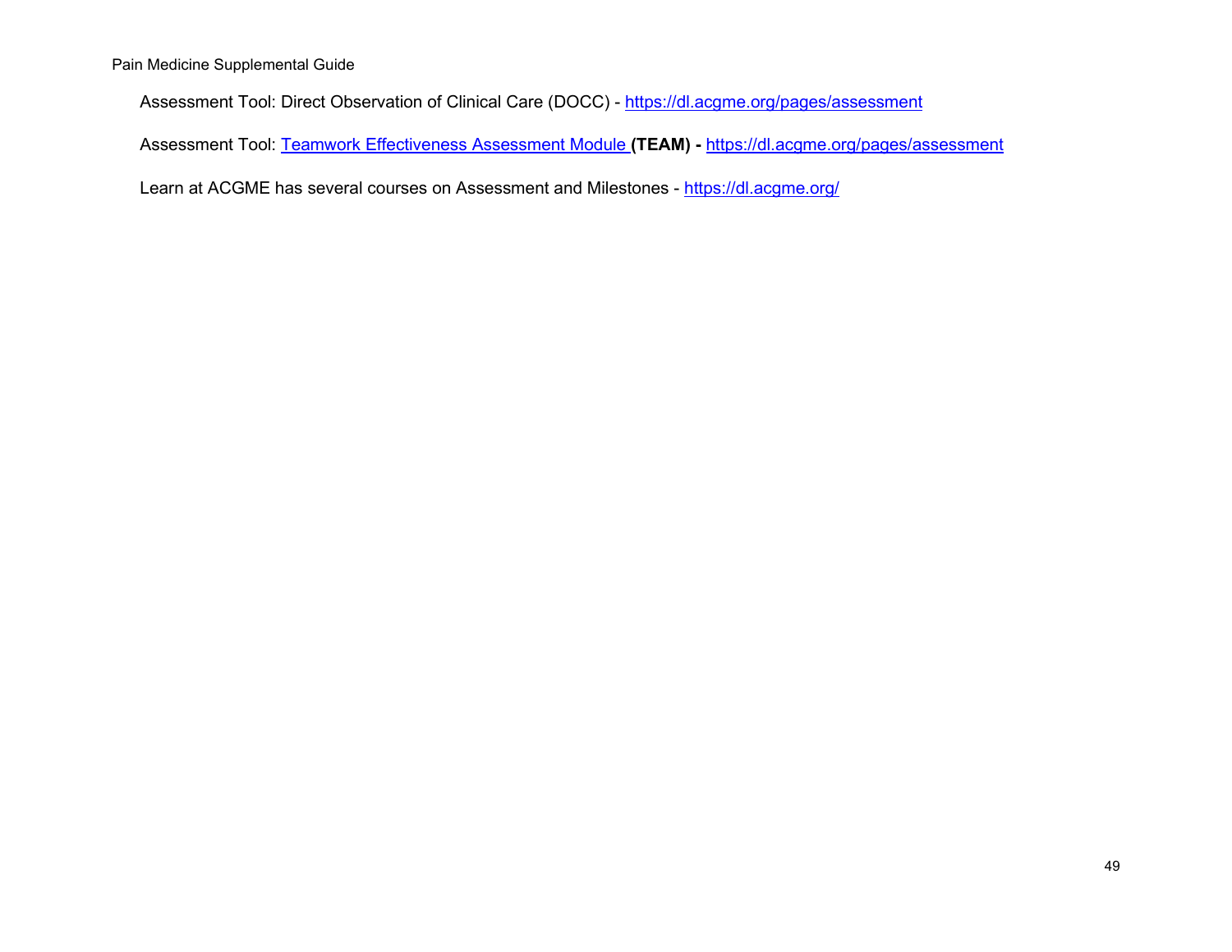Assessment Tool: Direct Observation of Clinical Care (DOCC) - https://dl.acgme.org/pages/assessment

Assessment Tool: Teamwork Effectiveness Assessment Module **(TEAM) -** https://dl.acgme.org/pages/assessment

Learn at ACGME has several courses on Assessment and Milestones - https://dl.acgme.org/